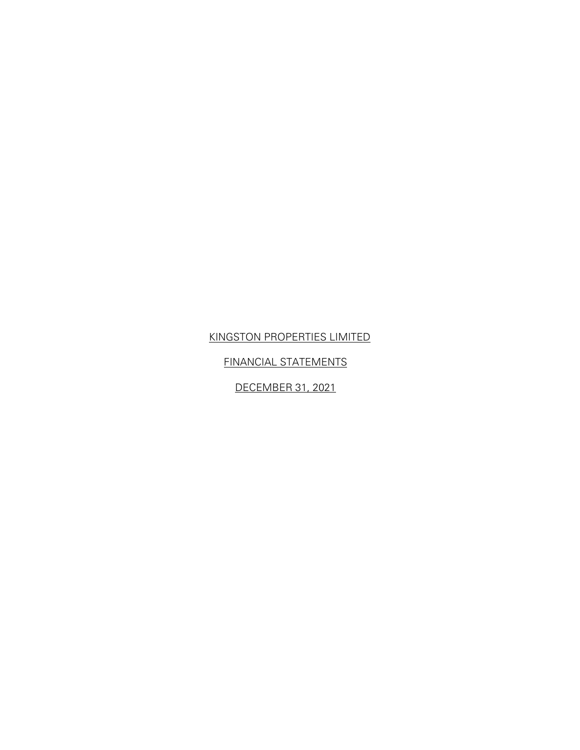KINGSTON PROPERTIES LIMITED

FINANCIAL STATEMENTS

DECEMBER 31, 2021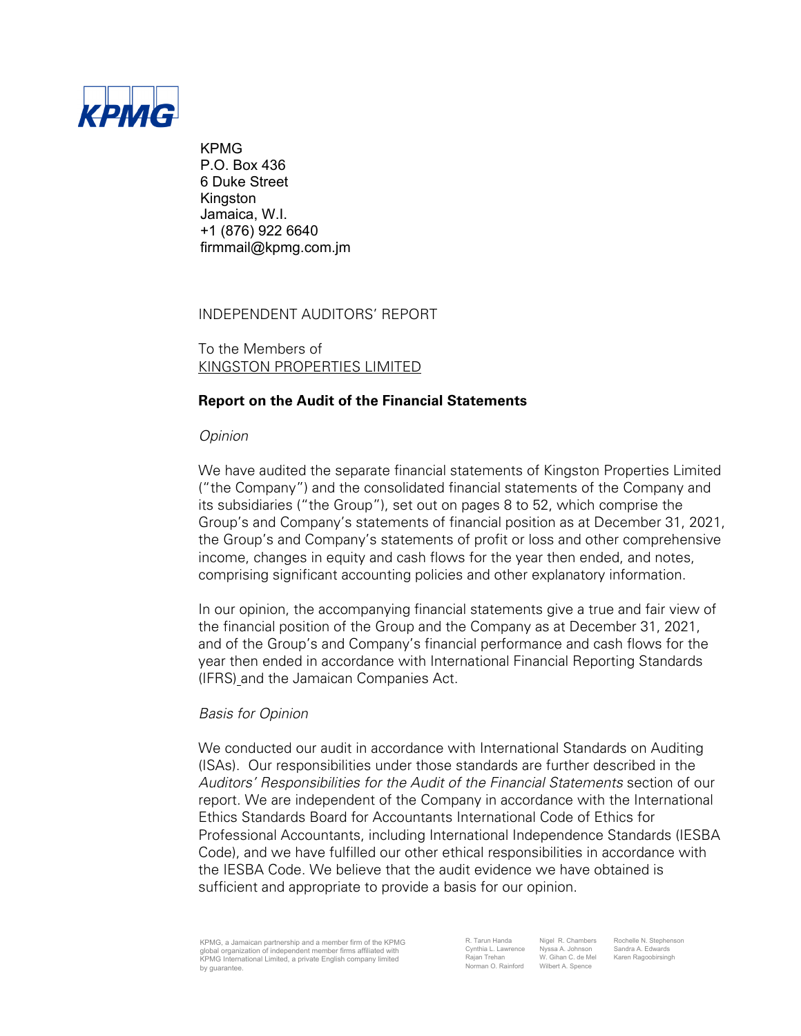KPMG
P.O. Box 436
6 Duke Street
Kingston
Jamaica, W.I.
+1 (876) 922 6640
firmmail@kpmg.com.jm

INDEPENDENT AUDITORS' REPORT

To the Members of
KINGSTON PROPERTIES LIMITED

## Report on the Audit of the Financial Statements

*Opinion*

We have audited the separate financial statements of Kingston Properties Limited ("the Company") and the consolidated financial statements of the Company and its subsidiaries ("the Group"), set out on pages 8 to 52, which comprise the Group's and Company's statements of financial position as at December 31, 2021, the Group's and Company's statements of profit or loss and other comprehensive income, changes in equity and cash flows for the year then ended, and notes, comprising significant accounting policies and other explanatory information.

In our opinion, the accompanying financial statements give a true and fair view of the financial position of the Group and the Company as at December 31, 2021, and of the Group's and Company's financial performance and cash flows for the year then ended in accordance with International Financial Reporting Standards (IFRS) and the Jamaican Companies Act.

*Basis for Opinion*

We conducted our audit in accordance with International Standards on Auditing (ISAs). Our responsibilities under those standards are further described in the *Auditors' Responsibilities for the Audit of the Financial Statements* section of our report. We are independent of the Company in accordance with the International Ethics Standards Board for Accountants International Code of Ethics for Professional Accountants, including International Independence Standards (IESBA Code), and we have fulfilled our other ethical responsibilities in accordance with the IESBA Code. We believe that the audit evidence we have obtained is sufficient and appropriate to provide a basis for our opinion.

KPMG, a Jamaican partnership and a member firm of the KPMG global organization of independent member firms affiliated with KPMG International Limited, a private English company limited by guarantee.

R. Tarun Handa, Cynthia L. Lawrence, Rajan Trehan, Norman O. Rainford, Nigel R. Chambers, Nyssa A. Johnson, W. Gihan C. de Mel, Wilbert A. Spence, Rochelle N. Stephenson, Sandra A. Edwards, Karen Ragoobirsingh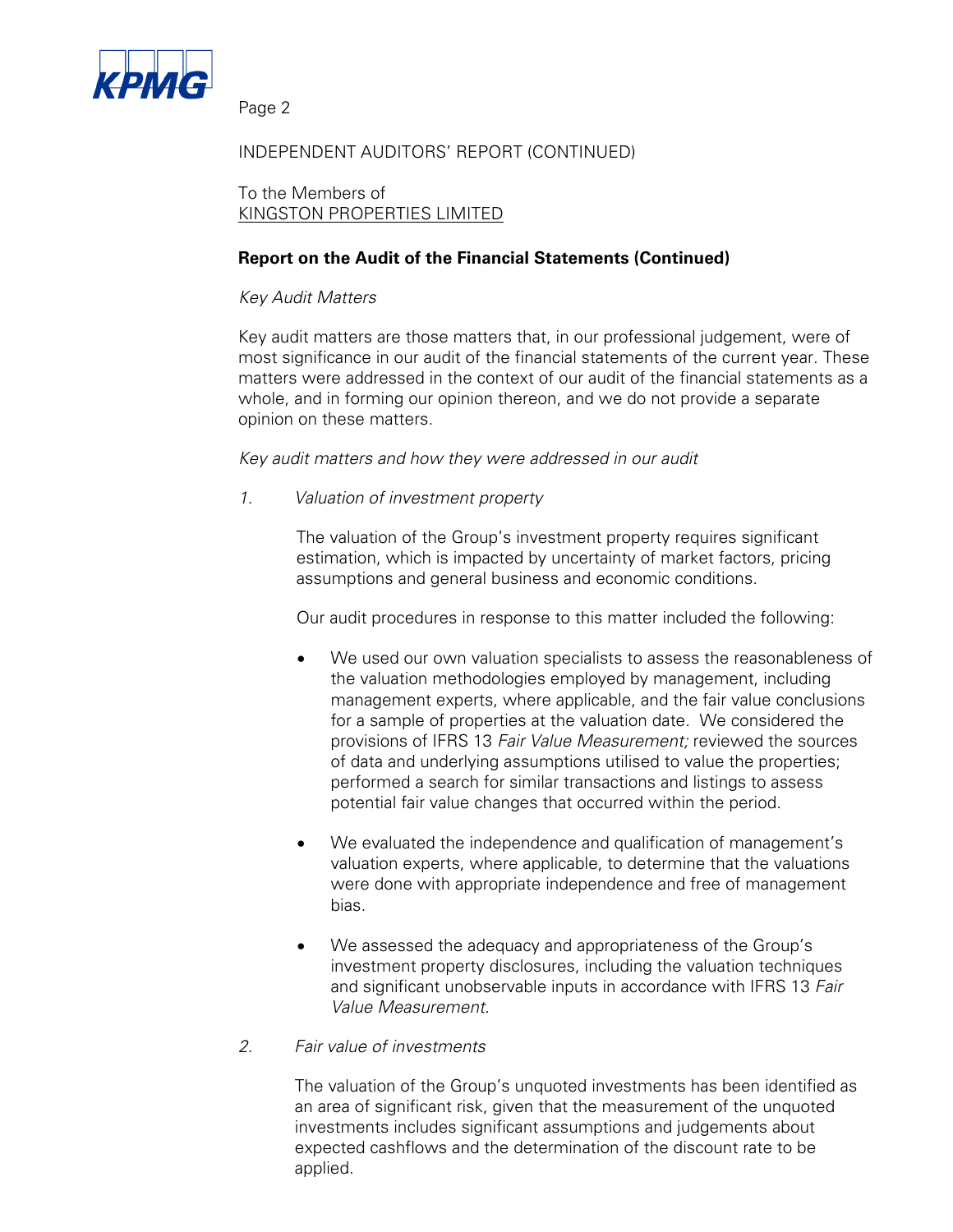INDEPENDENT AUDITORS' REPORT (CONTINUED)

To the Members of
KINGSTON PROPERTIES LIMITED

**Report on the Audit of the Financial Statements (Continued)**

*Key Audit Matters*

Key audit matters are those matters that, in our professional judgement, were of most significance in our audit of the financial statements of the current year. These matters were addressed in the context of our audit of the financial statements as a whole, and in forming our opinion thereon, and we do not provide a separate opinion on these matters.

*Key audit matters and how they were addressed in our audit*

1. *Valuation of investment property*

   The valuation of the Group's investment property requires significant estimation, which is impacted by uncertainty of market factors, pricing assumptions and general business and economic conditions.

   Our audit procedures in response to this matter included the following:

   - We used our own valuation specialists to assess the reasonableness of the valuation methodologies employed by management, including management experts, where applicable, and the fair value conclusions for a sample of properties at the valuation date. We considered the provisions of IFRS 13 *Fair Value Measurement;* reviewed the sources of data and underlying assumptions utilised to value the properties; performed a search for similar transactions and listings to assess potential fair value changes that occurred within the period.

   - We evaluated the independence and qualification of management's valuation experts, where applicable, to determine that the valuations were done with appropriate independence and free of management bias.

   - We assessed the adequacy and appropriateness of the Group's investment property disclosures, including the valuation techniques and significant unobservable inputs in accordance with IFRS 13 *Fair Value Measurement.*

2. *Fair value of investments*

   The valuation of the Group's unquoted investments has been identified as an area of significant risk, given that the measurement of the unquoted investments includes significant assumptions and judgements about expected cashflows and the determination of the discount rate to be applied.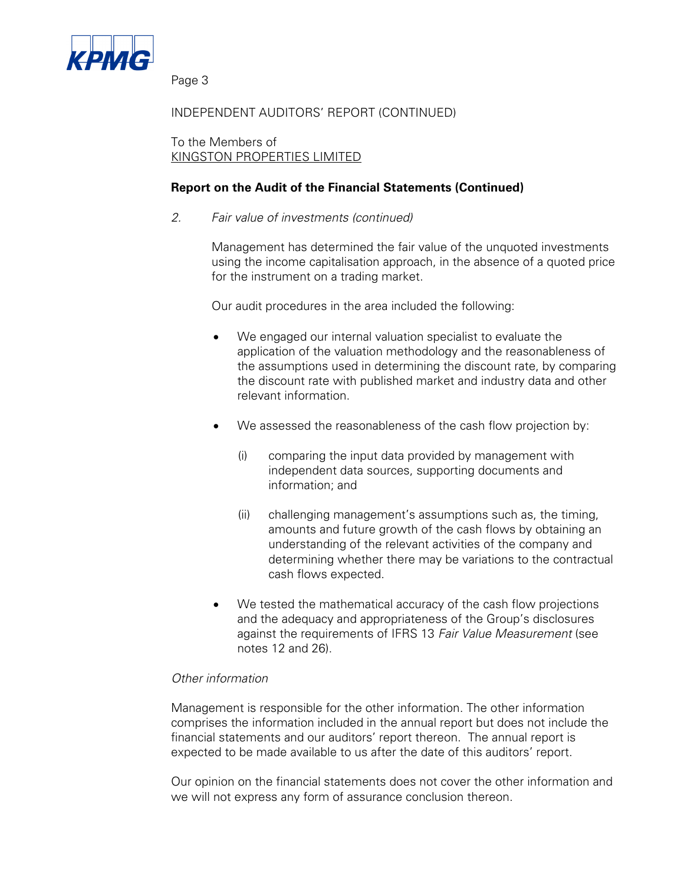INDEPENDENT AUDITORS' REPORT (CONTINUED)

To the Members of
KINGSTON PROPERTIES LIMITED

**Report on the Audit of the Financial Statements (Continued)**

*2. Fair value of investments (continued)*

Management has determined the fair value of the unquoted investments using the income capitalisation approach, in the absence of a quoted price for the instrument on a trading market.

Our audit procedures in the area included the following:

- We engaged our internal valuation specialist to evaluate the application of the valuation methodology and the reasonableness of the assumptions used in determining the discount rate, by comparing the discount rate with published market and industry data and other relevant information.

- We assessed the reasonableness of the cash flow projection by:

  (i) comparing the input data provided by management with independent data sources, supporting documents and information; and

  (ii) challenging management's assumptions such as, the timing, amounts and future growth of the cash flows by obtaining an understanding of the relevant activities of the company and determining whether there may be variations to the contractual cash flows expected.

- We tested the mathematical accuracy of the cash flow projections and the adequacy and appropriateness of the Group's disclosures against the requirements of IFRS 13 *Fair Value Measurement* (see notes 12 and 26).

*Other information*

Management is responsible for the other information. The other information comprises the information included in the annual report but does not include the financial statements and our auditors' report thereon. The annual report is expected to be made available to us after the date of this auditors' report.

Our opinion on the financial statements does not cover the other information and we will not express any form of assurance conclusion thereon.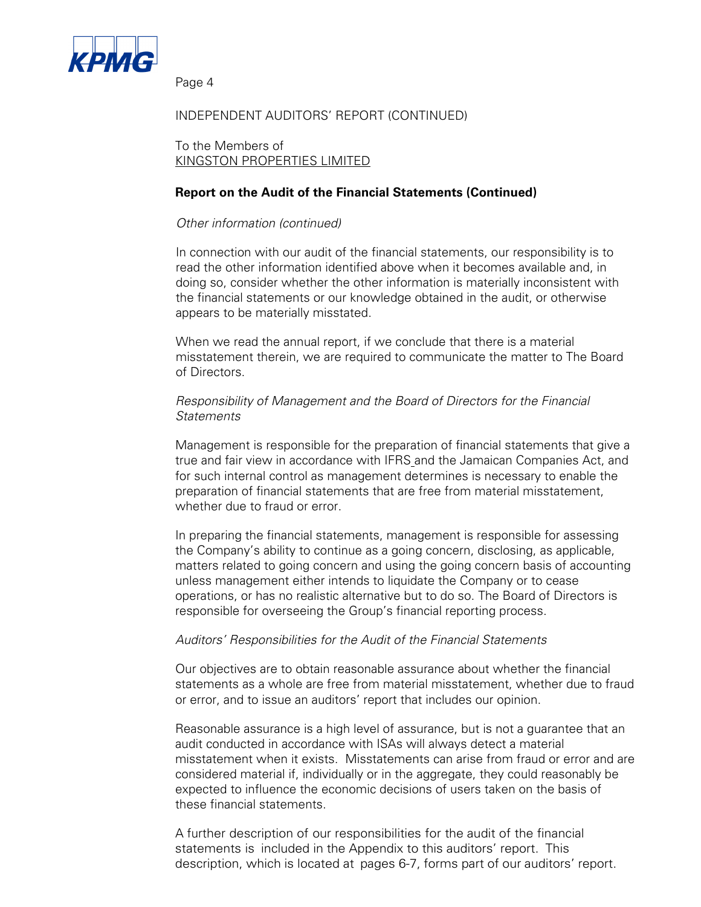INDEPENDENT AUDITORS' REPORT (CONTINUED)

To the Members of
KINGSTON PROPERTIES LIMITED

**Report on the Audit of the Financial Statements (Continued)**

*Other information (continued)*

In connection with our audit of the financial statements, our responsibility is to read the other information identified above when it becomes available and, in doing so, consider whether the other information is materially inconsistent with the financial statements or our knowledge obtained in the audit, or otherwise appears to be materially misstated.

When we read the annual report, if we conclude that there is a material misstatement therein, we are required to communicate the matter to The Board of Directors.

*Responsibility of Management and the Board of Directors for the Financial Statements*

Management is responsible for the preparation of financial statements that give a true and fair view in accordance with IFRS and the Jamaican Companies Act, and for such internal control as management determines is necessary to enable the preparation of financial statements that are free from material misstatement, whether due to fraud or error.

In preparing the financial statements, management is responsible for assessing the Company's ability to continue as a going concern, disclosing, as applicable, matters related to going concern and using the going concern basis of accounting unless management either intends to liquidate the Company or to cease operations, or has no realistic alternative but to do so. The Board of Directors is responsible for overseeing the Group's financial reporting process.

*Auditors' Responsibilities for the Audit of the Financial Statements*

Our objectives are to obtain reasonable assurance about whether the financial statements as a whole are free from material misstatement, whether due to fraud or error, and to issue an auditors' report that includes our opinion.

Reasonable assurance is a high level of assurance, but is not a guarantee that an audit conducted in accordance with ISAs will always detect a material misstatement when it exists. Misstatements can arise from fraud or error and are considered material if, individually or in the aggregate, they could reasonably be expected to influence the economic decisions of users taken on the basis of these financial statements.

A further description of our responsibilities for the audit of the financial statements is included in the Appendix to this auditors' report. This description, which is located at pages 6-7, forms part of our auditors' report.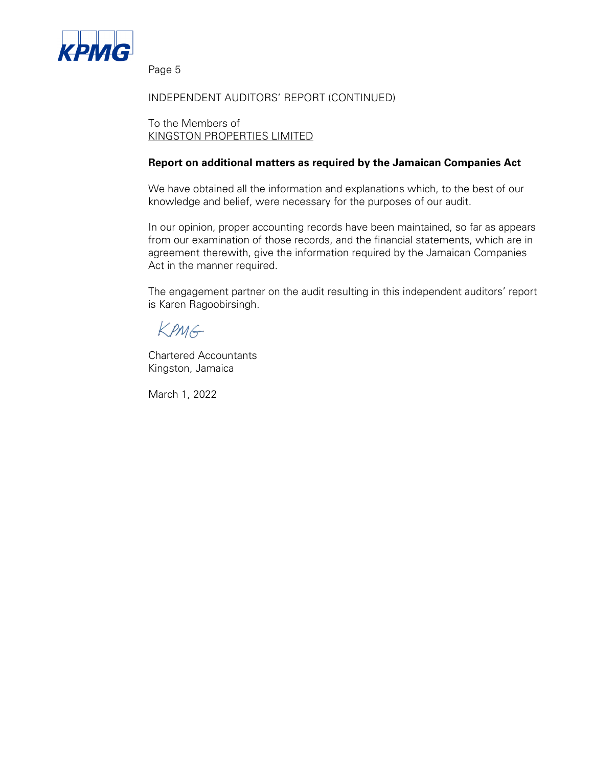INDEPENDENT AUDITORS' REPORT (CONTINUED)

To the Members of
KINGSTON PROPERTIES LIMITED

**Report on additional matters as required by the Jamaican Companies Act**

We have obtained all the information and explanations which, to the best of our knowledge and belief, were necessary for the purposes of our audit.

In our opinion, proper accounting records have been maintained, so far as appears from our examination of those records, and the financial statements, which are in agreement therewith, give the information required by the Jamaican Companies Act in the manner required.

The engagement partner on the audit resulting in this independent auditors' report is Karen Ragoobirsingh.

KPMG

Chartered Accountants
Kingston, Jamaica

March 1, 2022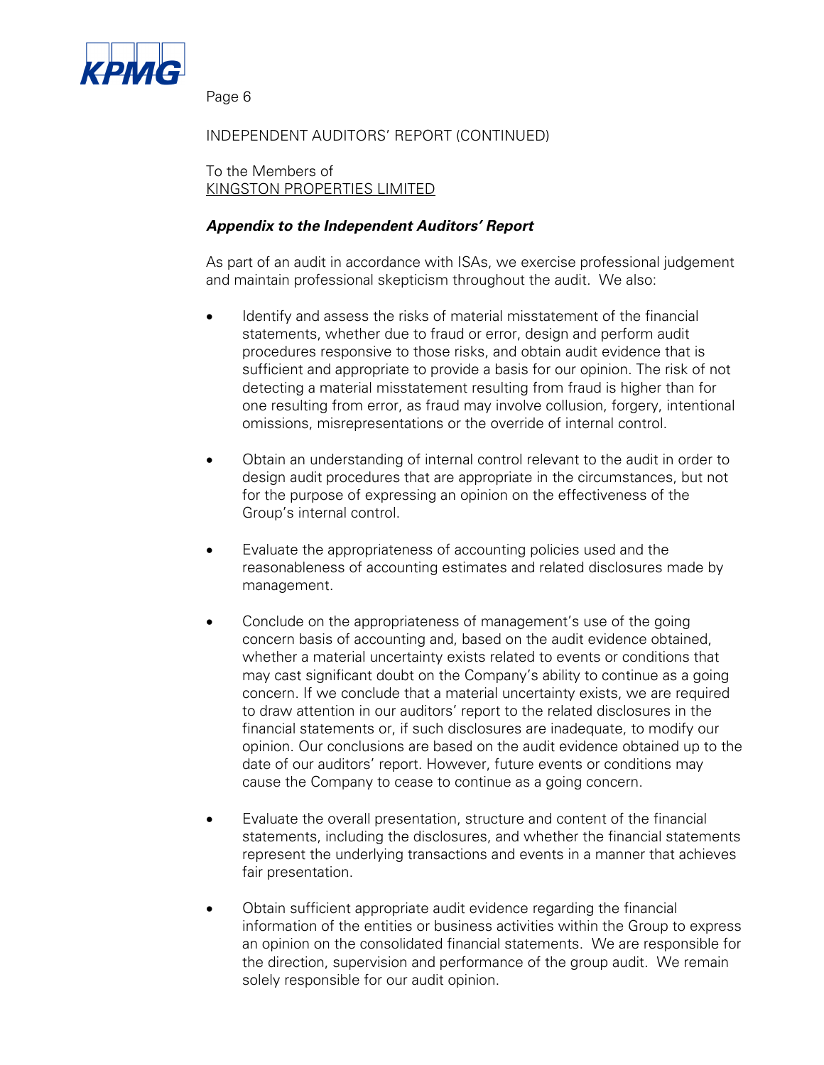INDEPENDENT AUDITORS' REPORT (CONTINUED)

To the Members of
KINGSTON PROPERTIES LIMITED

***Appendix to the Independent Auditors' Report***

As part of an audit in accordance with ISAs, we exercise professional judgement and maintain professional skepticism throughout the audit. We also:

- Identify and assess the risks of material misstatement of the financial statements, whether due to fraud or error, design and perform audit procedures responsive to those risks, and obtain audit evidence that is sufficient and appropriate to provide a basis for our opinion. The risk of not detecting a material misstatement resulting from fraud is higher than for one resulting from error, as fraud may involve collusion, forgery, intentional omissions, misrepresentations or the override of internal control.

- Obtain an understanding of internal control relevant to the audit in order to design audit procedures that are appropriate in the circumstances, but not for the purpose of expressing an opinion on the effectiveness of the Group's internal control.

- Evaluate the appropriateness of accounting policies used and the reasonableness of accounting estimates and related disclosures made by management.

- Conclude on the appropriateness of management's use of the going concern basis of accounting and, based on the audit evidence obtained, whether a material uncertainty exists related to events or conditions that may cast significant doubt on the Company's ability to continue as a going concern. If we conclude that a material uncertainty exists, we are required to draw attention in our auditors' report to the related disclosures in the financial statements or, if such disclosures are inadequate, to modify our opinion. Our conclusions are based on the audit evidence obtained up to the date of our auditors' report. However, future events or conditions may cause the Company to cease to continue as a going concern.

- Evaluate the overall presentation, structure and content of the financial statements, including the disclosures, and whether the financial statements represent the underlying transactions and events in a manner that achieves fair presentation.

- Obtain sufficient appropriate audit evidence regarding the financial information of the entities or business activities within the Group to express an opinion on the consolidated financial statements. We are responsible for the direction, supervision and performance of the group audit. We remain solely responsible for our audit opinion.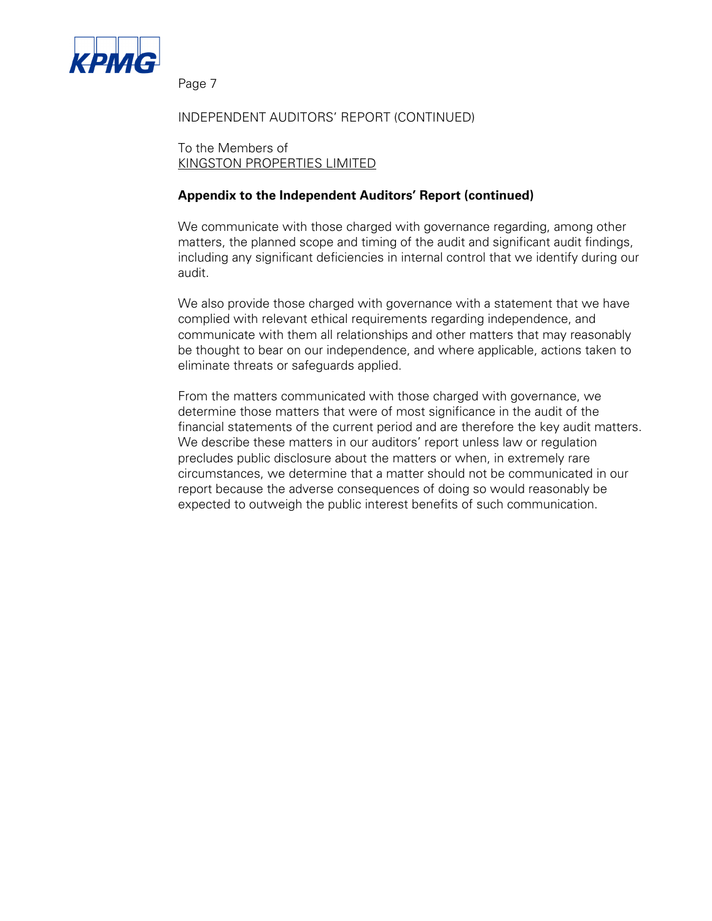INDEPENDENT AUDITORS' REPORT (CONTINUED)

To the Members of
KINGSTON PROPERTIES LIMITED

**Appendix to the Independent Auditors' Report (continued)**

We communicate with those charged with governance regarding, among other matters, the planned scope and timing of the audit and significant audit findings, including any significant deficiencies in internal control that we identify during our audit.

We also provide those charged with governance with a statement that we have complied with relevant ethical requirements regarding independence, and communicate with them all relationships and other matters that may reasonably be thought to bear on our independence, and where applicable, actions taken to eliminate threats or safeguards applied.

From the matters communicated with those charged with governance, we determine those matters that were of most significance in the audit of the financial statements of the current period and are therefore the key audit matters. We describe these matters in our auditors' report unless law or regulation precludes public disclosure about the matters or when, in extremely rare circumstances, we determine that a matter should not be communicated in our report because the adverse consequences of doing so would reasonably be expected to outweigh the public interest benefits of such communication.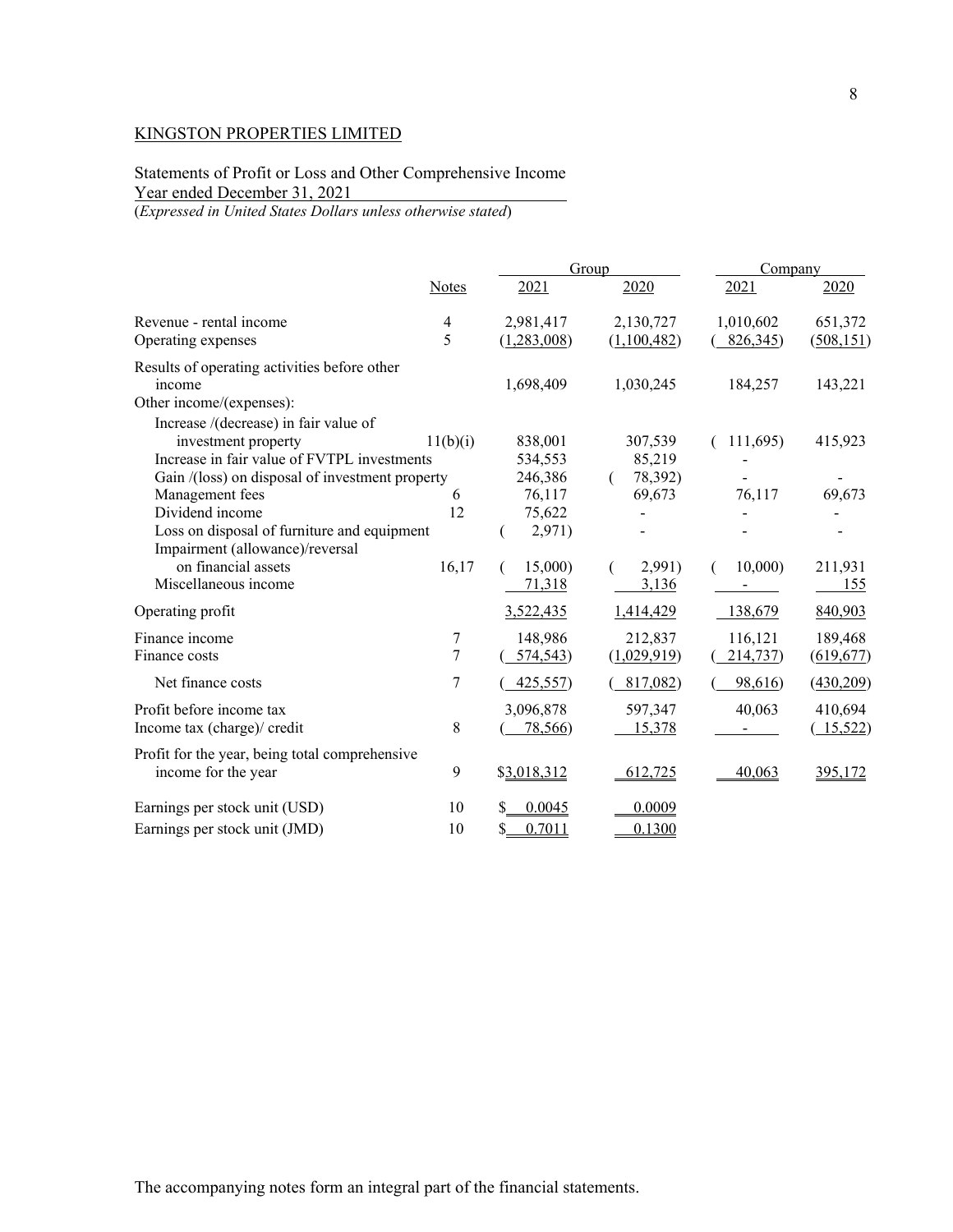KINGSTON PROPERTIES LIMITED

Statements of Profit or Loss and Other Comprehensive Income
Year ended December 31, 2021
(*Expressed in United States Dollars unless otherwise stated*)

| | Notes | Group | | Company | |
|---|---|---|---|---|---|
| | | 2021 | 2020 | 2021 | 2020 |
| Revenue - rental income | 4 | 2,981,417 | 2,130,727 | 1,010,602 | 651,372 |
| Operating expenses | 5 | (1,283,008) | (1,100,482) | ( 826,345) | (508,151) |
| Results of operating activities before other income | | 1,698,409 | 1,030,245 | 184,257 | 143,221 |
| Other income/(expenses): | | | | | |
| Increase /(decrease) in fair value of investment property | 11(b)(i) | 838,001 | 307,539 | ( 111,695) | 415,923 |
| Increase in fair value of FVTPL investments | | 534,553 | 85,219 | - | |
| Gain /(loss) on disposal of investment property | | 246,386 | ( 78,392) | - | - |
| Management fees | 6 | 76,117 | 69,673 | 76,117 | 69,673 |
| Dividend income | 12 | 75,622 | - | - | - |
| Loss on disposal of furniture and equipment | | ( 2,971) | - | - | - |
| Impairment (allowance)/reversal on financial assets | 16,17 | ( 15,000) | ( 2,991) | ( 10,000) | 211,931 |
| Miscellaneous income | | 71,318 | 3,136 | - | 155 |
| Operating profit | | 3,522,435 | 1,414,429 | 138,679 | 840,903 |
| Finance income | 7 | 148,986 | 212,837 | 116,121 | 189,468 |
| Finance costs | 7 | ( 574,543) | (1,029,919) | ( 214,737) | (619,677) |
| Net finance costs | 7 | ( 425,557) | ( 817,082) | ( 98,616) | (430,209) |
| Profit before income tax | | 3,096,878 | 597,347 | 40,063 | 410,694 |
| Income tax (charge)/ credit | 8 | ( 78,566) | 15,378 | - | ( 15,522) |
| Profit for the year, being total comprehensive income for the year | 9 | $3,018,312 | 612,725 | 40,063 | 395,172 |
| Earnings per stock unit (USD) | 10 | $ 0.0045 | 0.0009 | | |
| Earnings per stock unit (JMD) | 10 | $ 0.7011 | 0.1300 | | |

The accompanying notes form an integral part of the financial statements.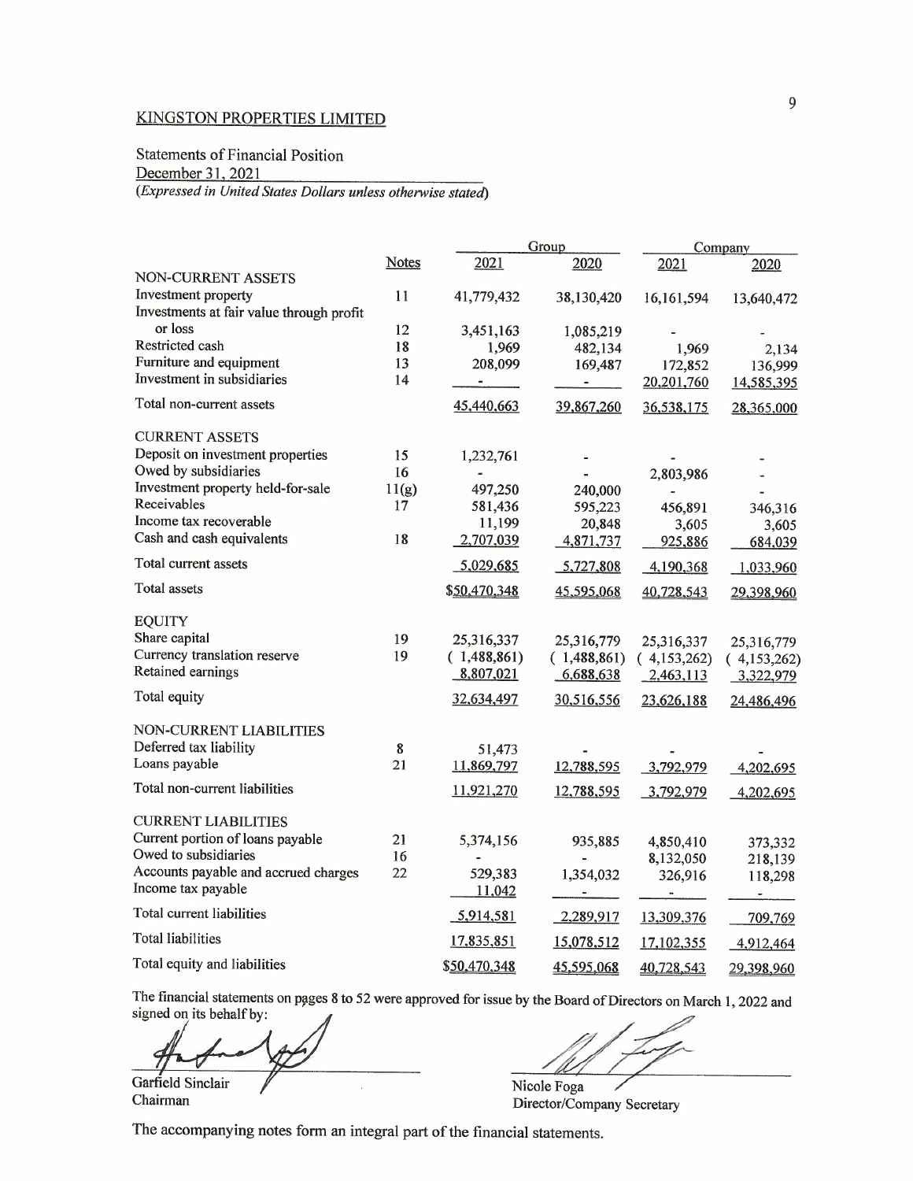# KINGSTON PROPERTIES LIMITED

Statements of Financial Position
December 31, 2021
*(Expressed in United States Dollars unless otherwise stated)*

| | Notes | Group | | Company | |
|---|---|---|---|---|---|
| | | 2021 | 2020 | 2021 | 2020 |
| NON-CURRENT ASSETS | | | | | |
| Investment property | 11 | 41,779,432 | 38,130,420 | 16,161,594 | 13,640,472 |
| Investments at fair value through profit or loss | 12 | 3,451,163 | 1,085,219 | - | - |
| Restricted cash | 18 | 1,969 | 482,134 | 1,969 | 2,134 |
| Furniture and equipment | 13 | 208,099 | 169,487 | 172,852 | 136,999 |
| Investment in subsidiaries | 14 | - | - | 20,201,760 | 14,585,395 |
| Total non-current assets | | 45,440,663 | 39,867,260 | 36,538,175 | 28,365,000 |
| CURRENT ASSETS | | | | | |
| Deposit on investment properties | 15 | 1,232,761 | - | - | - |
| Owed by subsidiaries | 16 | - | - | 2,803,986 | - |
| Investment property held-for-sale | 11(g) | 497,250 | 240,000 | - | - |
| Receivables | 17 | 581,436 | 595,223 | 456,891 | 346,316 |
| Income tax recoverable | | 11,199 | 20,848 | 3,605 | 3,605 |
| Cash and cash equivalents | 18 | 2,707,039 | 4,871,737 | 925,886 | 684,039 |
| Total current assets | | 5,029,685 | 5,727,808 | 4,190,368 | 1,033,960 |
| Total assets | | $50,470,348 | 45,595,068 | 40,728,543 | 29,398,960 |
| EQUITY | | | | | |
| Share capital | 19 | 25,316,337 | 25,316,779 | 25,316,337 | 25,316,779 |
| Currency translation reserve | 19 | ( 1,488,861) | ( 1,488,861) | ( 4,153,262) | ( 4,153,262) |
| Retained earnings | | 8,807,021 | 6,688,638 | 2,463,113 | 3,322,979 |
| Total equity | | 32,634,497 | 30,516,556 | 23,626,188 | 24,486,496 |
| NON-CURRENT LIABILITIES | | | | | |
| Deferred tax liability | 8 | 51,473 | - | - | - |
| Loans payable | 21 | 11,869,797 | 12,788,595 | 3,792,979 | 4,202,695 |
| Total non-current liabilities | | 11,921,270 | 12,788,595 | 3,792,979 | 4,202,695 |
| CURRENT LIABILITIES | | | | | |
| Current portion of loans payable | 21 | 5,374,156 | 935,885 | 4,850,410 | 373,332 |
| Owed to subsidiaries | 16 | - | - | 8,132,050 | 218,139 |
| Accounts payable and accrued charges | 22 | 529,383 | 1,354,032 | 326,916 | 118,298 |
| Income tax payable | | 11,042 | - | - | - |
| Total current liabilities | | 5,914,581 | 2,289,917 | 13,309,376 | 709,769 |
| Total liabilities | | 17,835,851 | 15,078,512 | 17,102,355 | 4,912,464 |
| Total equity and liabilities | | $50,470,348 | 45,595,068 | 40,728,543 | 29,398,960 |

The financial statements on pages 8 to 52 were approved for issue by the Board of Directors on March 1, 2022 and signed on its behalf by:

Garfield Sinclair
Chairman

Nicole Foga
Director/Company Secretary

The accompanying notes form an integral part of the financial statements.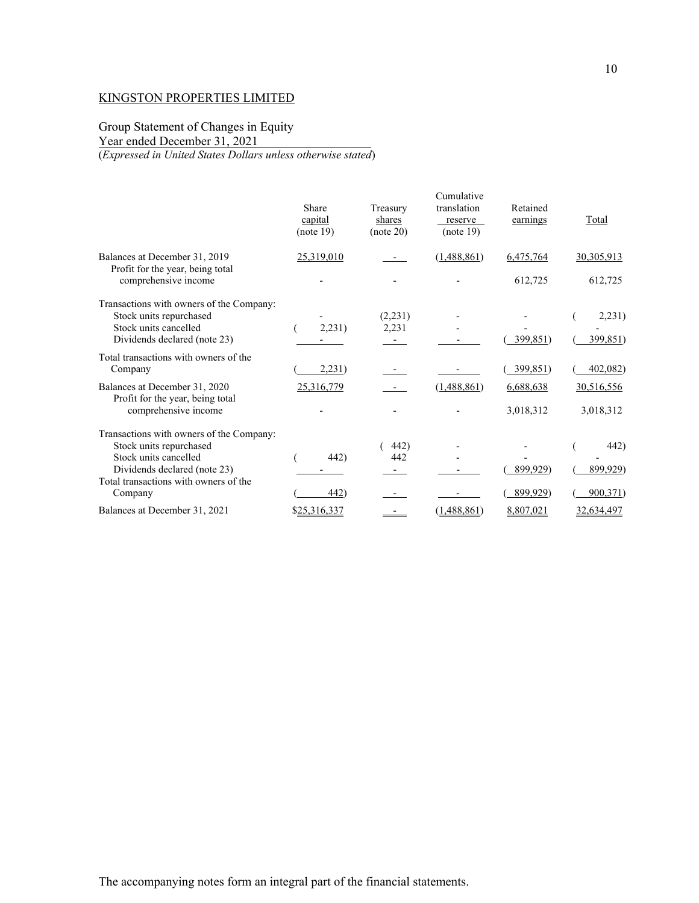KINGSTON PROPERTIES LIMITED

Group Statement of Changes in Equity
Year ended December 31, 2021
(*Expressed in United States Dollars unless otherwise stated*)

| | Share capital (note 19) | Treasury shares (note 20) | Cumulative translation reserve (note 19) | Retained earnings | Total |
|---|---|---|---|---|---|
| Balances at December 31, 2019 | 25,319,010 | - | (1,488,861) | 6,475,764 | 30,305,913 |
| Profit for the year, being total comprehensive income | - | - | - | 612,725 | 612,725 |
| Transactions with owners of the Company: | | | | | |
| Stock units repurchased | - | (2,231) | - | - | (2,231) |
| Stock units cancelled | (2,231) | 2,231 | - | - | - |
| Dividends declared (note 23) | - | - | - | (399,851) | (399,851) |
| Total transactions with owners of the Company | (2,231) | - | - | (399,851) | (402,082) |
| Balances at December 31, 2020 | 25,316,779 | - | (1,488,861) | 6,688,638 | 30,516,556 |
| Profit for the year, being total comprehensive income | - | - | - | 3,018,312 | 3,018,312 |
| Transactions with owners of the Company: | | | | | |
| Stock units repurchased | | (442) | - | - | (442) |
| Stock units cancelled | (442) | 442 | - | - | - |
| Dividends declared (note 23) | - | - | - | (899,929) | (899,929) |
| Total transactions with owners of the Company | (442) | - | - | (899,929) | (900,371) |
| Balances at December 31, 2021 | $25,316,337 | - | (1,488,861) | 8,807,021 | 32,634,497 |

The accompanying notes form an integral part of the financial statements.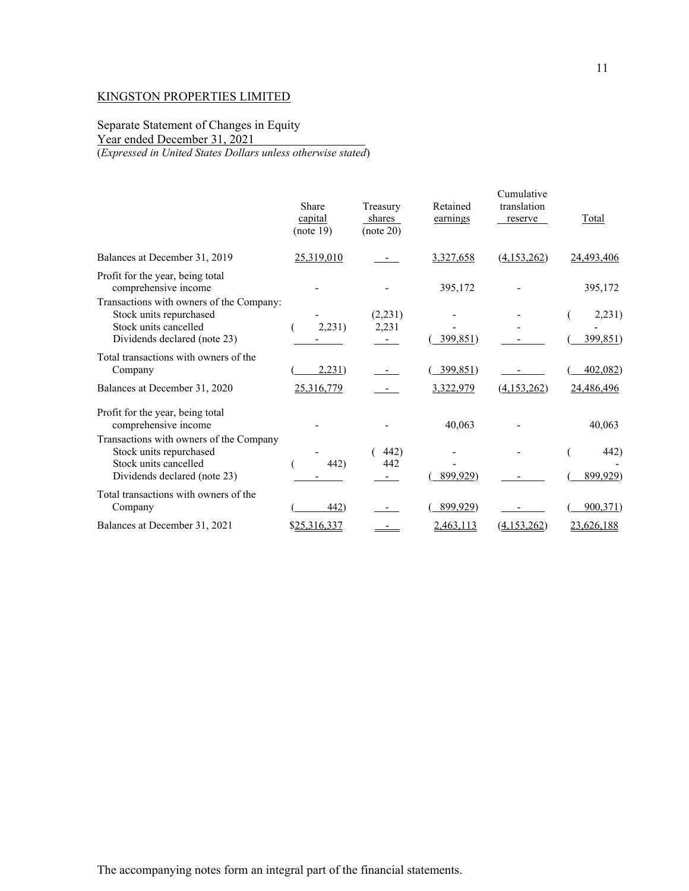KINGSTON PROPERTIES LIMITED

Separate Statement of Changes in Equity
Year ended December 31, 2021
(*Expressed in United States Dollars unless otherwise stated*)

| | Share capital (note 19) | Treasury shares (note 20) | Retained earnings | Cumulative translation reserve | Total |
|---|---|---|---|---|---|
| Balances at December 31, 2019 | 25,319,010 | - | 3,327,658 | (4,153,262) | 24,493,406 |
| Profit for the year, being total comprehensive income | - | - | 395,172 | - | 395,172 |
| Transactions with owners of the Company: | | | | | |
| Stock units repurchased | - | (2,231) | - | - | (2,231) |
| Stock units cancelled | (2,231) | 2,231 | - | - | - |
| Dividends declared (note 23) | - | - | (399,851) | - | (399,851) |
| Total transactions with owners of the Company | (2,231) | - | (399,851) | - | (402,082) |
| Balances at December 31, 2020 | 25,316,779 | - | 3,322,979 | (4,153,262) | 24,486,496 |
| Profit for the year, being total comprehensive income | - | - | 40,063 | - | 40,063 |
| Transactions with owners of the Company | | | | | |
| Stock units repurchased | - | (442) | - | - | (442) |
| Stock units cancelled | (442) | 442 | - | - | - |
| Dividends declared (note 23) | - | - | (899,929) | - | (899,929) |
| Total transactions with owners of the Company | (442) | - | (899,929) | - | (900,371) |
| Balances at December 31, 2021 | $25,316,337 | - | 2,463,113 | (4,153,262) | 23,626,188 |

The accompanying notes form an integral part of the financial statements.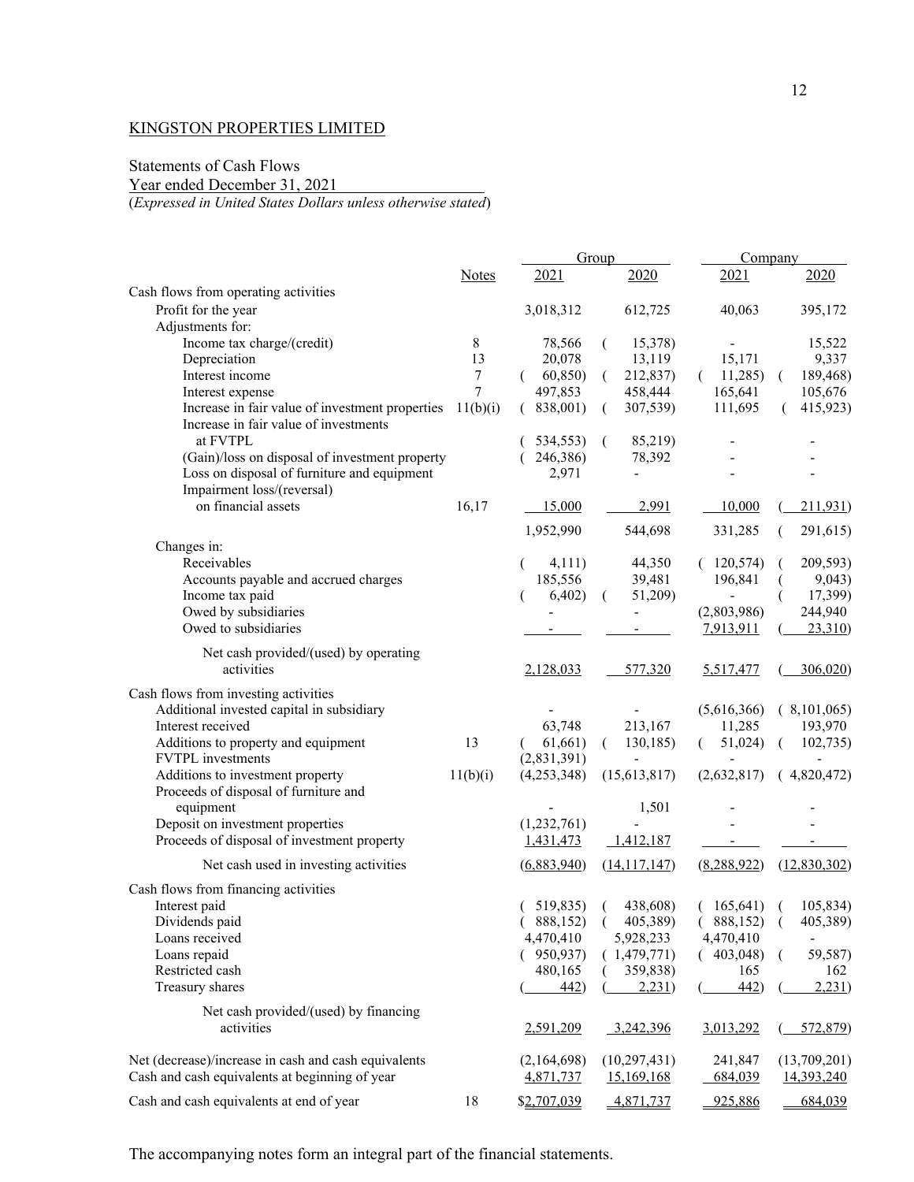KINGSTON PROPERTIES LIMITED

Statements of Cash Flows
Year ended December 31, 2021
(*Expressed in United States Dollars unless otherwise stated*)

| | Notes | Group | | Company | |
|---|---|---|---|---|---|
| | | 2021 | 2020 | 2021 | 2020 |
| **Cash flows from operating activities** | | | | | |
| Profit for the year | | 3,018,312 | 612,725 | 40,063 | 395,172 |
| Adjustments for: | | | | | |
| Income tax charge/(credit) | 8 | 78,566 | (15,378) | - | 15,522 |
| Depreciation | 13 | 20,078 | 13,119 | 15,171 | 9,337 |
| Interest income | 7 | (60,850) | (212,837) | (11,285) | (189,468) |
| Interest expense | 7 | 497,853 | 458,444 | 165,641 | 105,676 |
| Increase in fair value of investment properties | 11(b)(i) | (838,001) | (307,539) | 111,695 | (415,923) |
| Increase in fair value of investments at FVTPL | | (534,553) | (85,219) | - | - |
| (Gain)/loss on disposal of investment property | | (246,386) | 78,392 | - | - |
| Loss on disposal of furniture and equipment | | 2,971 | - | - | - |
| Impairment loss/(reversal) on financial assets | 16,17 | 15,000 | 2,991 | 10,000 | (211,931) |
| | | 1,952,990 | 544,698 | 331,285 | (291,615) |
| Changes in: | | | | | |
| Receivables | | (4,111) | 44,350 | (120,574) | (209,593) |
| Accounts payable and accrued charges | | 185,556 | 39,481 | 196,841 | (9,043) |
| Income tax paid | | (6,402) | (51,209) | - | (17,399) |
| Owed by subsidiaries | | - | - | (2,803,986) | 244,940 |
| Owed to subsidiaries | | - | - | 7,913,911 | (23,310) |
| Net cash provided/(used) by operating activities | | 2,128,033 | 577,320 | 5,517,477 | (306,020) |
| **Cash flows from investing activities** | | | | | |
| Additional invested capital in subsidiary | | - | - | (5,616,366) | (8,101,065) |
| Interest received | | 63,748 | 213,167 | 11,285 | 193,970 |
| Additions to property and equipment | 13 | (61,661) | (130,185) | (51,024) | (102,735) |
| FVTPL investments | | (2,831,391) | - | - | - |
| Additions to investment property | 11(b)(i) | (4,253,348) | (15,613,817) | (2,632,817) | (4,820,472) |
| Proceeds of disposal of furniture and equipment | | - | 1,501 | - | - |
| Deposit on investment properties | | (1,232,761) | - | - | - |
| Proceeds of disposal of investment property | | 1,431,473 | 1,412,187 | - | - |
| Net cash used in investing activities | | (6,883,940) | (14,117,147) | (8,288,922) | (12,830,302) |
| **Cash flows from financing activities** | | | | | |
| Interest paid | | (519,835) | (438,608) | (165,641) | (105,834) |
| Dividends paid | | (888,152) | (405,389) | (888,152) | (405,389) |
| Loans received | | 4,470,410 | 5,928,233 | 4,470,410 | - |
| Loans repaid | | (950,937) | (1,479,771) | (403,048) | (59,587) |
| Restricted cash | | 480,165 | (359,838) | 165 | 162 |
| Treasury shares | | (442) | (2,231) | (442) | (2,231) |
| Net cash provided/(used) by financing activities | | 2,591,209 | 3,242,396 | 3,013,292 | (572,879) |
| Net (decrease)/increase in cash and cash equivalents | | (2,164,698) | (10,297,431) | 241,847 | (13,709,201) |
| Cash and cash equivalents at beginning of year | | 4,871,737 | 15,169,168 | 684,039 | 14,393,240 |
| Cash and cash equivalents at end of year | 18 | $2,707,039 | 4,871,737 | 925,886 | 684,039 |

The accompanying notes form an integral part of the financial statements.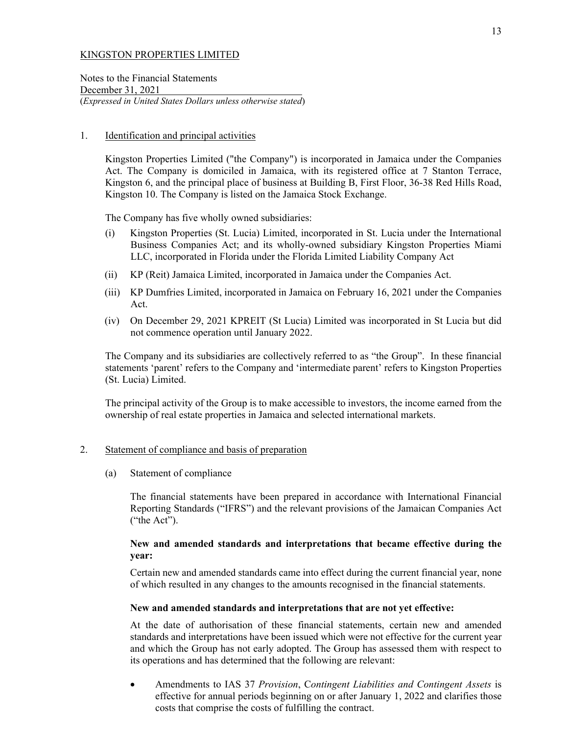KINGSTON PROPERTIES LIMITED

Notes to the Financial Statements
December 31, 2021
(*Expressed in United States Dollars unless otherwise stated*)

## 1. Identification and principal activities

Kingston Properties Limited ("the Company") is incorporated in Jamaica under the Companies Act. The Company is domiciled in Jamaica, with its registered office at 7 Stanton Terrace, Kingston 6, and the principal place of business at Building B, First Floor, 36-38 Red Hills Road, Kingston 10. The Company is listed on the Jamaica Stock Exchange.

The Company has five wholly owned subsidiaries:

(i) Kingston Properties (St. Lucia) Limited, incorporated in St. Lucia under the International Business Companies Act; and its wholly-owned subsidiary Kingston Properties Miami LLC, incorporated in Florida under the Florida Limited Liability Company Act

(ii) KP (Reit) Jamaica Limited, incorporated in Jamaica under the Companies Act.

(iii) KP Dumfries Limited, incorporated in Jamaica on February 16, 2021 under the Companies Act.

(iv) On December 29, 2021 KPREIT (St Lucia) Limited was incorporated in St Lucia but did not commence operation until January 2022.

The Company and its subsidiaries are collectively referred to as "the Group". In these financial statements 'parent' refers to the Company and 'intermediate parent' refers to Kingston Properties (St. Lucia) Limited.

The principal activity of the Group is to make accessible to investors, the income earned from the ownership of real estate properties in Jamaica and selected international markets.

## 2. Statement of compliance and basis of preparation

### (a) Statement of compliance

The financial statements have been prepared in accordance with International Financial Reporting Standards ("IFRS") and the relevant provisions of the Jamaican Companies Act ("the Act").

**New and amended standards and interpretations that became effective during the year:**

Certain new and amended standards came into effect during the current financial year, none of which resulted in any changes to the amounts recognised in the financial statements.

**New and amended standards and interpretations that are not yet effective:**

At the date of authorisation of these financial statements, certain new and amended standards and interpretations have been issued which were not effective for the current year and which the Group has not early adopted. The Group has assessed them with respect to its operations and has determined that the following are relevant:

- Amendments to IAS 37 *Provision*, *Contingent Liabilities and Contingent Assets* is effective for annual periods beginning on or after January 1, 2022 and clarifies those costs that comprise the costs of fulfilling the contract.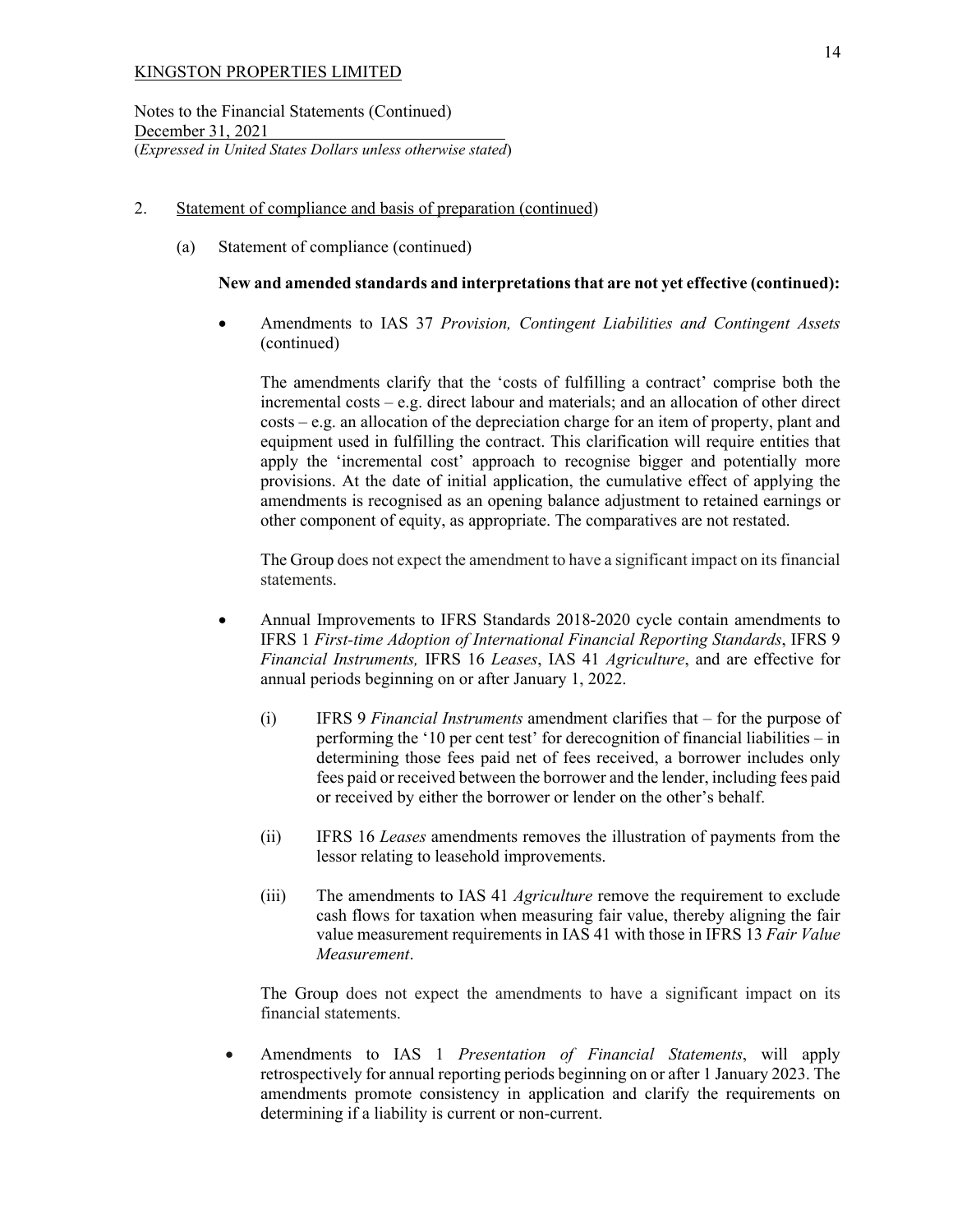KINGSTON PROPERTIES LIMITED

Notes to the Financial Statements (Continued)
December 31, 2021
(*Expressed in United States Dollars unless otherwise stated*)

2. Statement of compliance and basis of preparation (continued)

   (a) Statement of compliance (continued)

   **New and amended standards and interpretations that are not yet effective (continued):**

   - Amendments to IAS 37 *Provision, Contingent Liabilities and Contingent Assets* (continued)

     The amendments clarify that the 'costs of fulfilling a contract' comprise both the incremental costs – e.g. direct labour and materials; and an allocation of other direct costs – e.g. an allocation of the depreciation charge for an item of property, plant and equipment used in fulfilling the contract. This clarification will require entities that apply the 'incremental cost' approach to recognise bigger and potentially more provisions. At the date of initial application, the cumulative effect of applying the amendments is recognised as an opening balance adjustment to retained earnings or other component of equity, as appropriate. The comparatives are not restated.

     The Group does not expect the amendment to have a significant impact on its financial statements.

   - Annual Improvements to IFRS Standards 2018-2020 cycle contain amendments to IFRS 1 *First-time Adoption of International Financial Reporting Standards*, IFRS 9 *Financial Instruments,* IFRS 16 *Leases*, IAS 41 *Agriculture*, and are effective for annual periods beginning on or after January 1, 2022.

     (i) IFRS 9 *Financial Instruments* amendment clarifies that – for the purpose of performing the '10 per cent test' for derecognition of financial liabilities – in determining those fees paid net of fees received, a borrower includes only fees paid or received between the borrower and the lender, including fees paid or received by either the borrower or lender on the other's behalf.

     (ii) IFRS 16 *Leases* amendments removes the illustration of payments from the lessor relating to leasehold improvements.

     (iii) The amendments to IAS 41 *Agriculture* remove the requirement to exclude cash flows for taxation when measuring fair value, thereby aligning the fair value measurement requirements in IAS 41 with those in IFRS 13 *Fair Value Measurement*.

     The Group does not expect the amendments to have a significant impact on its financial statements.

   - Amendments to IAS 1 *Presentation of Financial Statements*, will apply retrospectively for annual reporting periods beginning on or after 1 January 2023. The amendments promote consistency in application and clarify the requirements on determining if a liability is current or non-current.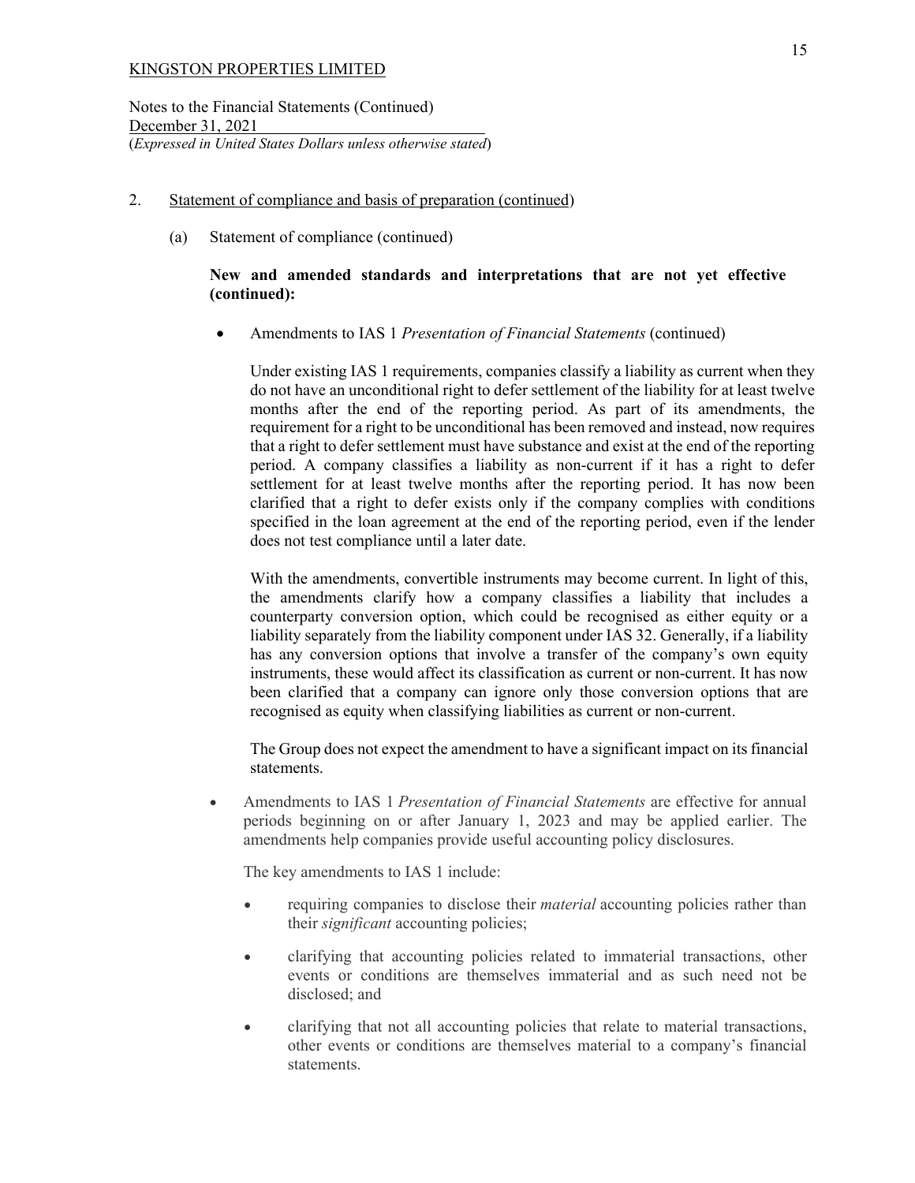## 2. Statement of compliance and basis of preparation (continued)

### (a) Statement of compliance (continued)

**New and amended standards and interpretations that are not yet effective (continued):**

- Amendments to IAS 1 *Presentation of Financial Statements* (continued)

  Under existing IAS 1 requirements, companies classify a liability as current when they do not have an unconditional right to defer settlement of the liability for at least twelve months after the end of the reporting period. As part of its amendments, the requirement for a right to be unconditional has been removed and instead, now requires that a right to defer settlement must have substance and exist at the end of the reporting period. A company classifies a liability as non-current if it has a right to defer settlement for at least twelve months after the reporting period. It has now been clarified that a right to defer exists only if the company complies with conditions specified in the loan agreement at the end of the reporting period, even if the lender does not test compliance until a later date.

  With the amendments, convertible instruments may become current. In light of this, the amendments clarify how a company classifies a liability that includes a counterparty conversion option, which could be recognised as either equity or a liability separately from the liability component under IAS 32. Generally, if a liability has any conversion options that involve a transfer of the company's own equity instruments, these would affect its classification as current or non-current. It has now been clarified that a company can ignore only those conversion options that are recognised as equity when classifying liabilities as current or non-current.

  The Group does not expect the amendment to have a significant impact on its financial statements.

- Amendments to IAS 1 *Presentation of Financial Statements* are effective for annual periods beginning on or after January 1, 2023 and may be applied earlier. The amendments help companies provide useful accounting policy disclosures.

  The key amendments to IAS 1 include:

  - requiring companies to disclose their *material* accounting policies rather than their *significant* accounting policies;
  - clarifying that accounting policies related to immaterial transactions, other events or conditions are themselves immaterial and as such need not be disclosed; and
  - clarifying that not all accounting policies that relate to material transactions, other events or conditions are themselves material to a company's financial statements.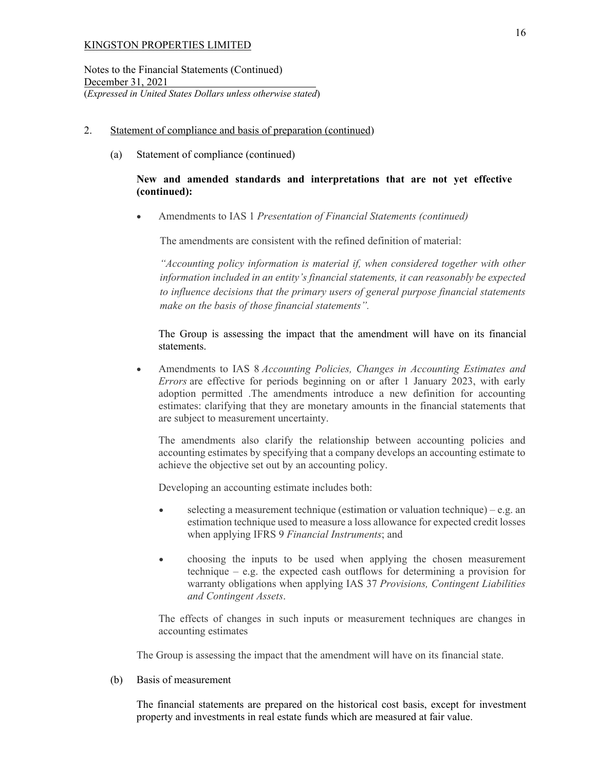KINGSTON PROPERTIES LIMITED

Notes to the Financial Statements (Continued)
December 31, 2021
(*Expressed in United States Dollars unless otherwise stated*)

2. Statement of compliance and basis of preparation (continued)

   (a) Statement of compliance (continued)

   **New and amended standards and interpretations that are not yet effective (continued):**

   - Amendments to IAS 1 *Presentation of Financial Statements (continued)*

     The amendments are consistent with the refined definition of material:

     *"Accounting policy information is material if, when considered together with other information included in an entity's financial statements, it can reasonably be expected to influence decisions that the primary users of general purpose financial statements make on the basis of those financial statements".*

     The Group is assessing the impact that the amendment will have on its financial statements.

   - Amendments to IAS 8 *Accounting Policies, Changes in Accounting Estimates and Errors* are effective for periods beginning on or after 1 January 2023, with early adoption permitted .The amendments introduce a new definition for accounting estimates: clarifying that they are monetary amounts in the financial statements that are subject to measurement uncertainty.

     The amendments also clarify the relationship between accounting policies and accounting estimates by specifying that a company develops an accounting estimate to achieve the objective set out by an accounting policy.

     Developing an accounting estimate includes both:

     - selecting a measurement technique (estimation or valuation technique) – e.g. an estimation technique used to measure a loss allowance for expected credit losses when applying IFRS 9 *Financial Instruments*; and

     - choosing the inputs to be used when applying the chosen measurement technique – e.g. the expected cash outflows for determining a provision for warranty obligations when applying IAS 37 *Provisions, Contingent Liabilities and Contingent Assets*.

     The effects of changes in such inputs or measurement techniques are changes in accounting estimates

   The Group is assessing the impact that the amendment will have on its financial state.

   (b) Basis of measurement

   The financial statements are prepared on the historical cost basis, except for investment property and investments in real estate funds which are measured at fair value.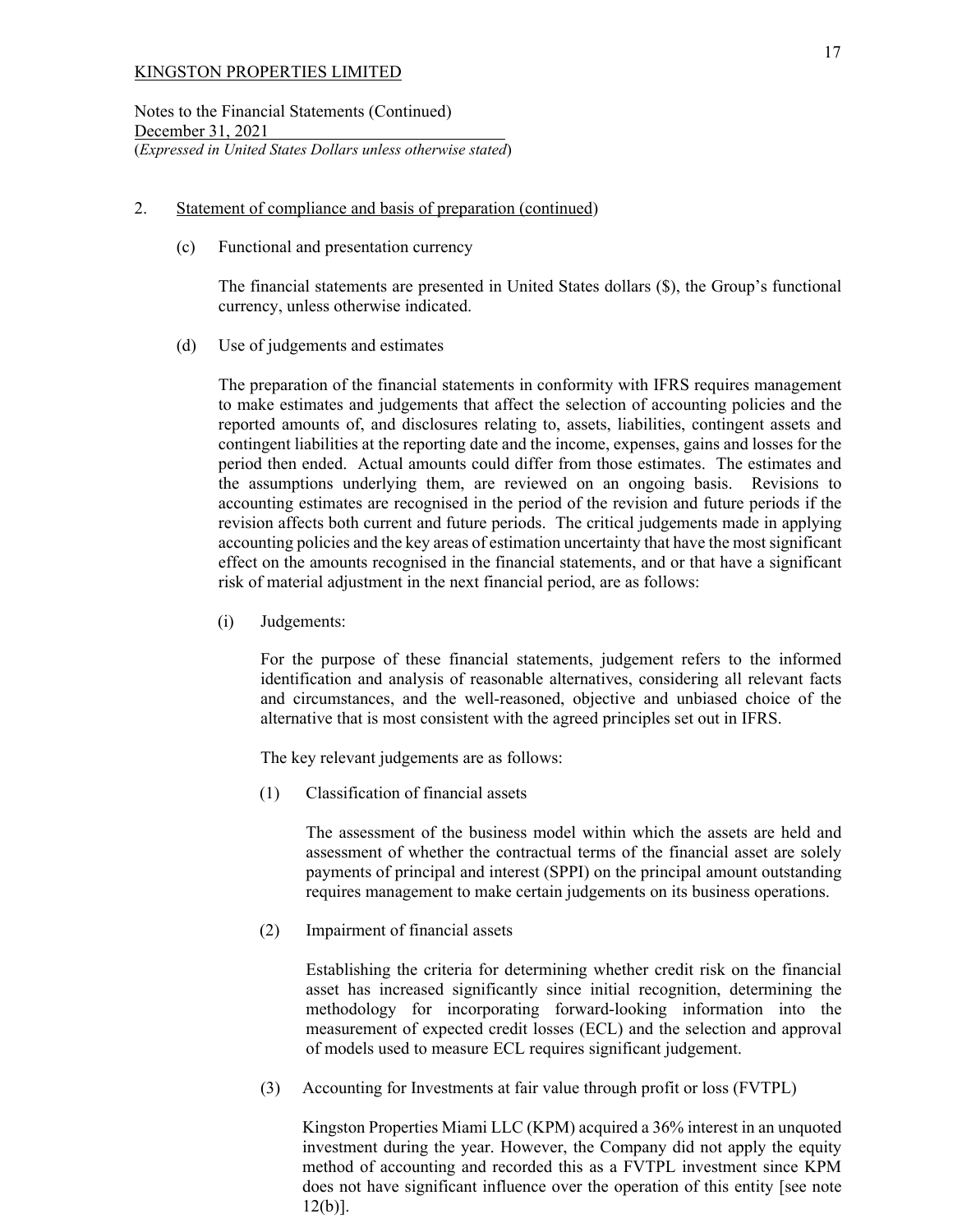KINGSTON PROPERTIES LIMITED

Notes to the Financial Statements (Continued)
December 31, 2021
(*Expressed in United States Dollars unless otherwise stated*)

2. Statement of compliance and basis of preparation (continued)

   (c) Functional and presentation currency

   The financial statements are presented in United States dollars ($), the Group's functional currency, unless otherwise indicated.

   (d) Use of judgements and estimates

   The preparation of the financial statements in conformity with IFRS requires management to make estimates and judgements that affect the selection of accounting policies and the reported amounts of, and disclosures relating to, assets, liabilities, contingent assets and contingent liabilities at the reporting date and the income, expenses, gains and losses for the period then ended. Actual amounts could differ from those estimates. The estimates and the assumptions underlying them, are reviewed on an ongoing basis. Revisions to accounting estimates are recognised in the period of the revision and future periods if the revision affects both current and future periods. The critical judgements made in applying accounting policies and the key areas of estimation uncertainty that have the most significant effect on the amounts recognised in the financial statements, and or that have a significant risk of material adjustment in the next financial period, are as follows:

   (i) Judgements:

   For the purpose of these financial statements, judgement refers to the informed identification and analysis of reasonable alternatives, considering all relevant facts and circumstances, and the well-reasoned, objective and unbiased choice of the alternative that is most consistent with the agreed principles set out in IFRS.

   The key relevant judgements are as follows:

   (1) Classification of financial assets

   The assessment of the business model within which the assets are held and assessment of whether the contractual terms of the financial asset are solely payments of principal and interest (SPPI) on the principal amount outstanding requires management to make certain judgements on its business operations.

   (2) Impairment of financial assets

   Establishing the criteria for determining whether credit risk on the financial asset has increased significantly since initial recognition, determining the methodology for incorporating forward-looking information into the measurement of expected credit losses (ECL) and the selection and approval of models used to measure ECL requires significant judgement.

   (3) Accounting for Investments at fair value through profit or loss (FVTPL)

   Kingston Properties Miami LLC (KPM) acquired a 36% interest in an unquoted investment during the year. However, the Company did not apply the equity method of accounting and recorded this as a FVTPL investment since KPM does not have significant influence over the operation of this entity [see note 12(b)].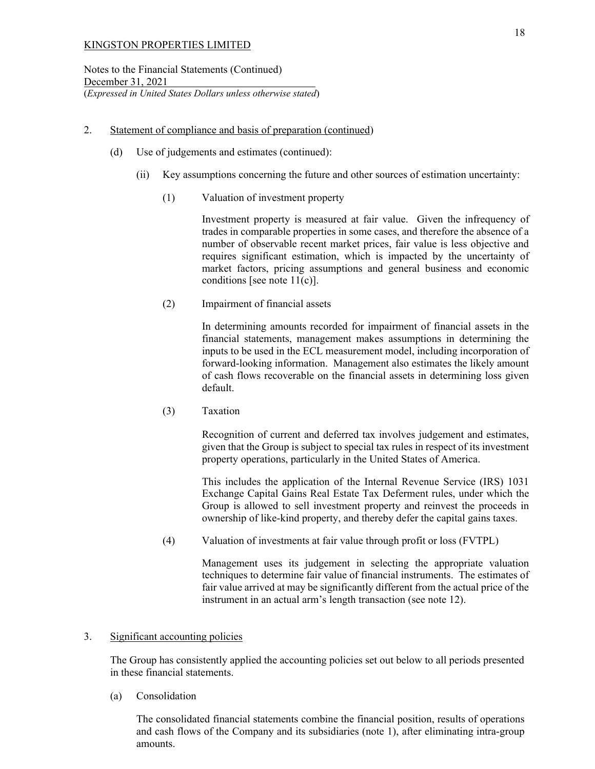2. Statement of compliance and basis of preparation (continued)

(d) Use of judgements and estimates (continued):

(ii) Key assumptions concerning the future and other sources of estimation uncertainty:

(1) Valuation of investment property

Investment property is measured at fair value. Given the infrequency of trades in comparable properties in some cases, and therefore the absence of a number of observable recent market prices, fair value is less objective and requires significant estimation, which is impacted by the uncertainty of market factors, pricing assumptions and general business and economic conditions [see note 11(c)].

(2) Impairment of financial assets

In determining amounts recorded for impairment of financial assets in the financial statements, management makes assumptions in determining the inputs to be used in the ECL measurement model, including incorporation of forward-looking information. Management also estimates the likely amount of cash flows recoverable on the financial assets in determining loss given default.

(3) Taxation

Recognition of current and deferred tax involves judgement and estimates, given that the Group is subject to special tax rules in respect of its investment property operations, particularly in the United States of America.

This includes the application of the Internal Revenue Service (IRS) 1031 Exchange Capital Gains Real Estate Tax Deferment rules, under which the Group is allowed to sell investment property and reinvest the proceeds in ownership of like-kind property, and thereby defer the capital gains taxes.

(4) Valuation of investments at fair value through profit or loss (FVTPL)

Management uses its judgement in selecting the appropriate valuation techniques to determine fair value of financial instruments. The estimates of fair value arrived at may be significantly different from the actual price of the instrument in an actual arm's length transaction (see note 12).

3. Significant accounting policies

The Group has consistently applied the accounting policies set out below to all periods presented in these financial statements.

(a) Consolidation

The consolidated financial statements combine the financial position, results of operations and cash flows of the Company and its subsidiaries (note 1), after eliminating intra-group amounts.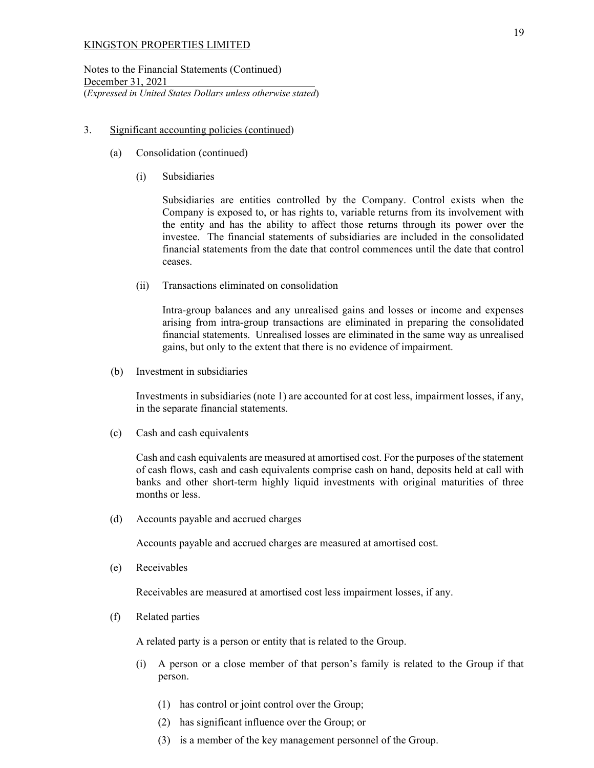KINGSTON PROPERTIES LIMITED

Notes to the Financial Statements (Continued)
December 31, 2021
(*Expressed in United States Dollars unless otherwise stated*)

3. Significant accounting policies (continued)

   (a) Consolidation (continued)

      (i) Subsidiaries

      Subsidiaries are entities controlled by the Company. Control exists when the Company is exposed to, or has rights to, variable returns from its involvement with the entity and has the ability to affect those returns through its power over the investee. The financial statements of subsidiaries are included in the consolidated financial statements from the date that control commences until the date that control ceases.

      (ii) Transactions eliminated on consolidation

      Intra-group balances and any unrealised gains and losses or income and expenses arising from intra-group transactions are eliminated in preparing the consolidated financial statements. Unrealised losses are eliminated in the same way as unrealised gains, but only to the extent that there is no evidence of impairment.

   (b) Investment in subsidiaries

   Investments in subsidiaries (note 1) are accounted for at cost less, impairment losses, if any, in the separate financial statements.

   (c) Cash and cash equivalents

   Cash and cash equivalents are measured at amortised cost. For the purposes of the statement of cash flows, cash and cash equivalents comprise cash on hand, deposits held at call with banks and other short-term highly liquid investments with original maturities of three months or less.

   (d) Accounts payable and accrued charges

   Accounts payable and accrued charges are measured at amortised cost.

   (e) Receivables

   Receivables are measured at amortised cost less impairment losses, if any.

   (f) Related parties

   A related party is a person or entity that is related to the Group.

   (i) A person or a close member of that person's family is related to the Group if that person.

      (1) has control or joint control over the Group;

      (2) has significant influence over the Group; or

      (3) is a member of the key management personnel of the Group.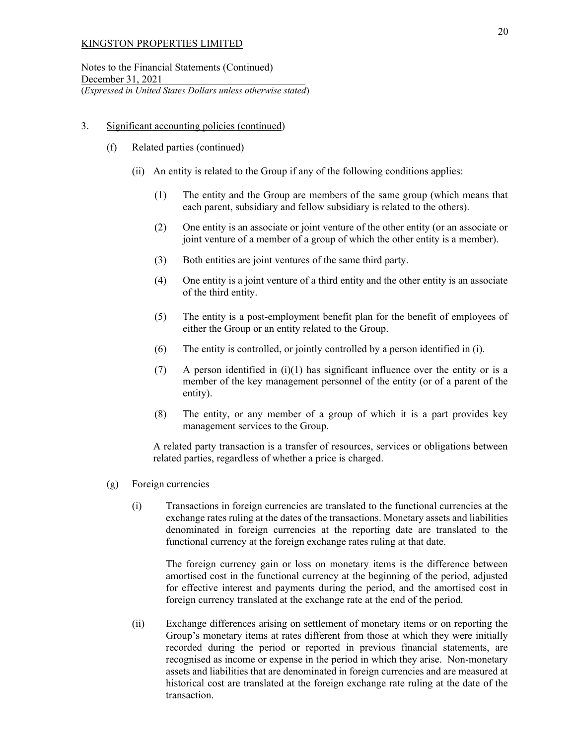KINGSTON PROPERTIES LIMITED

Notes to the Financial Statements (Continued)
December 31, 2021
(*Expressed in United States Dollars unless otherwise stated*)

3. Significant accounting policies (continued)

(f) Related parties (continued)

(ii) An entity is related to the Group if any of the following conditions applies:

(1) The entity and the Group are members of the same group (which means that each parent, subsidiary and fellow subsidiary is related to the others).

(2) One entity is an associate or joint venture of the other entity (or an associate or joint venture of a member of a group of which the other entity is a member).

(3) Both entities are joint ventures of the same third party.

(4) One entity is a joint venture of a third entity and the other entity is an associate of the third entity.

(5) The entity is a post-employment benefit plan for the benefit of employees of either the Group or an entity related to the Group.

(6) The entity is controlled, or jointly controlled by a person identified in (i).

(7) A person identified in (i)(1) has significant influence over the entity or is a member of the key management personnel of the entity (or of a parent of the entity).

(8) The entity, or any member of a group of which it is a part provides key management services to the Group.

A related party transaction is a transfer of resources, services or obligations between related parties, regardless of whether a price is charged.

(g) Foreign currencies

(i) Transactions in foreign currencies are translated to the functional currencies at the exchange rates ruling at the dates of the transactions. Monetary assets and liabilities denominated in foreign currencies at the reporting date are translated to the functional currency at the foreign exchange rates ruling at that date.

The foreign currency gain or loss on monetary items is the difference between amortised cost in the functional currency at the beginning of the period, adjusted for effective interest and payments during the period, and the amortised cost in foreign currency translated at the exchange rate at the end of the period.

(ii) Exchange differences arising on settlement of monetary items or on reporting the Group's monetary items at rates different from those at which they were initially recorded during the period or reported in previous financial statements, are recognised as income or expense in the period in which they arise. Non-monetary assets and liabilities that are denominated in foreign currencies and are measured at historical cost are translated at the foreign exchange rate ruling at the date of the transaction.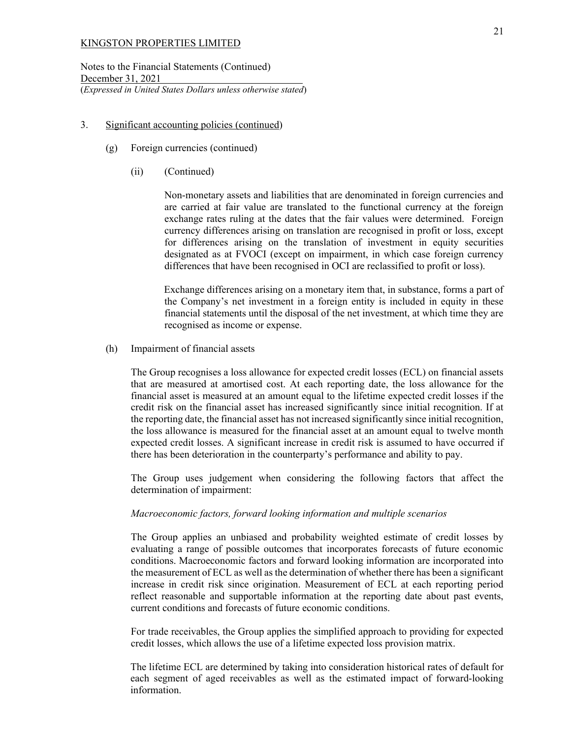3. Significant accounting policies (continued)

(g) Foreign currencies (continued)

(ii) (Continued)

Non-monetary assets and liabilities that are denominated in foreign currencies and are carried at fair value are translated to the functional currency at the foreign exchange rates ruling at the dates that the fair values were determined. Foreign currency differences arising on translation are recognised in profit or loss, except for differences arising on the translation of investment in equity securities designated as at FVOCI (except on impairment, in which case foreign currency differences that have been recognised in OCI are reclassified to profit or loss).

Exchange differences arising on a monetary item that, in substance, forms a part of the Company's net investment in a foreign entity is included in equity in these financial statements until the disposal of the net investment, at which time they are recognised as income or expense.

(h) Impairment of financial assets

The Group recognises a loss allowance for expected credit losses (ECL) on financial assets that are measured at amortised cost. At each reporting date, the loss allowance for the financial asset is measured at an amount equal to the lifetime expected credit losses if the credit risk on the financial asset has increased significantly since initial recognition. If at the reporting date, the financial asset has not increased significantly since initial recognition, the loss allowance is measured for the financial asset at an amount equal to twelve month expected credit losses. A significant increase in credit risk is assumed to have occurred if there has been deterioration in the counterparty's performance and ability to pay.

The Group uses judgement when considering the following factors that affect the determination of impairment:

*Macroeconomic factors, forward looking information and multiple scenarios*

The Group applies an unbiased and probability weighted estimate of credit losses by evaluating a range of possible outcomes that incorporates forecasts of future economic conditions. Macroeconomic factors and forward looking information are incorporated into the measurement of ECL as well as the determination of whether there has been a significant increase in credit risk since origination. Measurement of ECL at each reporting period reflect reasonable and supportable information at the reporting date about past events, current conditions and forecasts of future economic conditions.

For trade receivables, the Group applies the simplified approach to providing for expected credit losses, which allows the use of a lifetime expected loss provision matrix.

The lifetime ECL are determined by taking into consideration historical rates of default for each segment of aged receivables as well as the estimated impact of forward-looking information.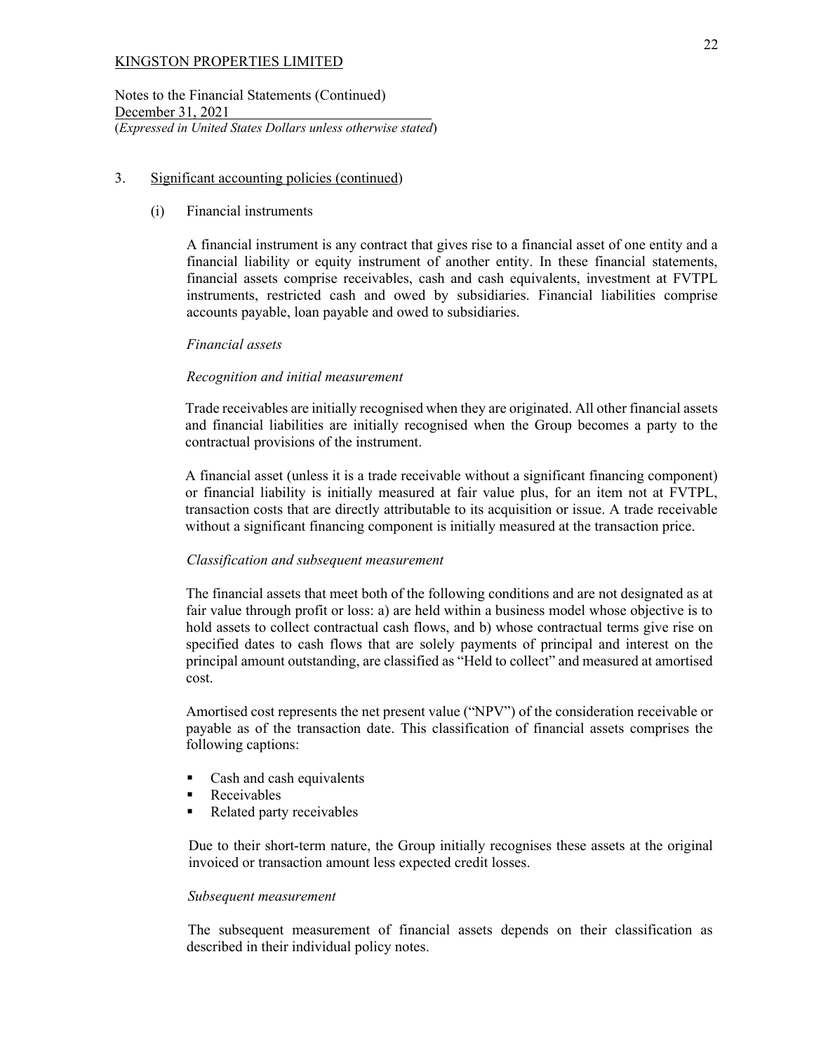KINGSTON PROPERTIES LIMITED

Notes to the Financial Statements (Continued)
December 31, 2021
(*Expressed in United States Dollars unless otherwise stated*)

3. Significant accounting policies (continued)

(i) Financial instruments

A financial instrument is any contract that gives rise to a financial asset of one entity and a financial liability or equity instrument of another entity. In these financial statements, financial assets comprise receivables, cash and cash equivalents, investment at FVTPL instruments, restricted cash and owed by subsidiaries. Financial liabilities comprise accounts payable, loan payable and owed to subsidiaries.

*Financial assets*

*Recognition and initial measurement*

Trade receivables are initially recognised when they are originated. All other financial assets and financial liabilities are initially recognised when the Group becomes a party to the contractual provisions of the instrument.

A financial asset (unless it is a trade receivable without a significant financing component) or financial liability is initially measured at fair value plus, for an item not at FVTPL, transaction costs that are directly attributable to its acquisition or issue. A trade receivable without a significant financing component is initially measured at the transaction price.

*Classification and subsequent measurement*

The financial assets that meet both of the following conditions and are not designated as at fair value through profit or loss: a) are held within a business model whose objective is to hold assets to collect contractual cash flows, and b) whose contractual terms give rise on specified dates to cash flows that are solely payments of principal and interest on the principal amount outstanding, are classified as "Held to collect" and measured at amortised cost.

Amortised cost represents the net present value ("NPV") of the consideration receivable or payable as of the transaction date. This classification of financial assets comprises the following captions:

- Cash and cash equivalents
- Receivables
- Related party receivables

Due to their short-term nature, the Group initially recognises these assets at the original invoiced or transaction amount less expected credit losses.

*Subsequent measurement*

The subsequent measurement of financial assets depends on their classification as described in their individual policy notes.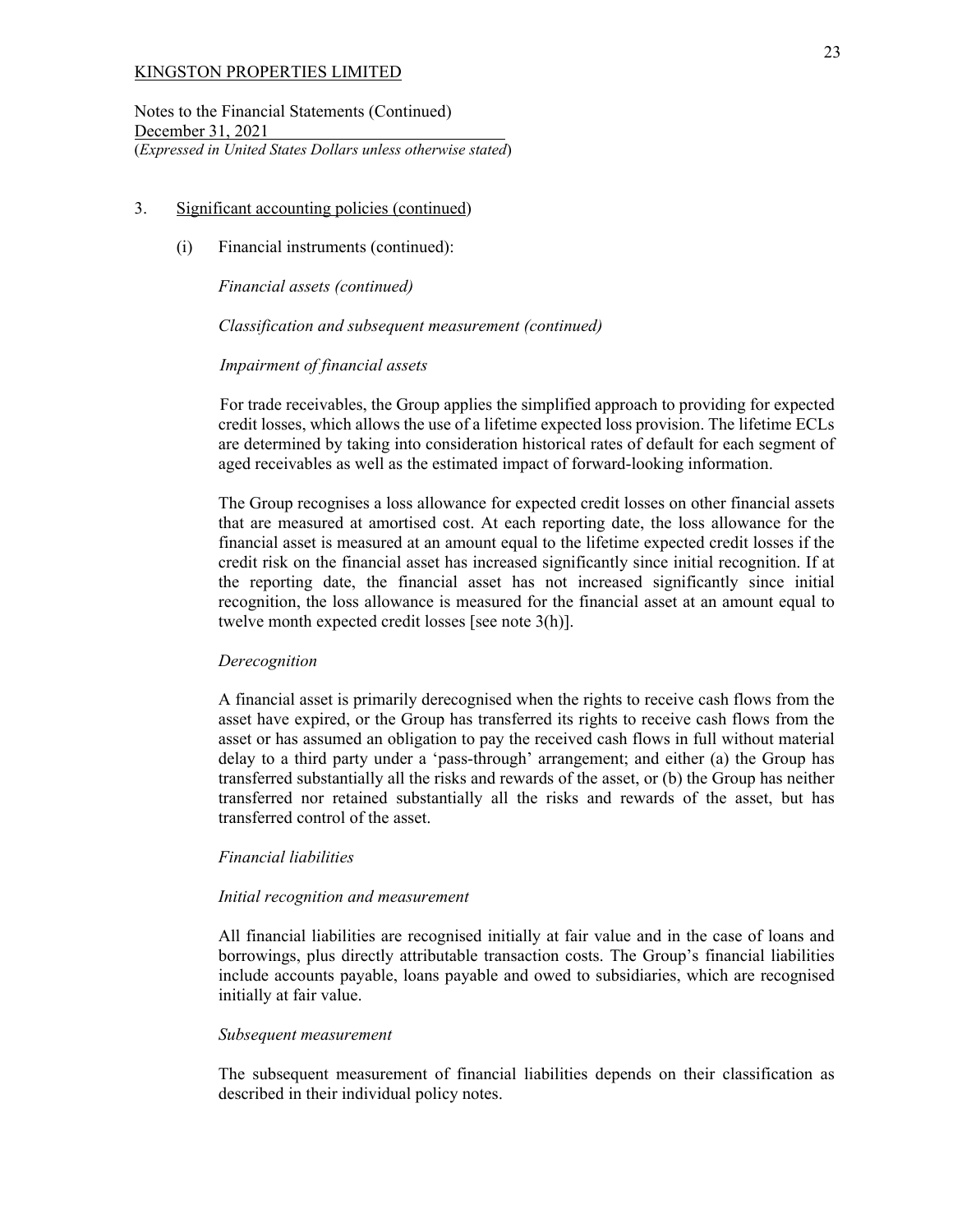KINGSTON PROPERTIES LIMITED

Notes to the Financial Statements (Continued)
December 31, 2021
(*Expressed in United States Dollars unless otherwise stated*)

3. Significant accounting policies (continued)

   (i) Financial instruments (continued):

   *Financial assets (continued)*

   *Classification and subsequent measurement (continued)*

   *Impairment of financial assets*

   For trade receivables, the Group applies the simplified approach to providing for expected credit losses, which allows the use of a lifetime expected loss provision. The lifetime ECLs are determined by taking into consideration historical rates of default for each segment of aged receivables as well as the estimated impact of forward-looking information.

   The Group recognises a loss allowance for expected credit losses on other financial assets that are measured at amortised cost. At each reporting date, the loss allowance for the financial asset is measured at an amount equal to the lifetime expected credit losses if the credit risk on the financial asset has increased significantly since initial recognition. If at the reporting date, the financial asset has not increased significantly since initial recognition, the loss allowance is measured for the financial asset at an amount equal to twelve month expected credit losses [see note 3(h)].

   *Derecognition*

   A financial asset is primarily derecognised when the rights to receive cash flows from the asset have expired, or the Group has transferred its rights to receive cash flows from the asset or has assumed an obligation to pay the received cash flows in full without material delay to a third party under a 'pass-through' arrangement; and either (a) the Group has transferred substantially all the risks and rewards of the asset, or (b) the Group has neither transferred nor retained substantially all the risks and rewards of the asset, but has transferred control of the asset.

   *Financial liabilities*

   *Initial recognition and measurement*

   All financial liabilities are recognised initially at fair value and in the case of loans and borrowings, plus directly attributable transaction costs. The Group's financial liabilities include accounts payable, loans payable and owed to subsidiaries, which are recognised initially at fair value.

   *Subsequent measurement*

   The subsequent measurement of financial liabilities depends on their classification as described in their individual policy notes.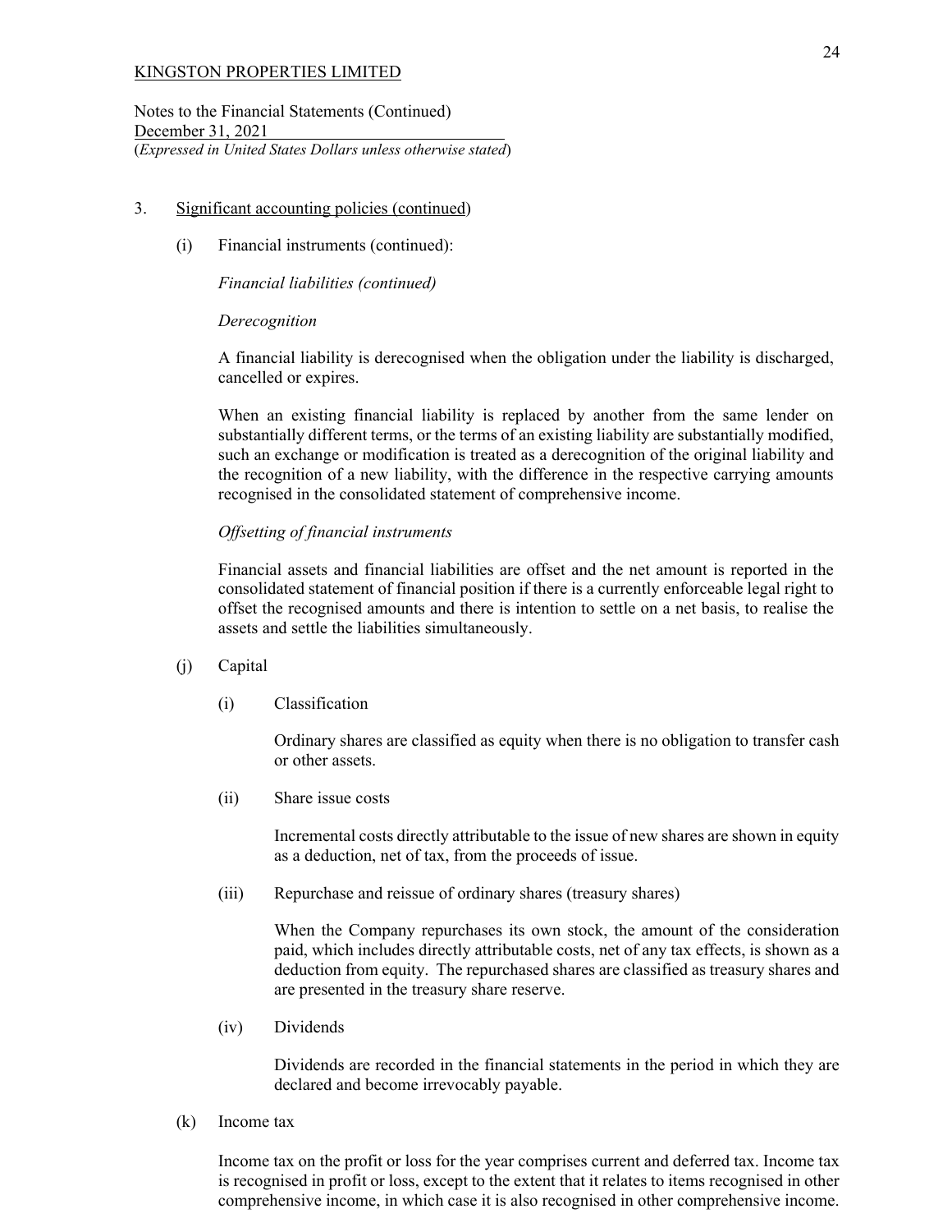KINGSTON PROPERTIES LIMITED

Notes to the Financial Statements (Continued)
December 31, 2021
(*Expressed in United States Dollars unless otherwise stated*)

3. Significant accounting policies (continued)

   (i) Financial instruments (continued):

   *Financial liabilities (continued)*

   *Derecognition*

   A financial liability is derecognised when the obligation under the liability is discharged, cancelled or expires.

   When an existing financial liability is replaced by another from the same lender on substantially different terms, or the terms of an existing liability are substantially modified, such an exchange or modification is treated as a derecognition of the original liability and the recognition of a new liability, with the difference in the respective carrying amounts recognised in the consolidated statement of comprehensive income.

   *Offsetting of financial instruments*

   Financial assets and financial liabilities are offset and the net amount is reported in the consolidated statement of financial position if there is a currently enforceable legal right to offset the recognised amounts and there is intention to settle on a net basis, to realise the assets and settle the liabilities simultaneously.

   (j) Capital

   (i) Classification

   Ordinary shares are classified as equity when there is no obligation to transfer cash or other assets.

   (ii) Share issue costs

   Incremental costs directly attributable to the issue of new shares are shown in equity as a deduction, net of tax, from the proceeds of issue.

   (iii) Repurchase and reissue of ordinary shares (treasury shares)

   When the Company repurchases its own stock, the amount of the consideration paid, which includes directly attributable costs, net of any tax effects, is shown as a deduction from equity. The repurchased shares are classified as treasury shares and are presented in the treasury share reserve.

   (iv) Dividends

   Dividends are recorded in the financial statements in the period in which they are declared and become irrevocably payable.

   (k) Income tax

   Income tax on the profit or loss for the year comprises current and deferred tax. Income tax is recognised in profit or loss, except to the extent that it relates to items recognised in other comprehensive income, in which case it is also recognised in other comprehensive income.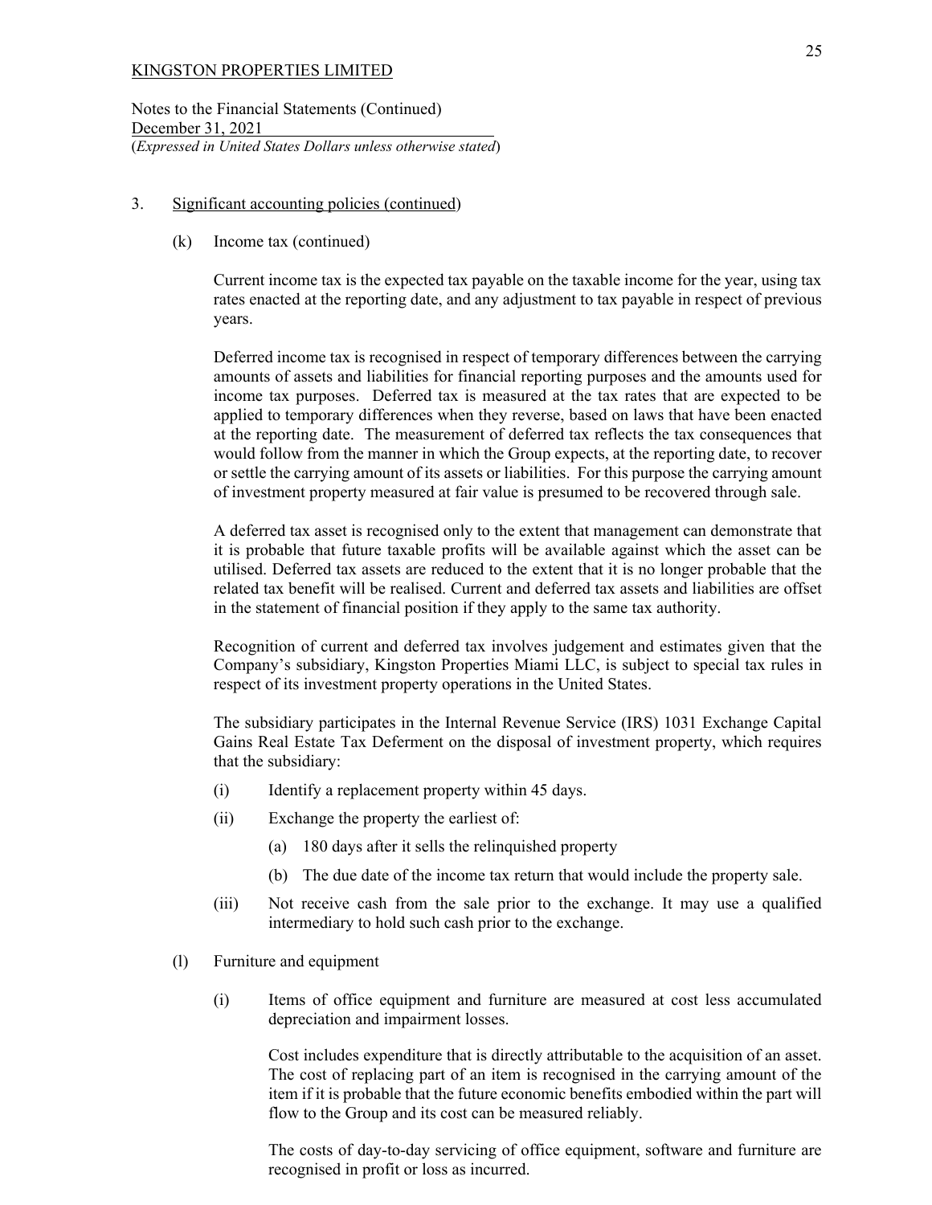KINGSTON PROPERTIES LIMITED

Notes to the Financial Statements (Continued)
December 31, 2021
(*Expressed in United States Dollars unless otherwise stated*)

3. Significant accounting policies (continued)

(k) Income tax (continued)

Current income tax is the expected tax payable on the taxable income for the year, using tax rates enacted at the reporting date, and any adjustment to tax payable in respect of previous years.

Deferred income tax is recognised in respect of temporary differences between the carrying amounts of assets and liabilities for financial reporting purposes and the amounts used for income tax purposes. Deferred tax is measured at the tax rates that are expected to be applied to temporary differences when they reverse, based on laws that have been enacted at the reporting date. The measurement of deferred tax reflects the tax consequences that would follow from the manner in which the Group expects, at the reporting date, to recover or settle the carrying amount of its assets or liabilities. For this purpose the carrying amount of investment property measured at fair value is presumed to be recovered through sale.

A deferred tax asset is recognised only to the extent that management can demonstrate that it is probable that future taxable profits will be available against which the asset can be utilised. Deferred tax assets are reduced to the extent that it is no longer probable that the related tax benefit will be realised. Current and deferred tax assets and liabilities are offset in the statement of financial position if they apply to the same tax authority.

Recognition of current and deferred tax involves judgement and estimates given that the Company's subsidiary, Kingston Properties Miami LLC, is subject to special tax rules in respect of its investment property operations in the United States.

The subsidiary participates in the Internal Revenue Service (IRS) 1031 Exchange Capital Gains Real Estate Tax Deferment on the disposal of investment property, which requires that the subsidiary:

(i) Identify a replacement property within 45 days.

(ii) Exchange the property the earliest of:

  (a) 180 days after it sells the relinquished property

  (b) The due date of the income tax return that would include the property sale.

(iii) Not receive cash from the sale prior to the exchange. It may use a qualified intermediary to hold such cash prior to the exchange.

(l) Furniture and equipment

(i) Items of office equipment and furniture are measured at cost less accumulated depreciation and impairment losses.

Cost includes expenditure that is directly attributable to the acquisition of an asset. The cost of replacing part of an item is recognised in the carrying amount of the item if it is probable that the future economic benefits embodied within the part will flow to the Group and its cost can be measured reliably.

The costs of day-to-day servicing of office equipment, software and furniture are recognised in profit or loss as incurred.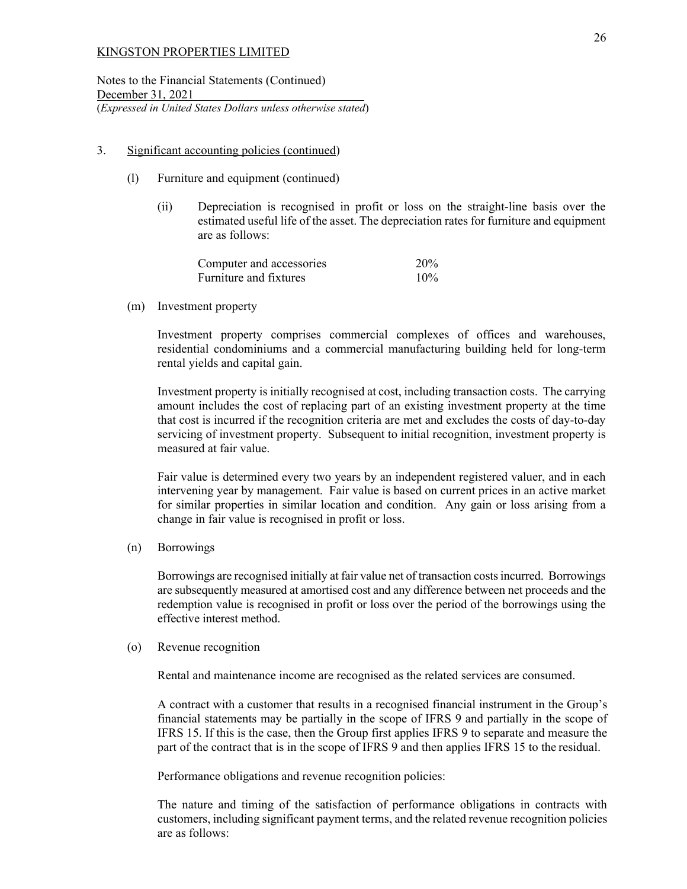KINGSTON PROPERTIES LIMITED

Notes to the Financial Statements (Continued)
December 31, 2021
(*Expressed in United States Dollars unless otherwise stated*)

3. Significant accounting policies (continued)

   (l) Furniture and equipment (continued)

   (ii) Depreciation is recognised in profit or loss on the straight-line basis over the estimated useful life of the asset. The depreciation rates for furniture and equipment are as follows:

| | |
|---|---|
| Computer and accessories | 20% |
| Furniture and fixtures | 10% |

   (m) Investment property

   Investment property comprises commercial complexes of offices and warehouses, residential condominiums and a commercial manufacturing building held for long-term rental yields and capital gain.

   Investment property is initially recognised at cost, including transaction costs. The carrying amount includes the cost of replacing part of an existing investment property at the time that cost is incurred if the recognition criteria are met and excludes the costs of day-to-day servicing of investment property. Subsequent to initial recognition, investment property is measured at fair value.

   Fair value is determined every two years by an independent registered valuer, and in each intervening year by management. Fair value is based on current prices in an active market for similar properties in similar location and condition. Any gain or loss arising from a change in fair value is recognised in profit or loss.

   (n) Borrowings

   Borrowings are recognised initially at fair value net of transaction costs incurred. Borrowings are subsequently measured at amortised cost and any difference between net proceeds and the redemption value is recognised in profit or loss over the period of the borrowings using the effective interest method.

   (o) Revenue recognition

   Rental and maintenance income are recognised as the related services are consumed.

   A contract with a customer that results in a recognised financial instrument in the Group's financial statements may be partially in the scope of IFRS 9 and partially in the scope of IFRS 15. If this is the case, then the Group first applies IFRS 9 to separate and measure the part of the contract that is in the scope of IFRS 9 and then applies IFRS 15 to the residual.

   Performance obligations and revenue recognition policies:

   The nature and timing of the satisfaction of performance obligations in contracts with customers, including significant payment terms, and the related revenue recognition policies are as follows: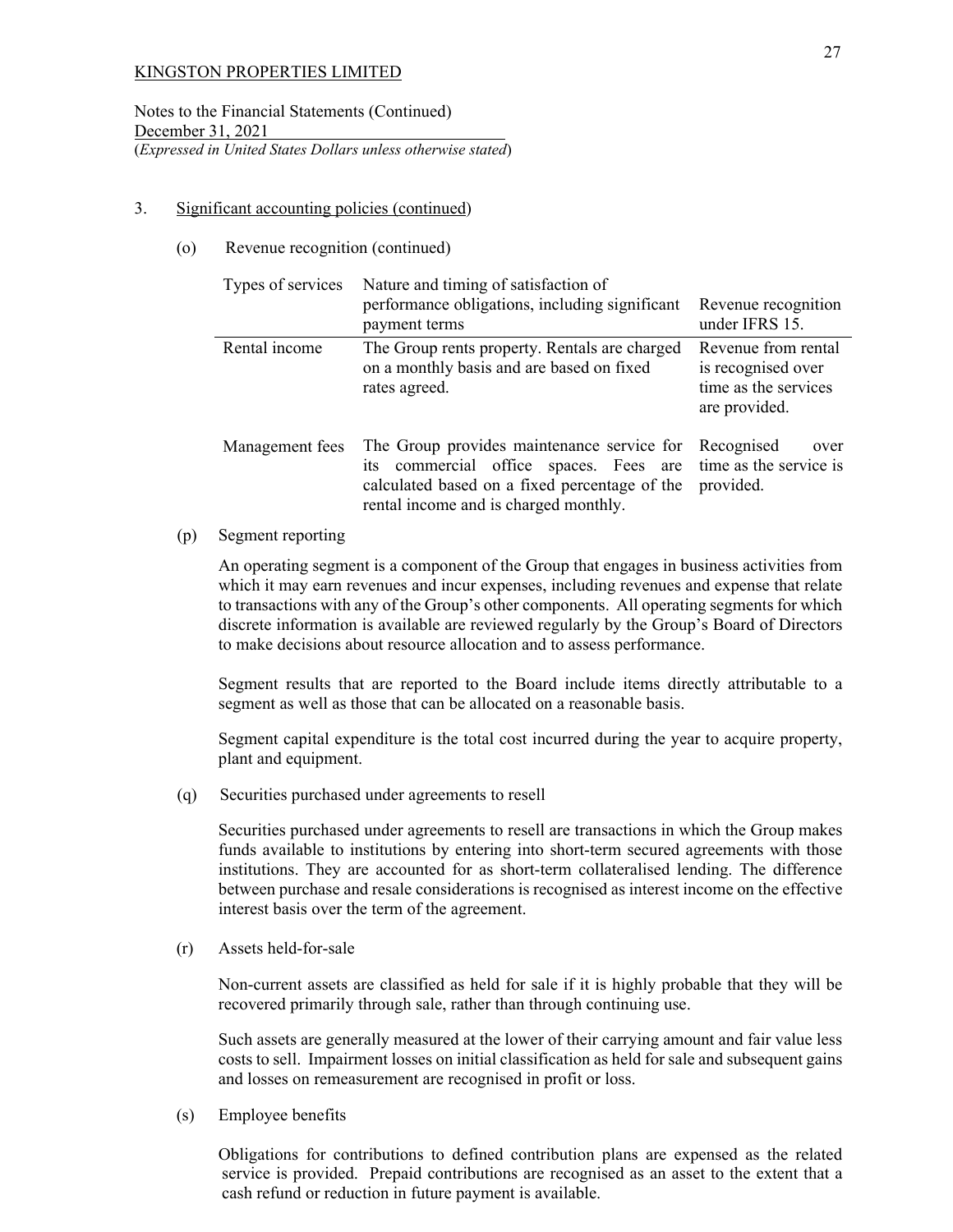KINGSTON PROPERTIES LIMITED

Notes to the Financial Statements (Continued)
December 31, 2021
(*Expressed in United States Dollars unless otherwise stated*)

3. Significant accounting policies (continued)

(o) Revenue recognition (continued)

| Types of services | Nature and timing of satisfaction of performance obligations, including significant payment terms | Revenue recognition under IFRS 15. |
|---|---|---|
| Rental income | The Group rents property. Rentals are charged on a monthly basis and are based on fixed rates agreed. | Revenue from rental is recognised over time as the services are provided. |
| Management fees | The Group provides maintenance service for its commercial office spaces. Fees are calculated based on a fixed percentage of the rental income and is charged monthly. | Recognised over time as the service is provided. |

(p) Segment reporting

An operating segment is a component of the Group that engages in business activities from which it may earn revenues and incur expenses, including revenues and expense that relate to transactions with any of the Group's other components. All operating segments for which discrete information is available are reviewed regularly by the Group's Board of Directors to make decisions about resource allocation and to assess performance.

Segment results that are reported to the Board include items directly attributable to a segment as well as those that can be allocated on a reasonable basis.

Segment capital expenditure is the total cost incurred during the year to acquire property, plant and equipment.

(q) Securities purchased under agreements to resell

Securities purchased under agreements to resell are transactions in which the Group makes funds available to institutions by entering into short-term secured agreements with those institutions. They are accounted for as short-term collateralised lending. The difference between purchase and resale considerations is recognised as interest income on the effective interest basis over the term of the agreement.

(r) Assets held-for-sale

Non-current assets are classified as held for sale if it is highly probable that they will be recovered primarily through sale, rather than through continuing use.

Such assets are generally measured at the lower of their carrying amount and fair value less costs to sell. Impairment losses on initial classification as held for sale and subsequent gains and losses on remeasurement are recognised in profit or loss.

(s) Employee benefits

Obligations for contributions to defined contribution plans are expensed as the related service is provided. Prepaid contributions are recognised as an asset to the extent that a cash refund or reduction in future payment is available.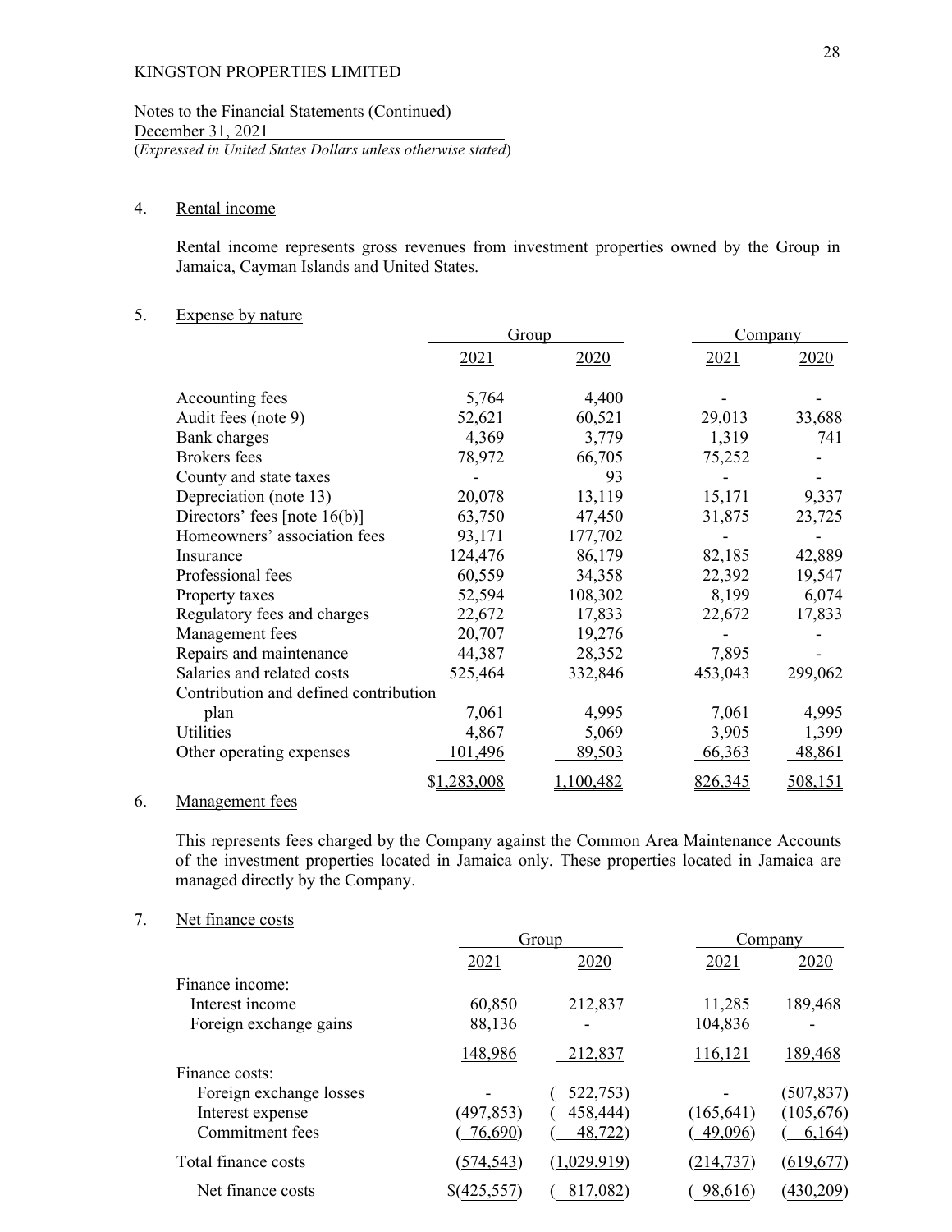KINGSTON PROPERTIES LIMITED

Notes to the Financial Statements (Continued)
December 31, 2021
(*Expressed in United States Dollars unless otherwise stated*)

4. Rental income

Rental income represents gross revenues from investment properties owned by the Group in Jamaica, Cayman Islands and United States.

5. Expense by nature

| | Group | | Company | |
|---|---|---|---|---|
| | 2021 | 2020 | 2021 | 2020 |
| Accounting fees | 5,764 | 4,400 | - | - |
| Audit fees (note 9) | 52,621 | 60,521 | 29,013 | 33,688 |
| Bank charges | 4,369 | 3,779 | 1,319 | 741 |
| Brokers fees | 78,972 | 66,705 | 75,252 | - |
| County and state taxes | - | 93 | - | - |
| Depreciation (note 13) | 20,078 | 13,119 | 15,171 | 9,337 |
| Directors' fees [note 16(b)] | 63,750 | 47,450 | 31,875 | 23,725 |
| Homeowners' association fees | 93,171 | 177,702 | - | - |
| Insurance | 124,476 | 86,179 | 82,185 | 42,889 |
| Professional fees | 60,559 | 34,358 | 22,392 | 19,547 |
| Property taxes | 52,594 | 108,302 | 8,199 | 6,074 |
| Regulatory fees and charges | 22,672 | 17,833 | 22,672 | 17,833 |
| Management fees | 20,707 | 19,276 | - | - |
| Repairs and maintenance | 44,387 | 28,352 | 7,895 | - |
| Salaries and related costs | 525,464 | 332,846 | 453,043 | 299,062 |
| Contribution and defined contribution plan | 7,061 | 4,995 | 7,061 | 4,995 |
| Utilities | 4,867 | 5,069 | 3,905 | 1,399 |
| Other operating expenses | 101,496 | 89,503 | 66,363 | 48,861 |
| | $1,283,008 | 1,100,482 | 826,345 | 508,151 |

6. Management fees

This represents fees charged by the Company against the Common Area Maintenance Accounts of the investment properties located in Jamaica only. These properties located in Jamaica are managed directly by the Company.

7. Net finance costs

| | Group | | Company | |
|---|---|---|---|---|
| | 2021 | 2020 | 2021 | 2020 |
| Finance income: | | | | |
| Interest income | 60,850 | 212,837 | 11,285 | 189,468 |
| Foreign exchange gains | 88,136 | - | 104,836 | - |
| | 148,986 | 212,837 | 116,121 | 189,468 |
| Finance costs: | | | | |
| Foreign exchange losses | - | ( 522,753) | - | (507,837) |
| Interest expense | (497,853) | ( 458,444) | (165,641) | (105,676) |
| Commitment fees | ( 76,690) | ( 48,722) | ( 49,096) | ( 6,164) |
| Total finance costs | (574,543) | (1,029,919) | (214,737) | (619,677) |
| Net finance costs | $(425,557) | ( 817,082) | ( 98,616) | (430,209) |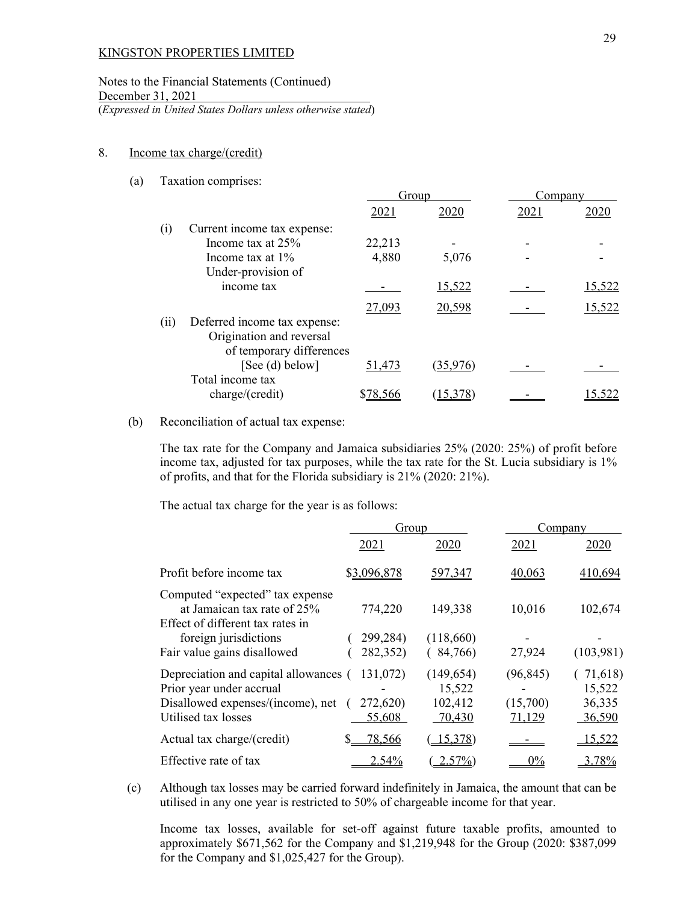KINGSTON PROPERTIES LIMITED

Notes to the Financial Statements (Continued)
December 31, 2021
(*Expressed in United States Dollars unless otherwise stated*)

## 8. Income tax charge/(credit)

(a) Taxation comprises:

| | Group | | Company | |
|---|---|---|---|---|
| | 2021 | 2020 | 2021 | 2020 |
| (i) Current income tax expense: | | | | |
| Income tax at 25% | 22,213 | - | - | - |
| Income tax at 1% | 4,880 | 5,076 | - | - |
| Under-provision of income tax | - | 15,522 | - | 15,522 |
| | 27,093 | 20,598 | - | 15,522 |
| (ii) Deferred income tax expense: Origination and reversal of temporary differences [See (d) below] | 51,473 | (35,976) | - | - |
| Total income tax charge/(credit) | $78,566 | (15,378) | - | 15,522 |

(b) Reconciliation of actual tax expense:

The tax rate for the Company and Jamaica subsidiaries 25% (2020: 25%) of profit before income tax, adjusted for tax purposes, while the tax rate for the St. Lucia subsidiary is 1% of profits, and that for the Florida subsidiary is 21% (2020: 21%).

The actual tax charge for the year is as follows:

| | Group | | Company | |
|---|---|---|---|---|
| | 2021 | 2020 | 2021 | 2020 |
| Profit before income tax | $3,096,878 | 597,347 | 40,063 | 410,694 |
| Computed "expected" tax expense at Jamaican tax rate of 25% | 774,220 | 149,338 | 10,016 | 102,674 |
| Effect of different tax rates in foreign jurisdictions | (299,284) | (118,660) | - | - |
| Fair value gains disallowed | (282,352) | (84,766) | 27,924 | (103,981) |
| Depreciation and capital allowances | (131,072) | (149,654) | (96,845) | (71,618) |
| Prior year under accrual | - | 15,522 | - | 15,522 |
| Disallowed expenses/(income), net | (272,620) | 102,412 | (15,700) | 36,335 |
| Utilised tax losses | 55,608 | 70,430 | 71,129 | 36,590 |
| Actual tax charge/(credit) | $ 78,566 | (15,378) | - | 15,522 |
| Effective rate of tax | 2.54% | (2.57%) | 0% | 3.78% |

(c) Although tax losses may be carried forward indefinitely in Jamaica, the amount that can be utilised in any one year is restricted to 50% of chargeable income for that year.

Income tax losses, available for set-off against future taxable profits, amounted to approximately $671,562 for the Company and $1,219,948 for the Group (2020: $387,099 for the Company and $1,025,427 for the Group).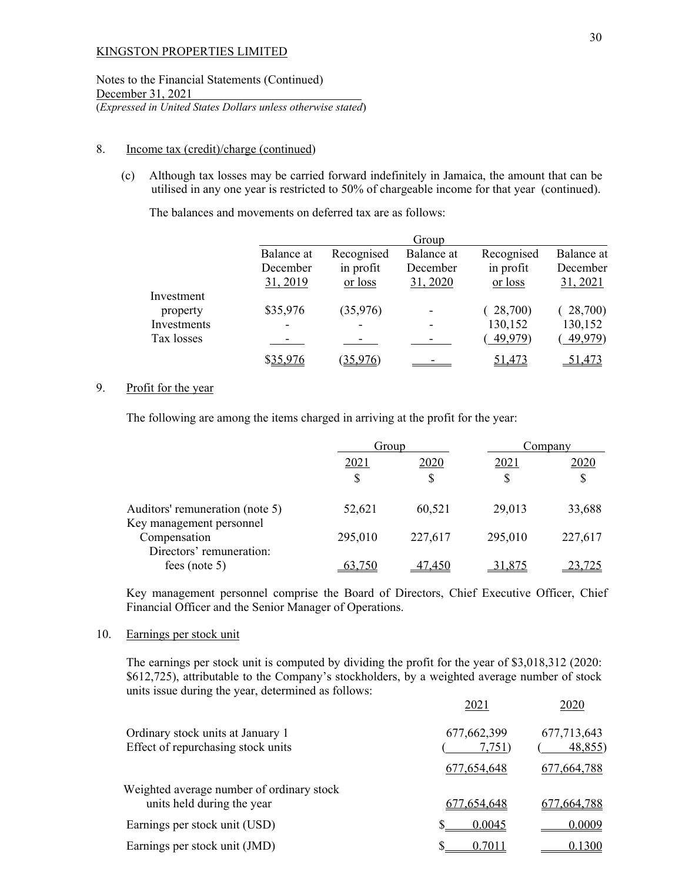KINGSTON PROPERTIES LIMITED

Notes to the Financial Statements (Continued)
December 31, 2021
(*Expressed in United States Dollars unless otherwise stated*)

8. Income tax (credit)/charge (continued)

(c) Although tax losses may be carried forward indefinitely in Jamaica, the amount that can be utilised in any one year is restricted to 50% of chargeable income for that year (continued).

The balances and movements on deferred tax are as follows:

| | Group | | | | |
|---|---|---|---|---|---|
| | Balance at December 31, 2019 | Recognised in profit or loss | Balance at December 31, 2020 | Recognised in profit or loss | Balance at December 31, 2021 |
| Investment property | $35,976 | (35,976) | - | ( 28,700) | ( 28,700) |
| Investments | - | - | - | 130,152 | 130,152 |
| Tax losses | - | - | - | ( 49,979) | ( 49,979) |
| | $35,976 | (35,976) | - | 51,473 | 51,473 |

9. Profit for the year

The following are among the items charged in arriving at the profit for the year:

| | Group | | Company | |
|---|---|---|---|---|
| | 2021 | 2020 | 2021 | 2020 |
| | $ | $ | $ | $ |
| Auditors' remuneration (note 5) | 52,621 | 60,521 | 29,013 | 33,688 |
| Key management personnel Compensation | 295,010 | 227,617 | 295,010 | 227,617 |
| Directors' remuneration: fees (note 5) | 63,750 | 47,450 | 31,875 | 23,725 |

Key management personnel comprise the Board of Directors, Chief Executive Officer, Chief Financial Officer and the Senior Manager of Operations.

10. Earnings per stock unit

The earnings per stock unit is computed by dividing the profit for the year of $3,018,312 (2020: $612,725), attributable to the Company's stockholders, by a weighted average number of stock units issue during the year, determined as follows:

| | 2021 | 2020 |
|---|---|---|
| Ordinary stock units at January 1 | 677,662,399 | 677,713,643 |
| Effect of repurchasing stock units | ( 7,751) | ( 48,855) |
| | 677,654,648 | 677,664,788 |
| Weighted average number of ordinary stock units held during the year | 677,654,648 | 677,664,788 |
| Earnings per stock unit (USD) | $ 0.0045 | 0.0009 |
| Earnings per stock unit (JMD) | $ 0.7011 | 0.1300 |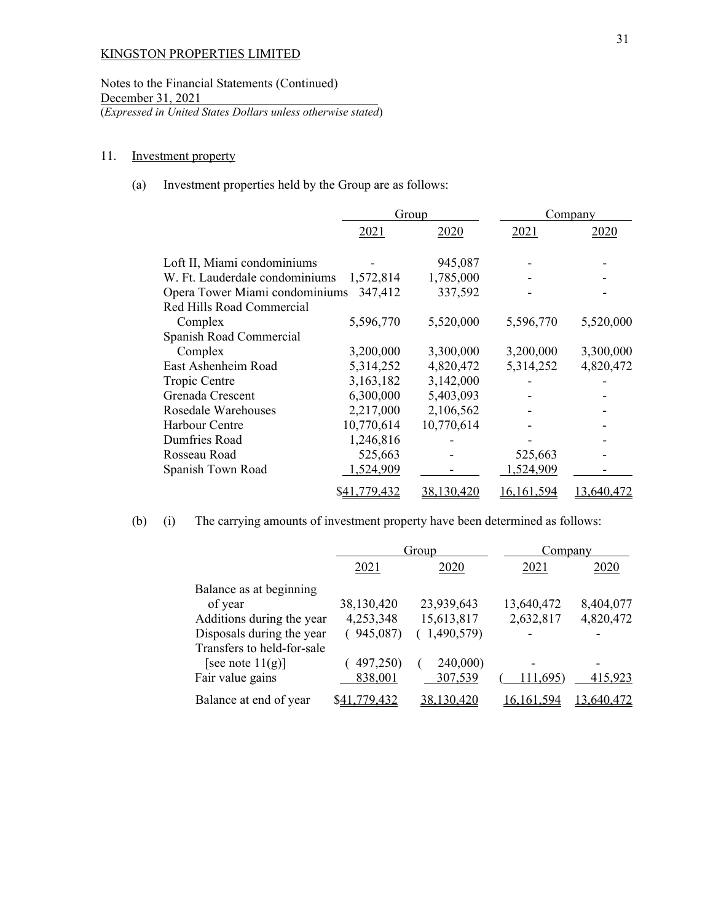KINGSTON PROPERTIES LIMITED

Notes to the Financial Statements (Continued)
December 31, 2021
(*Expressed in United States Dollars unless otherwise stated*)

## 11. Investment property

(a) Investment properties held by the Group are as follows:

| | Group | | Company | |
|---|---|---|---|---|
| | 2021 | 2020 | 2021 | 2020 |
| Loft II, Miami condominiums | - | 945,087 | - | - |
| W. Ft. Lauderdale condominiums | 1,572,814 | 1,785,000 | - | - |
| Opera Tower Miami condominiums | 347,412 | 337,592 | - | - |
| Red Hills Road Commercial Complex | 5,596,770 | 5,520,000 | 5,596,770 | 5,520,000 |
| Spanish Road Commercial Complex | 3,200,000 | 3,300,000 | 3,200,000 | 3,300,000 |
| East Ashenheim Road | 5,314,252 | 4,820,472 | 5,314,252 | 4,820,472 |
| Tropic Centre | 3,163,182 | 3,142,000 | - | - |
| Grenada Crescent | 6,300,000 | 5,403,093 | - | - |
| Rosedale Warehouses | 2,217,000 | 2,106,562 | - | - |
| Harbour Centre | 10,770,614 | 10,770,614 | - | - |
| Dumfries Road | 1,246,816 | - | - | - |
| Rosseau Road | 525,663 | - | 525,663 | - |
| Spanish Town Road | 1,524,909 | - | 1,524,909 | - |
| | $41,779,432 | 38,130,420 | 16,161,594 | 13,640,472 |

(b) (i) The carrying amounts of investment property have been determined as follows:

| | Group | | Company | |
|---|---|---|---|---|
| | 2021 | 2020 | 2021 | 2020 |
| Balance as at beginning of year | 38,130,420 | 23,939,643 | 13,640,472 | 8,404,077 |
| Additions during the year | 4,253,348 | 15,613,817 | 2,632,817 | 4,820,472 |
| Disposals during the year | ( 945,087) | ( 1,490,579) | - | - |
| Transfers to held-for-sale [see note 11(g)] | ( 497,250) | ( 240,000) | - | - |
| Fair value gains | 838,001 | 307,539 | ( 111,695) | 415,923 |
| Balance at end of year | $41,779,432 | 38,130,420 | 16,161,594 | 13,640,472 |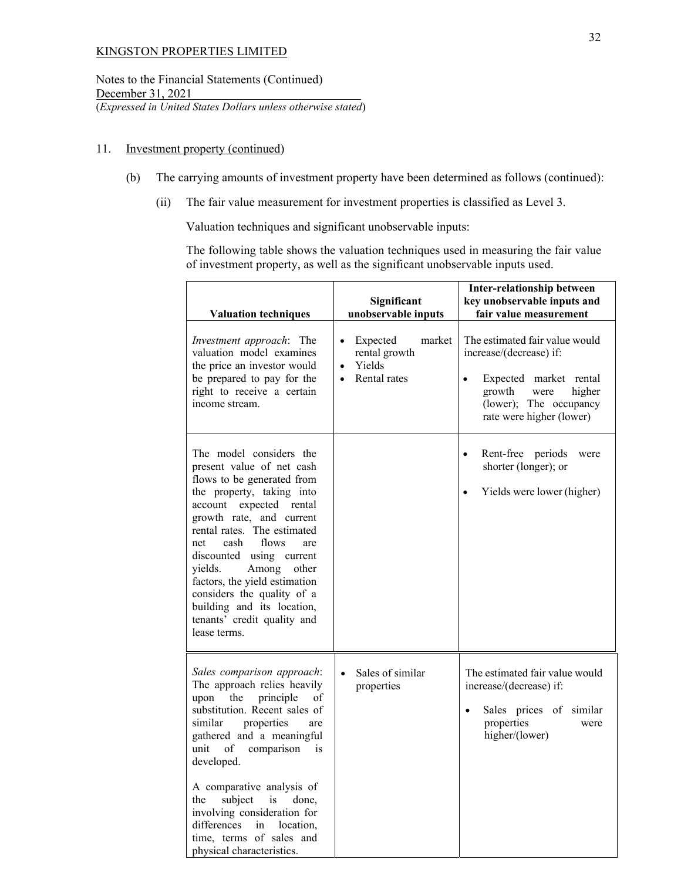KINGSTON PROPERTIES LIMITED

Notes to the Financial Statements (Continued)
December 31, 2021
(*Expressed in United States Dollars unless otherwise stated*)

## 11. Investment property (continued)

(b) The carrying amounts of investment property have been determined as follows (continued):

(ii) The fair value measurement for investment properties is classified as Level 3.

Valuation techniques and significant unobservable inputs:

The following table shows the valuation techniques used in measuring the fair value of investment property, as well as the significant unobservable inputs used.

| Valuation techniques | Significant unobservable inputs | Inter-relationship between key unobservable inputs and fair value measurement |
|---|---|---|
| *Investment approach*: The valuation model examines the price an investor would be prepared to pay for the right to receive a certain income stream. | • Expected market rental growth<br>• Yields<br>• Rental rates | The estimated fair value would increase/(decrease) if:<br><br>• Expected market rental growth were higher (lower); The occupancy rate were higher (lower) |
| The model considers the present value of net cash flows to be generated from the property, taking into account expected rental growth rate, and current rental rates. The estimated net cash flows are discounted using current yields. Among other factors, the yield estimation considers the quality of a building and its location, tenants' credit quality and lease terms. | | • Rent-free periods were shorter (longer); or<br><br>• Yields were lower (higher) |
| *Sales comparison approach*: The approach relies heavily upon the principle of substitution. Recent sales of similar properties are gathered and a meaningful unit of comparison is developed.<br><br>A comparative analysis of the subject is done, involving consideration for differences in location, time, terms of sales and physical characteristics. | • Sales of similar properties | The estimated fair value would increase/(decrease) if:<br><br>• Sales prices of similar properties were higher/(lower) |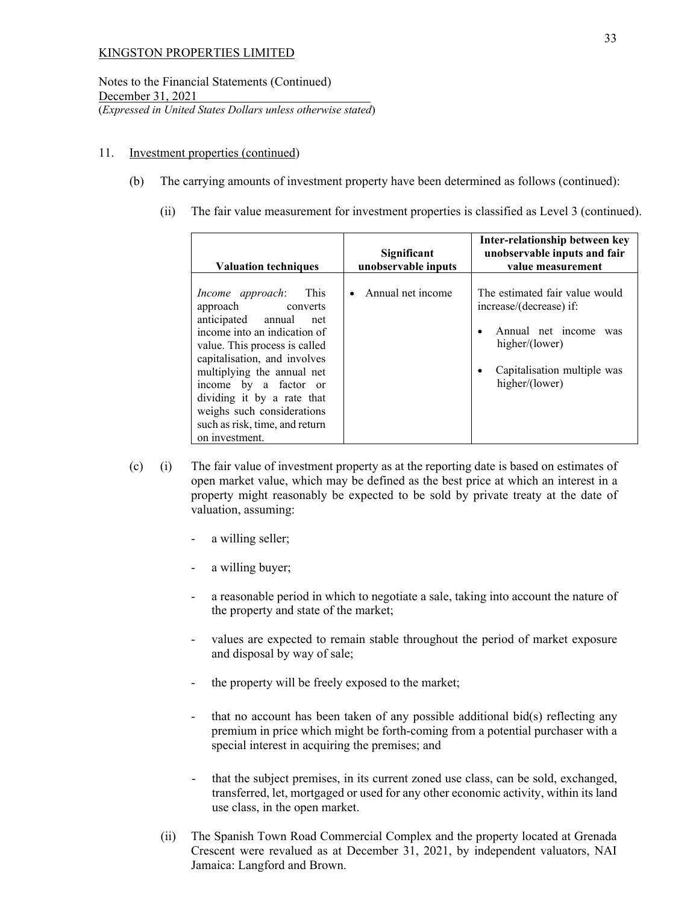KINGSTON PROPERTIES LIMITED

Notes to the Financial Statements (Continued)
December 31, 2021
(*Expressed in United States Dollars unless otherwise stated*)

11. Investment properties (continued)

(b) The carrying amounts of investment property have been determined as follows (continued):

(ii) The fair value measurement for investment properties is classified as Level 3 (continued).

| Valuation techniques | Significant unobservable inputs | Inter-relationship between key unobservable inputs and fair value measurement |
|---|---|---|
| *Income approach*: This approach converts anticipated annual net income into an indication of value. This process is called capitalisation, and involves multiplying the annual net income by a factor or dividing it by a rate that weighs such considerations such as risk, time, and return on investment. | • Annual net income | The estimated fair value would increase/(decrease) if: <br> • Annual net income was higher/(lower) <br> • Capitalisation multiple was higher/(lower) |

(c) (i) The fair value of investment property as at the reporting date is based on estimates of open market value, which may be defined as the best price at which an interest in a property might reasonably be expected to be sold by private treaty at the date of valuation, assuming:

- a willing seller;
- a willing buyer;
- a reasonable period in which to negotiate a sale, taking into account the nature of the property and state of the market;
- values are expected to remain stable throughout the period of market exposure and disposal by way of sale;
- the property will be freely exposed to the market;
- that no account has been taken of any possible additional bid(s) reflecting any premium in price which might be forth-coming from a potential purchaser with a special interest in acquiring the premises; and
- that the subject premises, in its current zoned use class, can be sold, exchanged, transferred, let, mortgaged or used for any other economic activity, within its land use class, in the open market.

(ii) The Spanish Town Road Commercial Complex and the property located at Grenada Crescent were revalued as at December 31, 2021, by independent valuators, NAI Jamaica: Langford and Brown.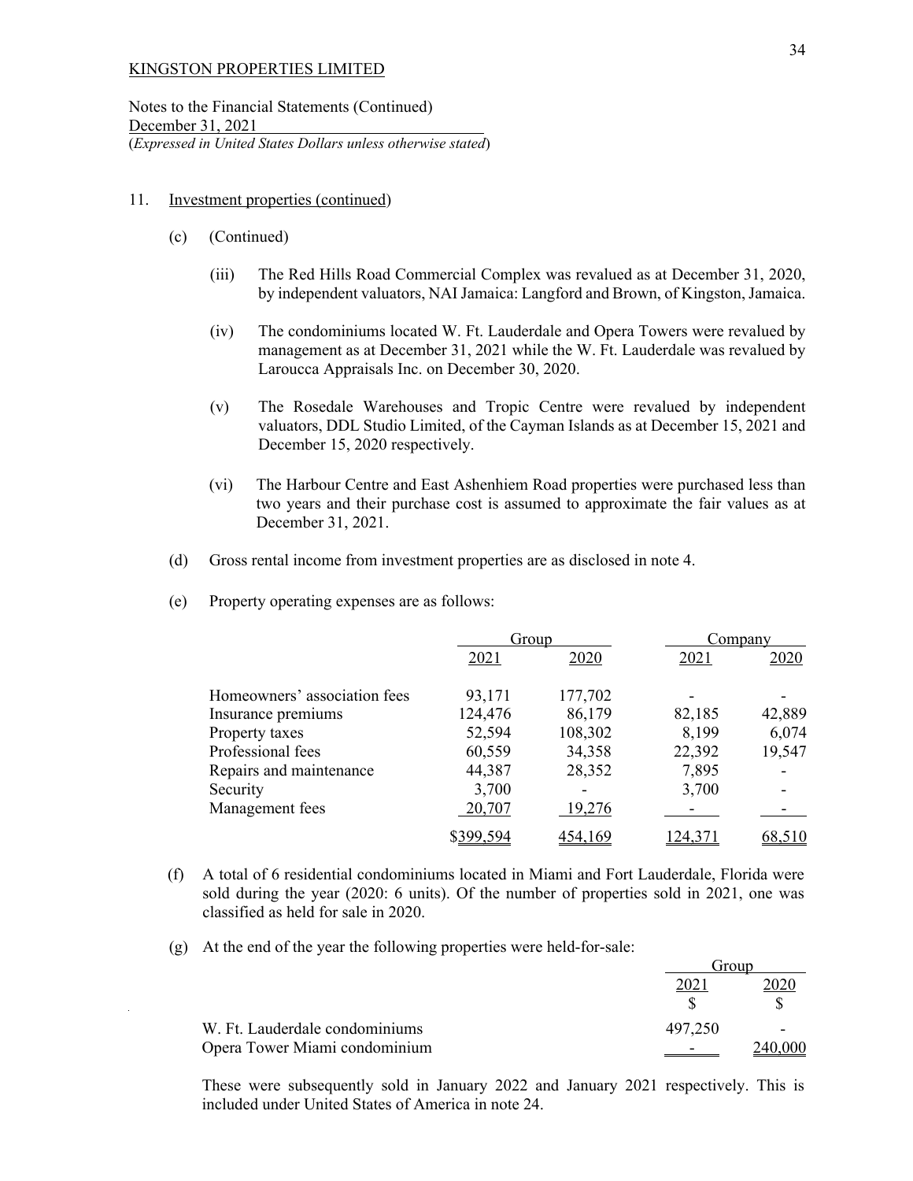KINGSTON PROPERTIES LIMITED

Notes to the Financial Statements (Continued)
December 31, 2021
(*Expressed in United States Dollars unless otherwise stated*)

11. Investment properties (continued)

    (c) (Continued)

        (iii) The Red Hills Road Commercial Complex was revalued as at December 31, 2020, by independent valuators, NAI Jamaica: Langford and Brown, of Kingston, Jamaica.

        (iv) The condominiums located W. Ft. Lauderdale and Opera Towers were revalued by management as at December 31, 2021 while the W. Ft. Lauderdale was revalued by Laroucca Appraisals Inc. on December 30, 2020.

        (v) The Rosedale Warehouses and Tropic Centre were revalued by independent valuators, DDL Studio Limited, of the Cayman Islands as at December 15, 2021 and December 15, 2020 respectively.

        (vi) The Harbour Centre and East Ashenhiem Road properties were purchased less than two years and their purchase cost is assumed to approximate the fair values as at December 31, 2021.

    (d) Gross rental income from investment properties are as disclosed in note 4.

    (e) Property operating expenses are as follows:

| | Group | | Company | |
|---|---|---|---|---|
| | 2021 | 2020 | 2021 | 2020 |
| Homeowners' association fees | 93,171 | 177,702 | - | - |
| Insurance premiums | 124,476 | 86,179 | 82,185 | 42,889 |
| Property taxes | 52,594 | 108,302 | 8,199 | 6,074 |
| Professional fees | 60,559 | 34,358 | 22,392 | 19,547 |
| Repairs and maintenance | 44,387 | 28,352 | 7,895 | - |
| Security | 3,700 | - | 3,700 | - |
| Management fees | 20,707 | 19,276 | - | - |
| | $399,594 | 454,169 | 124,371 | 68,510 |

    (f) A total of 6 residential condominiums located in Miami and Fort Lauderdale, Florida were sold during the year (2020: 6 units). Of the number of properties sold in 2021, one was classified as held for sale in 2020.

    (g) At the end of the year the following properties were held-for-sale:

| | Group | |
|---|---|---|
| | 2021 | 2020 |
| | $ | $ |
| W. Ft. Lauderdale condominiums | 497,250 | - |
| Opera Tower Miami condominium | - | 240,000 |

These were subsequently sold in January 2022 and January 2021 respectively. This is included under United States of America in note 24.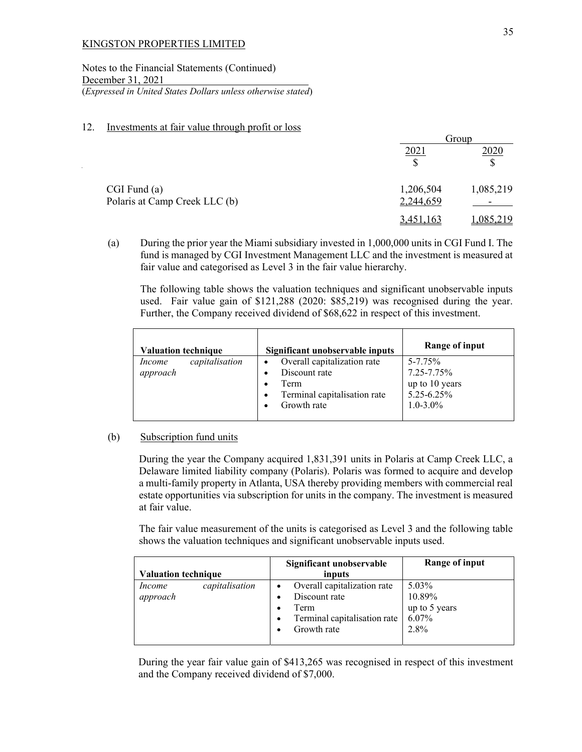KINGSTON PROPERTIES LIMITED

Notes to the Financial Statements (Continued)
December 31, 2021
(*Expressed in United States Dollars unless otherwise stated*)

## 12. Investments at fair value through profit or loss

| | Group | |
|---|---|---|
| | 2021 | 2020 |
| | $ | $ |
| CGI Fund (a) | 1,206,504 | 1,085,219 |
| Polaris at Camp Creek LLC (b) | 2,244,659 | - |
| | 3,451,163 | 1,085,219 |

(a) During the prior year the Miami subsidiary invested in 1,000,000 units in CGI Fund I. The fund is managed by CGI Investment Management LLC and the investment is measured at fair value and categorised as Level 3 in the fair value hierarchy.

The following table shows the valuation techniques and significant unobservable inputs used. Fair value gain of $121,288 (2020: $85,219) was recognised during the year. Further, the Company received dividend of $68,622 in respect of this investment.

| Valuation technique | Significant unobservable inputs | Range of input |
|---|---|---|
| *Income capitalisation approach* | • Overall capitalization rate<br>• Discount rate<br>• Term<br>• Terminal capitalisation rate<br>• Growth rate | 5-7.75%<br>7.25-7.75%<br>up to 10 years<br>5.25-6.25%<br>1.0-3.0% |

(b) Subscription fund units

During the year the Company acquired 1,831,391 units in Polaris at Camp Creek LLC, a Delaware limited liability company (Polaris). Polaris was formed to acquire and develop a multi-family property in Atlanta, USA thereby providing members with commercial real estate opportunities via subscription for units in the company. The investment is measured at fair value.

The fair value measurement of the units is categorised as Level 3 and the following table shows the valuation techniques and significant unobservable inputs used.

| Valuation technique | Significant unobservable inputs | Range of input |
|---|---|---|
| *Income capitalisation approach* | • Overall capitalization rate<br>• Discount rate<br>• Term<br>• Terminal capitalisation rate<br>• Growth rate | 5.03%<br>10.89%<br>up to 5 years<br>6.07%<br>2.8% |

During the year fair value gain of $413,265 was recognised in respect of this investment and the Company received dividend of $7,000.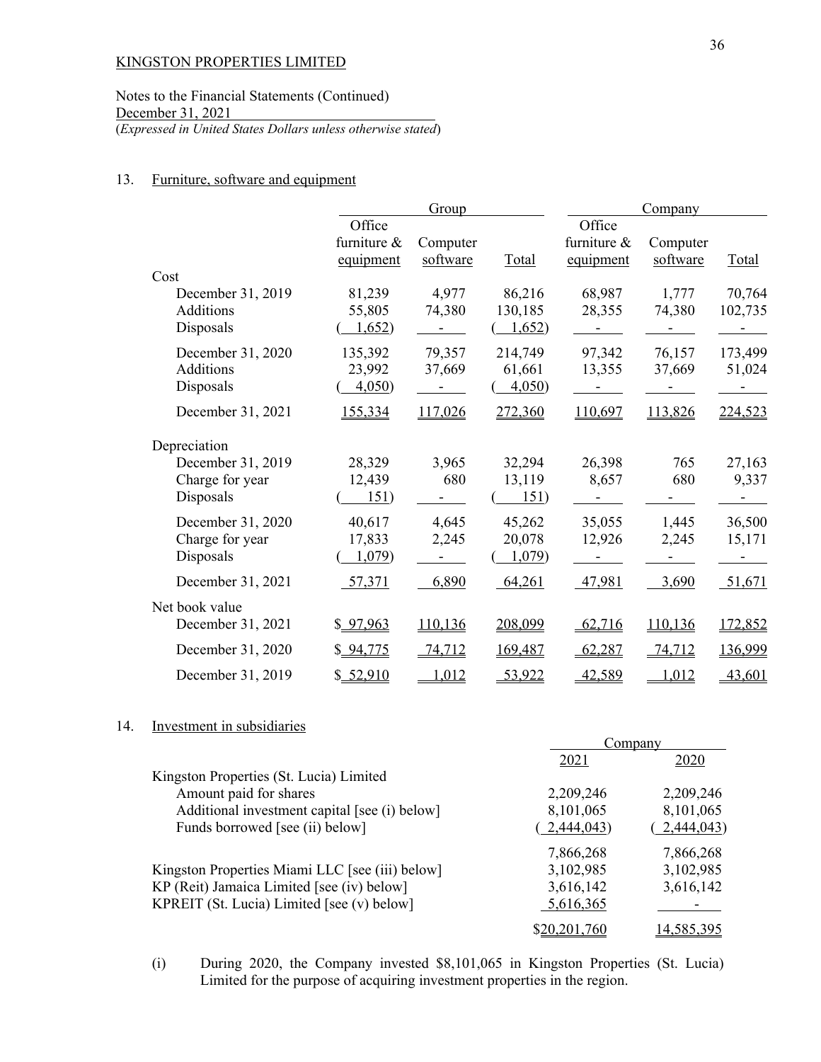KINGSTON PROPERTIES LIMITED

Notes to the Financial Statements (Continued)
December 31, 2021
(*Expressed in United States Dollars unless otherwise stated*)

## 13. Furniture, software and equipment

| | Group | | | Company | | |
|---|---|---|---|---|---|---|
| | Office furniture & equipment | Computer software | Total | Office furniture & equipment | Computer software | Total |
| **Cost** | | | | | | |
| December 31, 2019 | 81,239 | 4,977 | 86,216 | 68,987 | 1,777 | 70,764 |
| Additions | 55,805 | 74,380 | 130,185 | 28,355 | 74,380 | 102,735 |
| Disposals | ( 1,652) | - | ( 1,652) | - | - | - |
| December 31, 2020 | 135,392 | 79,357 | 214,749 | 97,342 | 76,157 | 173,499 |
| Additions | 23,992 | 37,669 | 61,661 | 13,355 | 37,669 | 51,024 |
| Disposals | ( 4,050) | - | ( 4,050) | - | - | - |
| December 31, 2021 | 155,334 | 117,026 | 272,360 | 110,697 | 113,826 | 224,523 |
| **Depreciation** | | | | | | |
| December 31, 2019 | 28,329 | 3,965 | 32,294 | 26,398 | 765 | 27,163 |
| Charge for year | 12,439 | 680 | 13,119 | 8,657 | 680 | 9,337 |
| Disposals | ( 151) | - | ( 151) | - | - | - |
| December 31, 2020 | 40,617 | 4,645 | 45,262 | 35,055 | 1,445 | 36,500 |
| Charge for year | 17,833 | 2,245 | 20,078 | 12,926 | 2,245 | 15,171 |
| Disposals | ( 1,079) | - | ( 1,079) | - | - | - |
| December 31, 2021 | 57,371 | 6,890 | 64,261 | 47,981 | 3,690 | 51,671 |
| **Net book value** | | | | | | |
| December 31, 2021 | $ 97,963 | 110,136 | 208,099 | 62,716 | 110,136 | 172,852 |
| December 31, 2020 | $ 94,775 | 74,712 | 169,487 | 62,287 | 74,712 | 136,999 |
| December 31, 2019 | $ 52,910 | 1,012 | 53,922 | 42,589 | 1,012 | 43,601 |

## 14. Investment in subsidiaries

| | Company | |
|---|---|---|
| | 2021 | 2020 |
| Kingston Properties (St. Lucia) Limited | | |
| Amount paid for shares | 2,209,246 | 2,209,246 |
| Additional investment capital [see (i) below] | 8,101,065 | 8,101,065 |
| Funds borrowed [see (ii) below] | ( 2,444,043) | ( 2,444,043) |
| | 7,866,268 | 7,866,268 |
| Kingston Properties Miami LLC [see (iii) below] | 3,102,985 | 3,102,985 |
| KP (Reit) Jamaica Limited [see (iv) below] | 3,616,142 | 3,616,142 |
| KPREIT (St. Lucia) Limited [see (v) below] | 5,616,365 | - |
| | $20,201,760 | 14,585,395 |

(i) During 2020, the Company invested $8,101,065 in Kingston Properties (St. Lucia) Limited for the purpose of acquiring investment properties in the region.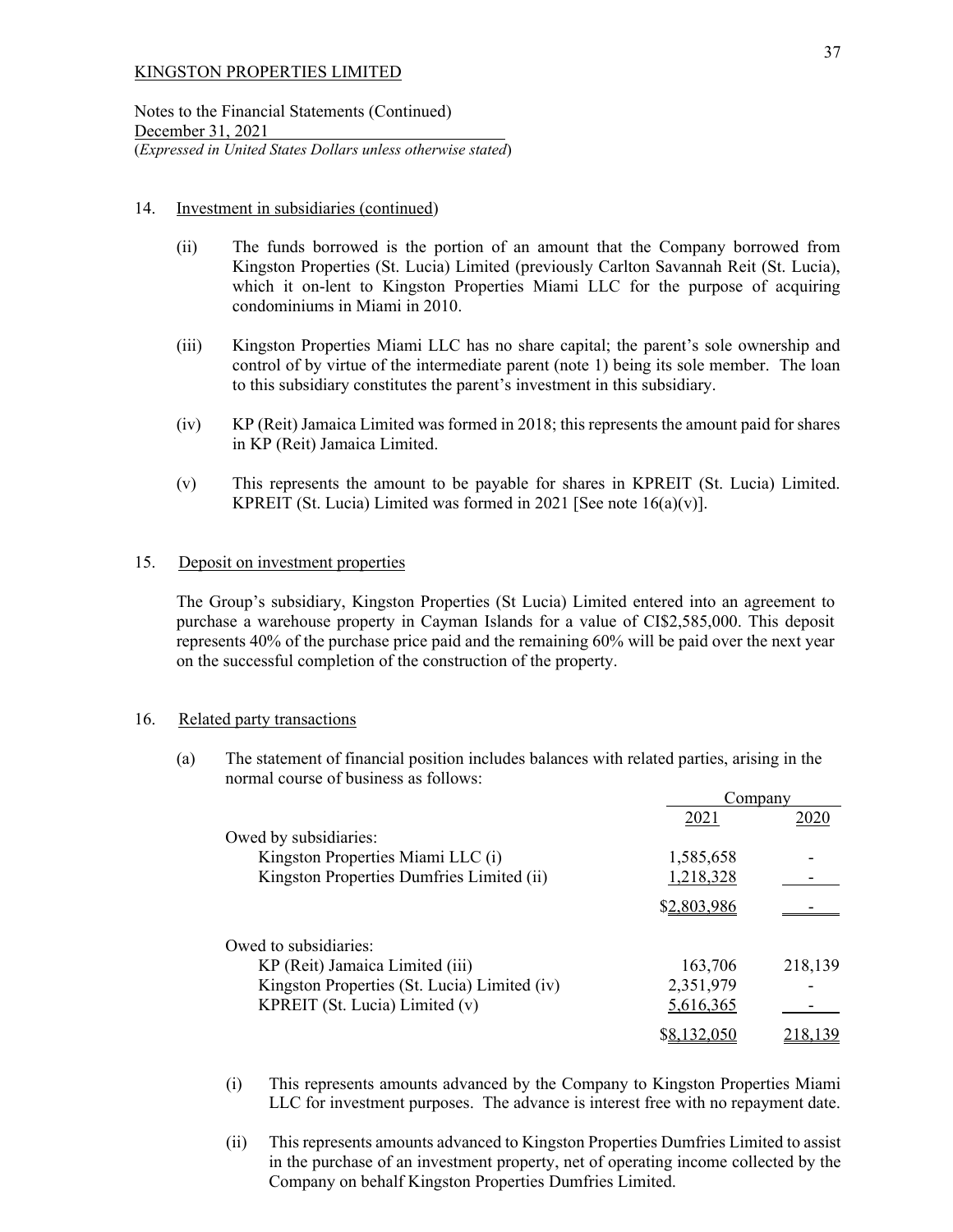KINGSTON PROPERTIES LIMITED

Notes to the Financial Statements (Continued)
December 31, 2021
(*Expressed in United States Dollars unless otherwise stated*)

14. Investment in subsidiaries (continued)

(ii) The funds borrowed is the portion of an amount that the Company borrowed from Kingston Properties (St. Lucia) Limited (previously Carlton Savannah Reit (St. Lucia), which it on-lent to Kingston Properties Miami LLC for the purpose of acquiring condominiums in Miami in 2010.

(iii) Kingston Properties Miami LLC has no share capital; the parent's sole ownership and control of by virtue of the intermediate parent (note 1) being its sole member. The loan to this subsidiary constitutes the parent's investment in this subsidiary.

(iv) KP (Reit) Jamaica Limited was formed in 2018; this represents the amount paid for shares in KP (Reit) Jamaica Limited.

(v) This represents the amount to be payable for shares in KPREIT (St. Lucia) Limited. KPREIT (St. Lucia) Limited was formed in 2021 [See note 16(a)(v)].

15. Deposit on investment properties

The Group's subsidiary, Kingston Properties (St Lucia) Limited entered into an agreement to purchase a warehouse property in Cayman Islands for a value of CI$2,585,000. This deposit represents 40% of the purchase price paid and the remaining 60% will be paid over the next year on the successful completion of the construction of the property.

16. Related party transactions

(a) The statement of financial position includes balances with related parties, arising in the normal course of business as follows:

| | Company | |
|---|---|---|
| | 2021 | 2020 |
| Owed by subsidiaries: | | |
| Kingston Properties Miami LLC (i) | 1,585,658 | - |
| Kingston Properties Dumfries Limited (ii) | 1,218,328 | - |
| | $2,803,986 | - |
| Owed to subsidiaries: | | |
| KP (Reit) Jamaica Limited (iii) | 163,706 | 218,139 |
| Kingston Properties (St. Lucia) Limited (iv) | 2,351,979 | - |
| KPREIT (St. Lucia) Limited (v) | 5,616,365 | - |
| | $8,132,050 | 218,139 |

(i) This represents amounts advanced by the Company to Kingston Properties Miami LLC for investment purposes. The advance is interest free with no repayment date.

(ii) This represents amounts advanced to Kingston Properties Dumfries Limited to assist in the purchase of an investment property, net of operating income collected by the Company on behalf Kingston Properties Dumfries Limited.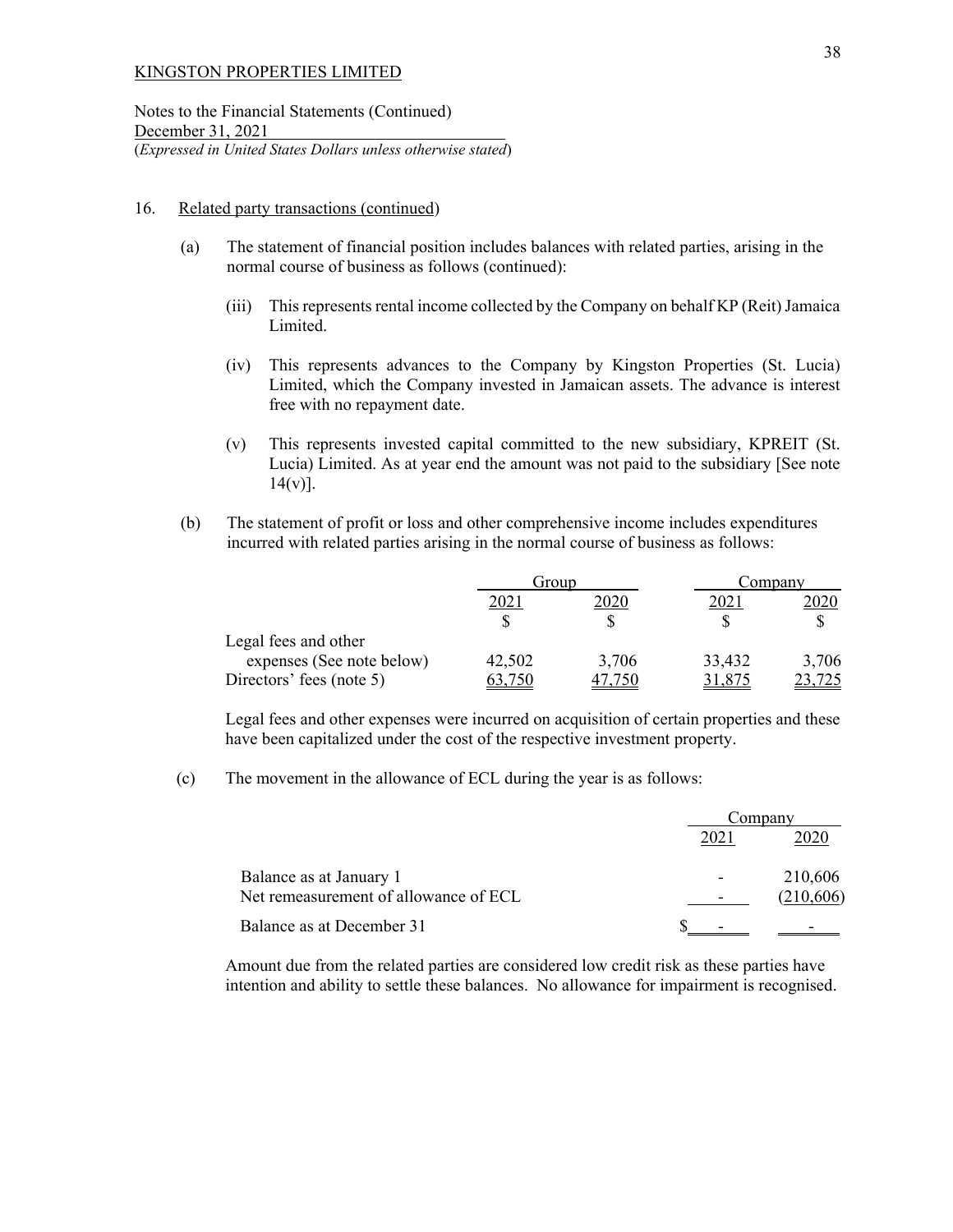KINGSTON PROPERTIES LIMITED

Notes to the Financial Statements (Continued)
December 31, 2021
(*Expressed in United States Dollars unless otherwise stated*)

16. Related party transactions (continued)

(a) The statement of financial position includes balances with related parties, arising in the normal course of business as follows (continued):

(iii) This represents rental income collected by the Company on behalf KP (Reit) Jamaica Limited.

(iv) This represents advances to the Company by Kingston Properties (St. Lucia) Limited, which the Company invested in Jamaican assets. The advance is interest free with no repayment date.

(v) This represents invested capital committed to the new subsidiary, KPREIT (St. Lucia) Limited. As at year end the amount was not paid to the subsidiary [See note 14(v)].

(b) The statement of profit or loss and other comprehensive income includes expenditures incurred with related parties arising in the normal course of business as follows:

| | Group | | Company | |
|---|---|---|---|---|
| | 2021 | 2020 | 2021 | 2020 |
| | $ | $ | $ | $ |
| Legal fees and other expenses (See note below) | 42,502 | 3,706 | 33,432 | 3,706 |
| Directors' fees (note 5) | 63,750 | 47,750 | 31,875 | 23,725 |

Legal fees and other expenses were incurred on acquisition of certain properties and these have been capitalized under the cost of the respective investment property.

(c) The movement in the allowance of ECL during the year is as follows:

| | Company | |
|---|---|---|
| | 2021 | 2020 |
| Balance as at January 1 | - | 210,606 |
| Net remeasurement of allowance of ECL | - | (210,606) |
| Balance as at December 31 | $ - | - |

Amount due from the related parties are considered low credit risk as these parties have intention and ability to settle these balances. No allowance for impairment is recognised.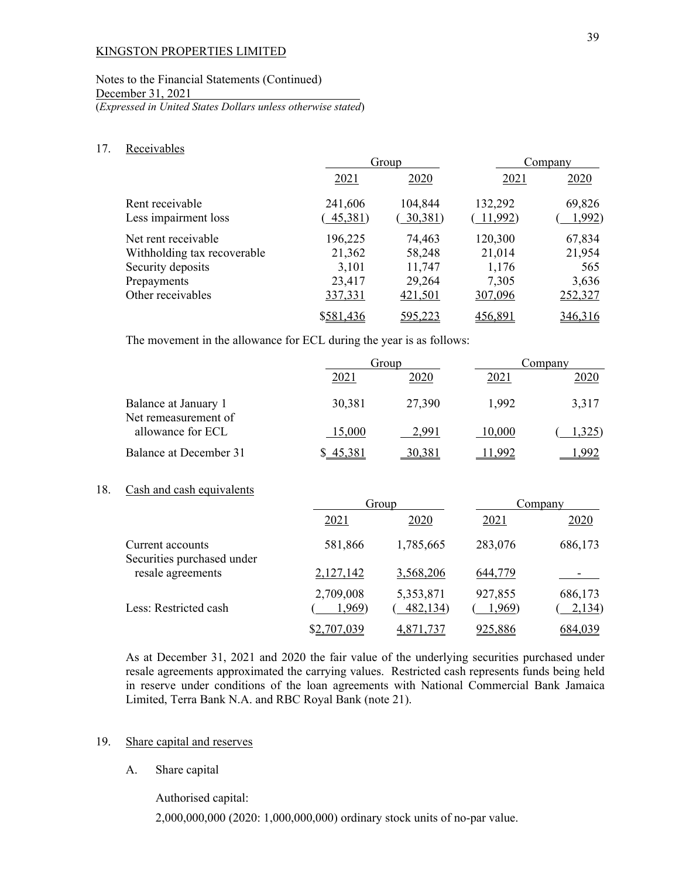KINGSTON PROPERTIES LIMITED

Notes to the Financial Statements (Continued)
December 31, 2021
(*Expressed in United States Dollars unless otherwise stated*)

17. Receivables

| | Group | | Company | |
|---|---|---|---|---|
| | 2021 | 2020 | 2021 | 2020 |
| Rent receivable | 241,606 | 104,844 | 132,292 | 69,826 |
| Less impairment loss | ( 45,381) | ( 30,381) | ( 11,992) | ( 1,992) |
| Net rent receivable | 196,225 | 74,463 | 120,300 | 67,834 |
| Withholding tax recoverable | 21,362 | 58,248 | 21,014 | 21,954 |
| Security deposits | 3,101 | 11,747 | 1,176 | 565 |
| Prepayments | 23,417 | 29,264 | 7,305 | 3,636 |
| Other receivables | 337,331 | 421,501 | 307,096 | 252,327 |
| | $581,436 | 595,223 | 456,891 | 346,316 |

The movement in the allowance for ECL during the year is as follows:

| | Group | | Company | |
|---|---|---|---|---|
| | 2021 | 2020 | 2021 | 2020 |
| Balance at January 1 | 30,381 | 27,390 | 1,992 | 3,317 |
| Net remeasurement of allowance for ECL | 15,000 | 2,991 | 10,000 | ( 1,325) |
| Balance at December 31 | $ 45,381 | 30,381 | 11,992 | 1,992 |

18. Cash and cash equivalents

| | Group | | Company | |
|---|---|---|---|---|
| | 2021 | 2020 | 2021 | 2020 |
| Current accounts | 581,866 | 1,785,665 | 283,076 | 686,173 |
| Securities purchased under resale agreements | 2,127,142 | 3,568,206 | 644,779 | - |
| | 2,709,008 | 5,353,871 | 927,855 | 686,173 |
| Less: Restricted cash | ( 1,969) | ( 482,134) | ( 1,969) | ( 2,134) |
| | $2,707,039 | 4,871,737 | 925,886 | 684,039 |

As at December 31, 2021 and 2020 the fair value of the underlying securities purchased under resale agreements approximated the carrying values. Restricted cash represents funds being held in reserve under conditions of the loan agreements with National Commercial Bank Jamaica Limited, Terra Bank N.A. and RBC Royal Bank (note 21).

19. Share capital and reserves

A. Share capital

Authorised capital:

2,000,000,000 (2020: 1,000,000,000) ordinary stock units of no-par value.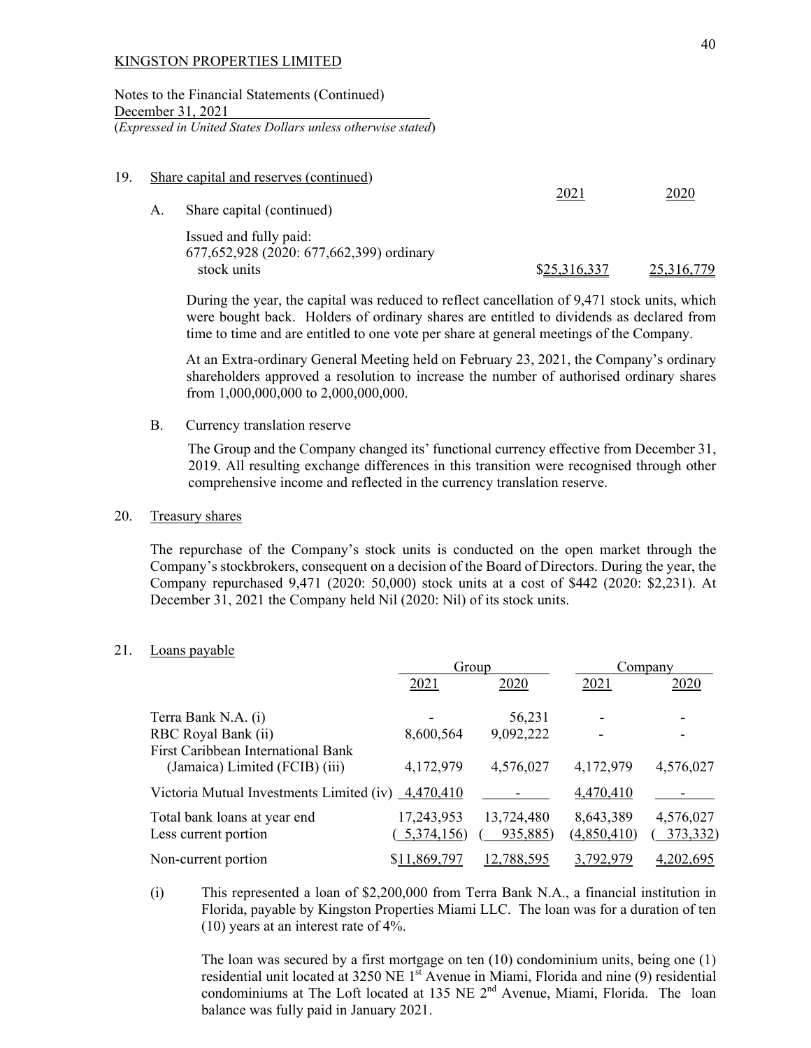KINGSTON PROPERTIES LIMITED

Notes to the Financial Statements (Continued)
December 31, 2021
(*Expressed in United States Dollars unless otherwise stated*)

19. Share capital and reserves (continued)

A. Share capital (continued)

| | 2021 | 2020 |
|---|---|---|
| Issued and fully paid: 677,652,928 (2020: 677,662,399) ordinary stock units | $25,316,337 | 25,316,779 |

During the year, the capital was reduced to reflect cancellation of 9,471 stock units, which were bought back. Holders of ordinary shares are entitled to dividends as declared from time to time and are entitled to one vote per share at general meetings of the Company.

At an Extra-ordinary General Meeting held on February 23, 2021, the Company's ordinary shareholders approved a resolution to increase the number of authorised ordinary shares from 1,000,000,000 to 2,000,000,000.

B. Currency translation reserve

The Group and the Company changed its' functional currency effective from December 31, 2019. All resulting exchange differences in this transition were recognised through other comprehensive income and reflected in the currency translation reserve.

20. Treasury shares

The repurchase of the Company's stock units is conducted on the open market through the Company's stockbrokers, consequent on a decision of the Board of Directors. During the year, the Company repurchased 9,471 (2020: 50,000) stock units at a cost of $442 (2020: $2,231). At December 31, 2021 the Company held Nil (2020: Nil) of its stock units.

21. Loans payable

| | Group | | Company | |
|---|---|---|---|---|
| | 2021 | 2020 | 2021 | 2020 |
| Terra Bank N.A. (i) | - | 56,231 | - | - |
| RBC Royal Bank (ii) | 8,600,564 | 9,092,222 | - | - |
| First Caribbean International Bank (Jamaica) Limited (FCIB) (iii) | 4,172,979 | 4,576,027 | 4,172,979 | 4,576,027 |
| Victoria Mutual Investments Limited (iv) | 4,470,410 | - | 4,470,410 | - |
| Total bank loans at year end | 17,243,953 | 13,724,480 | 8,643,389 | 4,576,027 |
| Less current portion | (5,374,156) | (935,885) | (4,850,410) | (373,332) |
| Non-current portion | $11,869,797 | 12,788,595 | 3,792,979 | 4,202,695 |

(i) This represented a loan of $2,200,000 from Terra Bank N.A., a financial institution in Florida, payable by Kingston Properties Miami LLC. The loan was for a duration of ten (10) years at an interest rate of 4%.

The loan was secured by a first mortgage on ten (10) condominium units, being one (1) residential unit located at 3250 NE 1st Avenue in Miami, Florida and nine (9) residential condominiums at The Loft located at 135 NE 2nd Avenue, Miami, Florida. The loan balance was fully paid in January 2021.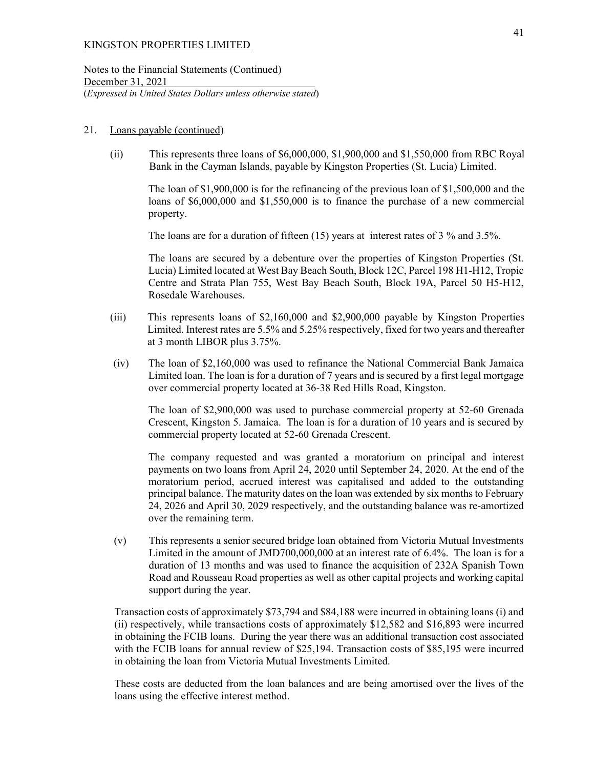KINGSTON PROPERTIES LIMITED

Notes to the Financial Statements (Continued)
December 31, 2021
(*Expressed in United States Dollars unless otherwise stated*)

21. Loans payable (continued)

(ii) This represents three loans of $6,000,000, $1,900,000 and $1,550,000 from RBC Royal Bank in the Cayman Islands, payable by Kingston Properties (St. Lucia) Limited.

The loan of $1,900,000 is for the refinancing of the previous loan of $1,500,000 and the loans of $6,000,000 and $1,550,000 is to finance the purchase of a new commercial property.

The loans are for a duration of fifteen (15) years at interest rates of 3 % and 3.5%.

The loans are secured by a debenture over the properties of Kingston Properties (St. Lucia) Limited located at West Bay Beach South, Block 12C, Parcel 198 H1-H12, Tropic Centre and Strata Plan 755, West Bay Beach South, Block 19A, Parcel 50 H5-H12, Rosedale Warehouses.

(iii) This represents loans of $2,160,000 and $2,900,000 payable by Kingston Properties Limited. Interest rates are 5.5% and 5.25% respectively, fixed for two years and thereafter at 3 month LIBOR plus 3.75%.

(iv) The loan of $2,160,000 was used to refinance the National Commercial Bank Jamaica Limited loan. The loan is for a duration of 7 years and is secured by a first legal mortgage over commercial property located at 36-38 Red Hills Road, Kingston.

The loan of $2,900,000 was used to purchase commercial property at 52-60 Grenada Crescent, Kingston 5. Jamaica. The loan is for a duration of 10 years and is secured by commercial property located at 52-60 Grenada Crescent.

The company requested and was granted a moratorium on principal and interest payments on two loans from April 24, 2020 until September 24, 2020. At the end of the moratorium period, accrued interest was capitalised and added to the outstanding principal balance. The maturity dates on the loan was extended by six months to February 24, 2026 and April 30, 2029 respectively, and the outstanding balance was re-amortized over the remaining term.

(v) This represents a senior secured bridge loan obtained from Victoria Mutual Investments Limited in the amount of JMD700,000,000 at an interest rate of 6.4%. The loan is for a duration of 13 months and was used to finance the acquisition of 232A Spanish Town Road and Rousseau Road properties as well as other capital projects and working capital support during the year.

Transaction costs of approximately $73,794 and $84,188 were incurred in obtaining loans (i) and (ii) respectively, while transactions costs of approximately $12,582 and $16,893 were incurred in obtaining the FCIB loans. During the year there was an additional transaction cost associated with the FCIB loans for annual review of $25,194. Transaction costs of $85,195 were incurred in obtaining the loan from Victoria Mutual Investments Limited.

These costs are deducted from the loan balances and are being amortised over the lives of the loans using the effective interest method.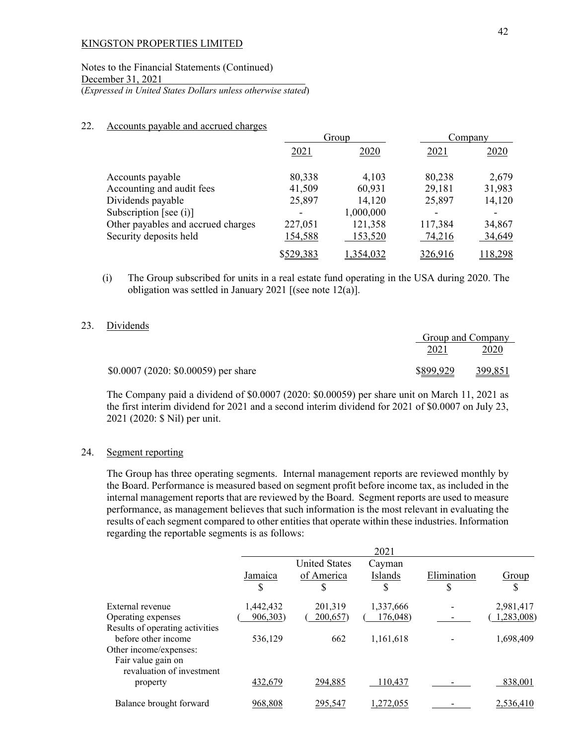KINGSTON PROPERTIES LIMITED

Notes to the Financial Statements (Continued)
December 31, 2021
(*Expressed in United States Dollars unless otherwise stated*)

## 22. Accounts payable and accrued charges

| | Group | | Company | |
|---|---|---|---|---|
| | 2021 | 2020 | 2021 | 2020 |
| Accounts payable | 80,338 | 4,103 | 80,238 | 2,679 |
| Accounting and audit fees | 41,509 | 60,931 | 29,181 | 31,983 |
| Dividends payable | 25,897 | 14,120 | 25,897 | 14,120 |
| Subscription [see (i)] | - | 1,000,000 | - | - |
| Other payables and accrued charges | 227,051 | 121,358 | 117,384 | 34,867 |
| Security deposits held | 154,588 | 153,520 | 74,216 | 34,649 |
| | $529,383 | 1,354,032 | 326,916 | 118,298 |

(i) The Group subscribed for units in a real estate fund operating in the USA during 2020. The obligation was settled in January 2021 [(see note 12(a)].

## 23. Dividends

| | Group and Company | |
|---|---|---|
| | 2021 | 2020 |
| $0.0007 (2020: $0.00059) per share | $899,929 | 399,851 |

The Company paid a dividend of $0.0007 (2020: $0.00059) per share unit on March 11, 2021 as the first interim dividend for 2021 and a second interim dividend for 2021 of $0.0007 on July 23, 2021 (2020: $ Nil) per unit.

## 24. Segment reporting

The Group has three operating segments. Internal management reports are reviewed monthly by the Board. Performance is measured based on segment profit before income tax, as included in the internal management reports that are reviewed by the Board. Segment reports are used to measure performance, as management believes that such information is the most relevant in evaluating the results of each segment compared to other entities that operate within these industries. Information regarding the reportable segments is as follows:

| | 2021 | | | | |
|---|---|---|---|---|---|
| | Jamaica<br>$ | United States of America<br>$ | Cayman Islands<br>$ | Elimination<br>$ | Group<br>$ |
| External revenue | 1,442,432 | 201,319 | 1,337,666 | - | 2,981,417 |
| Operating expenses | ( 906,303) | ( 200,657) | ( 176,048) | - | ( 1,283,008) |
| Results of operating activities before other income | 536,129 | 662 | 1,161,618 | - | 1,698,409 |
| Other income/expenses: | | | | | |
| Fair value gain on revaluation of investment property | 432,679 | 294,885 | 110,437 | - | 838,001 |
| Balance brought forward | 968,808 | 295,547 | 1,272,055 | - | 2,536,410 |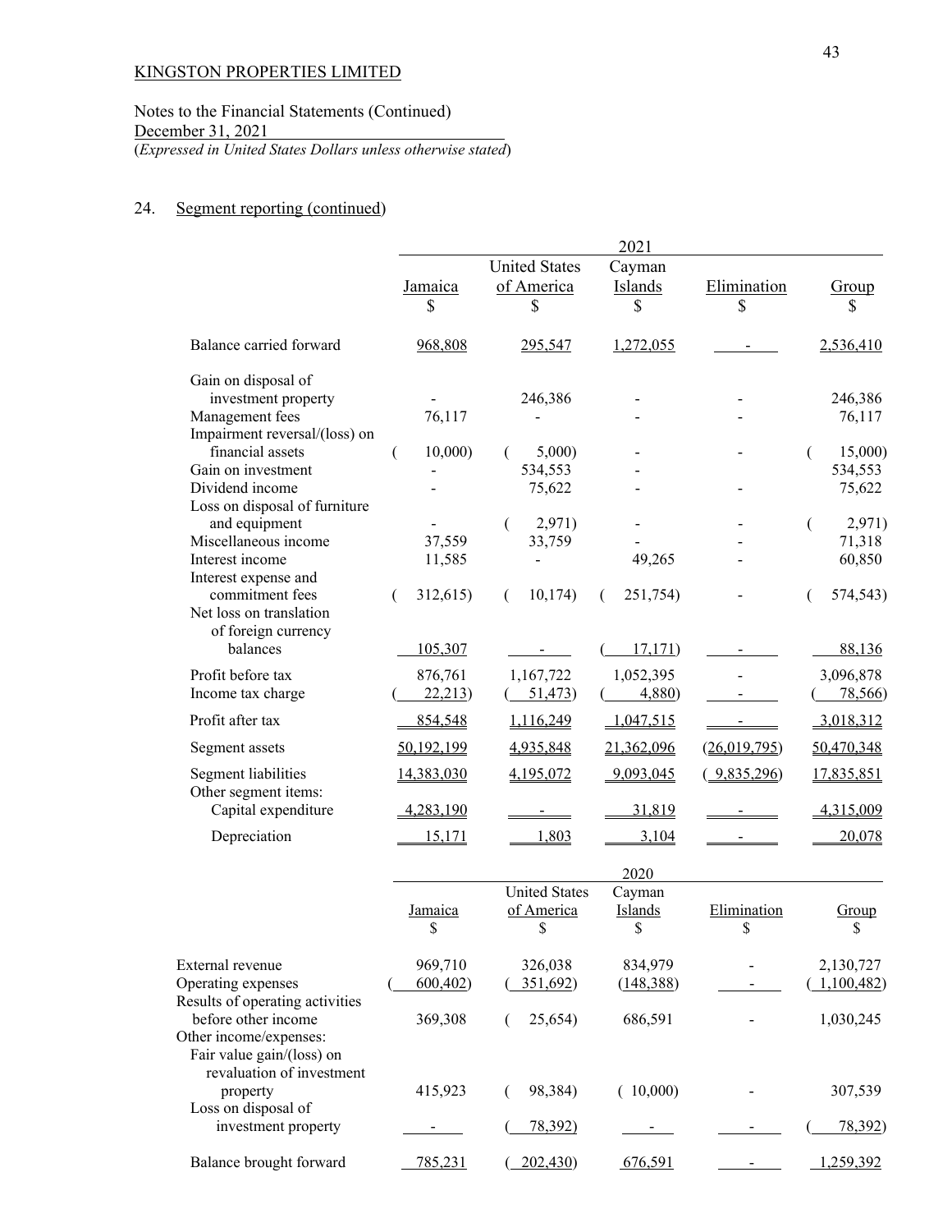KINGSTON PROPERTIES LIMITED

Notes to the Financial Statements (Continued)
December 31, 2021
(*Expressed in United States Dollars unless otherwise stated*)

## 24. Segment reporting (continued)

| | 2021 | | | | |
|---|---|---|---|---|---|
| | Jamaica | United States of America | Cayman Islands | Elimination | Group |
| | $ | $ | $ | $ | $ |
| Balance carried forward | 968,808 | 295,547 | 1,272,055 | - | 2,536,410 |
| Gain on disposal of investment property | - | 246,386 | - | - | 246,386 |
| Management fees | 76,117 | - | - | - | 76,117 |
| Impairment reversal/(loss) on financial assets | ( 10,000) | ( 5,000) | - | - | ( 15,000) |
| Gain on investment | - | 534,553 | - | | 534,553 |
| Dividend income | - | 75,622 | - | - | 75,622 |
| Loss on disposal of furniture and equipment | - | ( 2,971) | - | - | ( 2,971) |
| Miscellaneous income | 37,559 | 33,759 | - | - | 71,318 |
| Interest income | 11,585 | - | 49,265 | - | 60,850 |
| Interest expense and commitment fees | ( 312,615) | ( 10,174) | ( 251,754) | - | ( 574,543) |
| Net loss on translation of foreign currency balances | 105,307 | - | ( 17,171) | - | 88,136 |
| Profit before tax | 876,761 | 1,167,722 | 1,052,395 | - | 3,096,878 |
| Income tax charge | ( 22,213) | ( 51,473) | ( 4,880) | - | ( 78,566) |
| Profit after tax | 854,548 | 1,116,249 | 1,047,515 | - | 3,018,312 |
| Segment assets | 50,192,199 | 4,935,848 | 21,362,096 | (26,019,795) | 50,470,348 |
| Segment liabilities | 14,383,030 | 4,195,072 | 9,093,045 | ( 9,835,296) | 17,835,851 |
| Other segment items: | | | | | |
| Capital expenditure | 4,283,190 | - | 31,819 | - | 4,315,009 |
| Depreciation | 15,171 | 1,803 | 3,104 | - | 20,078 |

| | 2020 | | | | |
|---|---|---|---|---|---|
| | Jamaica | United States of America | Cayman Islands | Elimination | Group |
| | $ | $ | $ | $ | $ |
| External revenue | 969,710 | 326,038 | 834,979 | - | 2,130,727 |
| Operating expenses | ( 600,402) | ( 351,692) | (148,388) | - | ( 1,100,482) |
| Results of operating activities before other income | 369,308 | ( 25,654) | 686,591 | - | 1,030,245 |
| Other income/expenses: | | | | | |
| Fair value gain/(loss) on revaluation of investment property | 415,923 | ( 98,384) | ( 10,000) | - | 307,539 |
| Loss on disposal of investment property | - | ( 78,392) | - | - | ( 78,392) |
| Balance brought forward | 785,231 | ( 202,430) | 676,591 | - | 1,259,392 |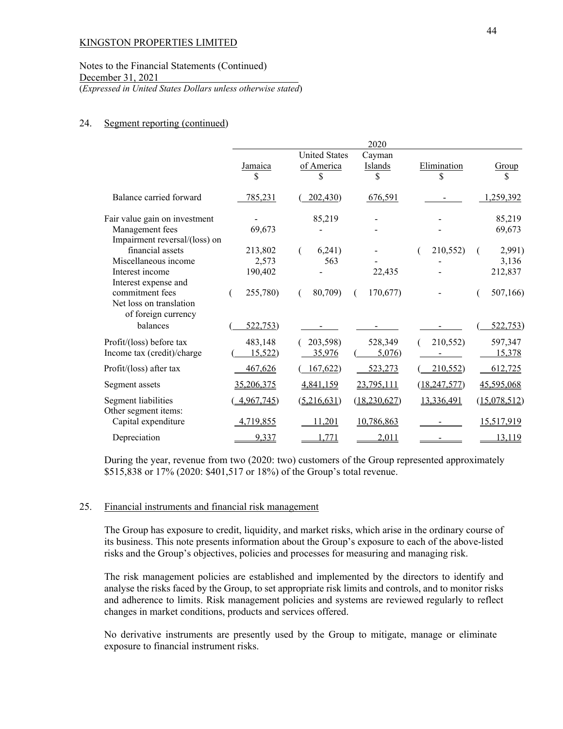KINGSTON PROPERTIES LIMITED

Notes to the Financial Statements (Continued)
December 31, 2021
(*Expressed in United States Dollars unless otherwise stated*)

## 24. Segment reporting (continued)

| | 2020 | | | | |
|---|---|---|---|---|---|
| | Jamaica<br>$ | United States of America<br>$ | Cayman Islands<br>$ | Elimination<br>$ | Group<br>$ |
| Balance carried forward | 785,231 | (202,430) | 676,591 | - | 1,259,392 |
| Fair value gain on investment | - | 85,219 | - | - | 85,219 |
| Management fees | 69,673 | - | - | - | 69,673 |
| Impairment reversal/(loss) on financial assets | 213,802 | (6,241) | - | (210,552) | (2,991) |
| Miscellaneous income | 2,573 | 563 | - | - | 3,136 |
| Interest income | 190,402 | - | 22,435 | - | 212,837 |
| Interest expense and commitment fees | (255,780) | (80,709) | (170,677) | - | (507,166) |
| Net loss on translation of foreign currency balances | (522,753) | - | - | - | (522,753) |
| Profit/(loss) before tax | 483,148 | (203,598) | 528,349 | (210,552) | 597,347 |
| Income tax (credit)/charge | (15,522) | 35,976 | (5,076) | - | 15,378 |
| Profit/(loss) after tax | 467,626 | (167,622) | 523,273 | (210,552) | 612,725 |
| Segment assets | 35,206,375 | 4,841,159 | 23,795,111 | (18,247,577) | 45,595,068 |
| Segment liabilities | (4,967,745) | (5,216,631) | (18,230,627) | 13,336,491 | (15,078,512) |
| Other segment items: | | | | | |
| Capital expenditure | 4,719,855 | 11,201 | 10,786,863 | - | 15,517,919 |
| Depreciation | 9,337 | 1,771 | 2,011 | - | 13,119 |

During the year, revenue from two (2020: two) customers of the Group represented approximately $515,838 or 17% (2020: $401,517 or 18%) of the Group's total revenue.

## 25. Financial instruments and financial risk management

The Group has exposure to credit, liquidity, and market risks, which arise in the ordinary course of its business. This note presents information about the Group's exposure to each of the above-listed risks and the Group's objectives, policies and processes for measuring and managing risk.

The risk management policies are established and implemented by the directors to identify and analyse the risks faced by the Group, to set appropriate risk limits and controls, and to monitor risks and adherence to limits. Risk management policies and systems are reviewed regularly to reflect changes in market conditions, products and services offered.

No derivative instruments are presently used by the Group to mitigate, manage or eliminate exposure to financial instrument risks.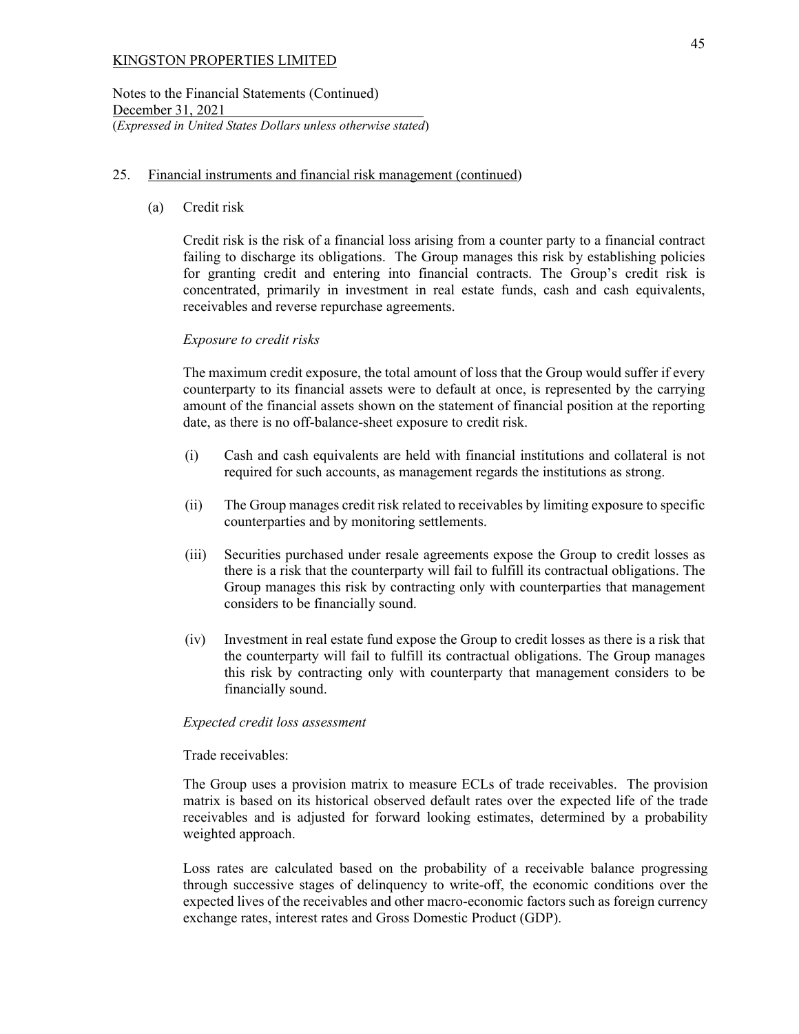KINGSTON PROPERTIES LIMITED

Notes to the Financial Statements (Continued)
December 31, 2021
(*Expressed in United States Dollars unless otherwise stated*)

25. Financial instruments and financial risk management (continued)

(a) Credit risk

Credit risk is the risk of a financial loss arising from a counter party to a financial contract failing to discharge its obligations. The Group manages this risk by establishing policies for granting credit and entering into financial contracts. The Group's credit risk is concentrated, primarily in investment in real estate funds, cash and cash equivalents, receivables and reverse repurchase agreements.

*Exposure to credit risks*

The maximum credit exposure, the total amount of loss that the Group would suffer if every counterparty to its financial assets were to default at once, is represented by the carrying amount of the financial assets shown on the statement of financial position at the reporting date, as there is no off-balance-sheet exposure to credit risk.

(i) Cash and cash equivalents are held with financial institutions and collateral is not required for such accounts, as management regards the institutions as strong.

(ii) The Group manages credit risk related to receivables by limiting exposure to specific counterparties and by monitoring settlements.

(iii) Securities purchased under resale agreements expose the Group to credit losses as there is a risk that the counterparty will fail to fulfill its contractual obligations. The Group manages this risk by contracting only with counterparties that management considers to be financially sound.

(iv) Investment in real estate fund expose the Group to credit losses as there is a risk that the counterparty will fail to fulfill its contractual obligations. The Group manages this risk by contracting only with counterparty that management considers to be financially sound.

*Expected credit loss assessment*

Trade receivables:

The Group uses a provision matrix to measure ECLs of trade receivables. The provision matrix is based on its historical observed default rates over the expected life of the trade receivables and is adjusted for forward looking estimates, determined by a probability weighted approach.

Loss rates are calculated based on the probability of a receivable balance progressing through successive stages of delinquency to write-off, the economic conditions over the expected lives of the receivables and other macro-economic factors such as foreign currency exchange rates, interest rates and Gross Domestic Product (GDP).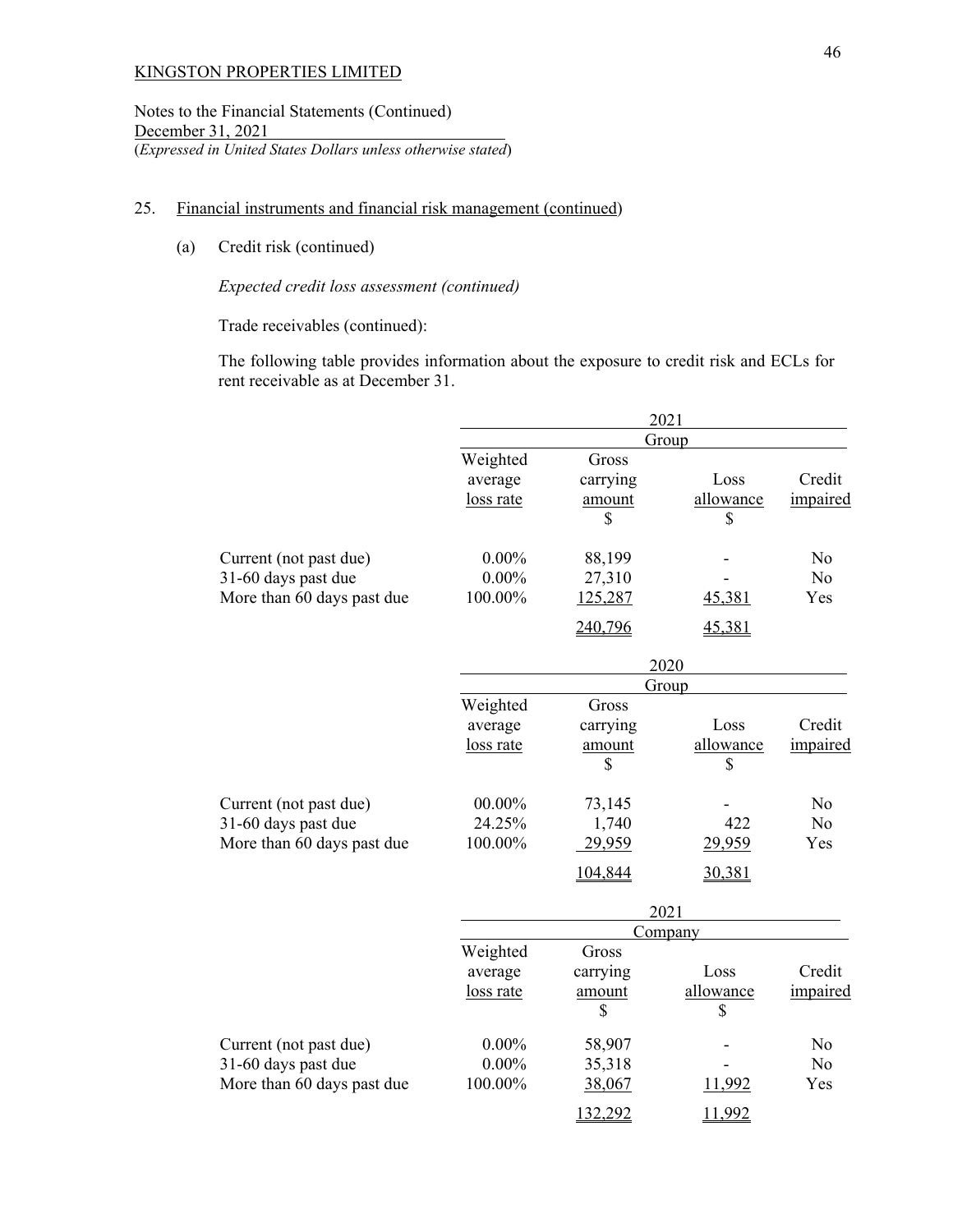KINGSTON PROPERTIES LIMITED

Notes to the Financial Statements (Continued)
December 31, 2021
(*Expressed in United States Dollars unless otherwise stated*)

## 25. Financial instruments and financial risk management (continued)

### (a) Credit risk (continued)

*Expected credit loss assessment (continued)*

Trade receivables (continued):

The following table provides information about the exposure to credit risk and ECLs for rent receivable as at December 31.

| | 2021 | | | |
|---|---|---|---|---|
| | Group | | | |
| | Weighted average loss rate | Gross carrying amount $ | Loss allowance $ | Credit impaired |
| Current (not past due) | 0.00% | 88,199 | - | No |
| 31-60 days past due | 0.00% | 27,310 | - | No |
| More than 60 days past due | 100.00% | 125,287 | 45,381 | Yes |
| | | 240,796 | 45,381 | |

| | 2020 | | | |
|---|---|---|---|---|
| | Group | | | |
| | Weighted average loss rate | Gross carrying amount $ | Loss allowance $ | Credit impaired |
| Current (not past due) | 00.00% | 73,145 | - | No |
| 31-60 days past due | 24.25% | 1,740 | 422 | No |
| More than 60 days past due | 100.00% | 29,959 | 29,959 | Yes |
| | | 104,844 | 30,381 | |

| | 2021 | | | |
|---|---|---|---|---|
| | Company | | | |
| | Weighted average loss rate | Gross carrying amount $ | Loss allowance $ | Credit impaired |
| Current (not past due) | 0.00% | 58,907 | - | No |
| 31-60 days past due | 0.00% | 35,318 | - | No |
| More than 60 days past due | 100.00% | 38,067 | 11,992 | Yes |
| | | 132,292 | 11,992 | |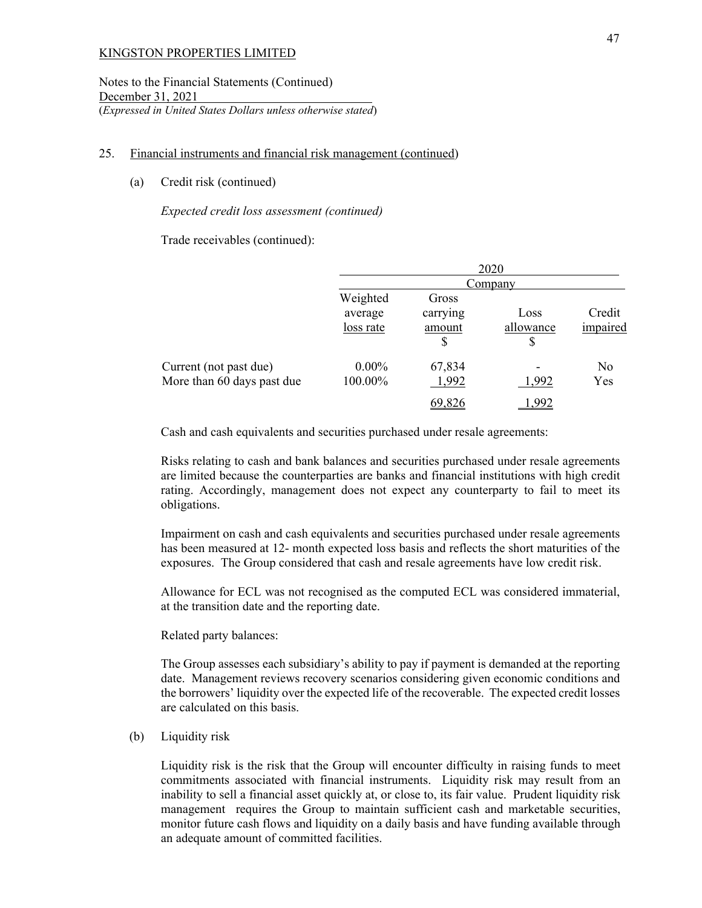KINGSTON PROPERTIES LIMITED

Notes to the Financial Statements (Continued)
December 31, 2021
(*Expressed in United States Dollars unless otherwise stated*)

## 25. Financial instruments and financial risk management (continued)

### (a) Credit risk (continued)

*Expected credit loss assessment (continued)*

Trade receivables (continued):

| | 2020 | | | |
|---|---|---|---|---|
| | Company | | | |
| | Weighted average loss rate | Gross carrying amount $ | Loss allowance $ | Credit impaired |
| Current (not past due) | 0.00% | 67,834 | - | No |
| More than 60 days past due | 100.00% | 1,992 | 1,992 | Yes |
| | | 69,826 | 1,992 | |

Cash and cash equivalents and securities purchased under resale agreements:

Risks relating to cash and bank balances and securities purchased under resale agreements are limited because the counterparties are banks and financial institutions with high credit rating. Accordingly, management does not expect any counterparty to fail to meet its obligations.

Impairment on cash and cash equivalents and securities purchased under resale agreements has been measured at 12- month expected loss basis and reflects the short maturities of the exposures. The Group considered that cash and resale agreements have low credit risk.

Allowance for ECL was not recognised as the computed ECL was considered immaterial, at the transition date and the reporting date.

Related party balances:

The Group assesses each subsidiary's ability to pay if payment is demanded at the reporting date. Management reviews recovery scenarios considering given economic conditions and the borrowers' liquidity over the expected life of the recoverable. The expected credit losses are calculated on this basis.

### (b) Liquidity risk

Liquidity risk is the risk that the Group will encounter difficulty in raising funds to meet commitments associated with financial instruments. Liquidity risk may result from an inability to sell a financial asset quickly at, or close to, its fair value. Prudent liquidity risk management requires the Group to maintain sufficient cash and marketable securities, monitor future cash flows and liquidity on a daily basis and have funding available through an adequate amount of committed facilities.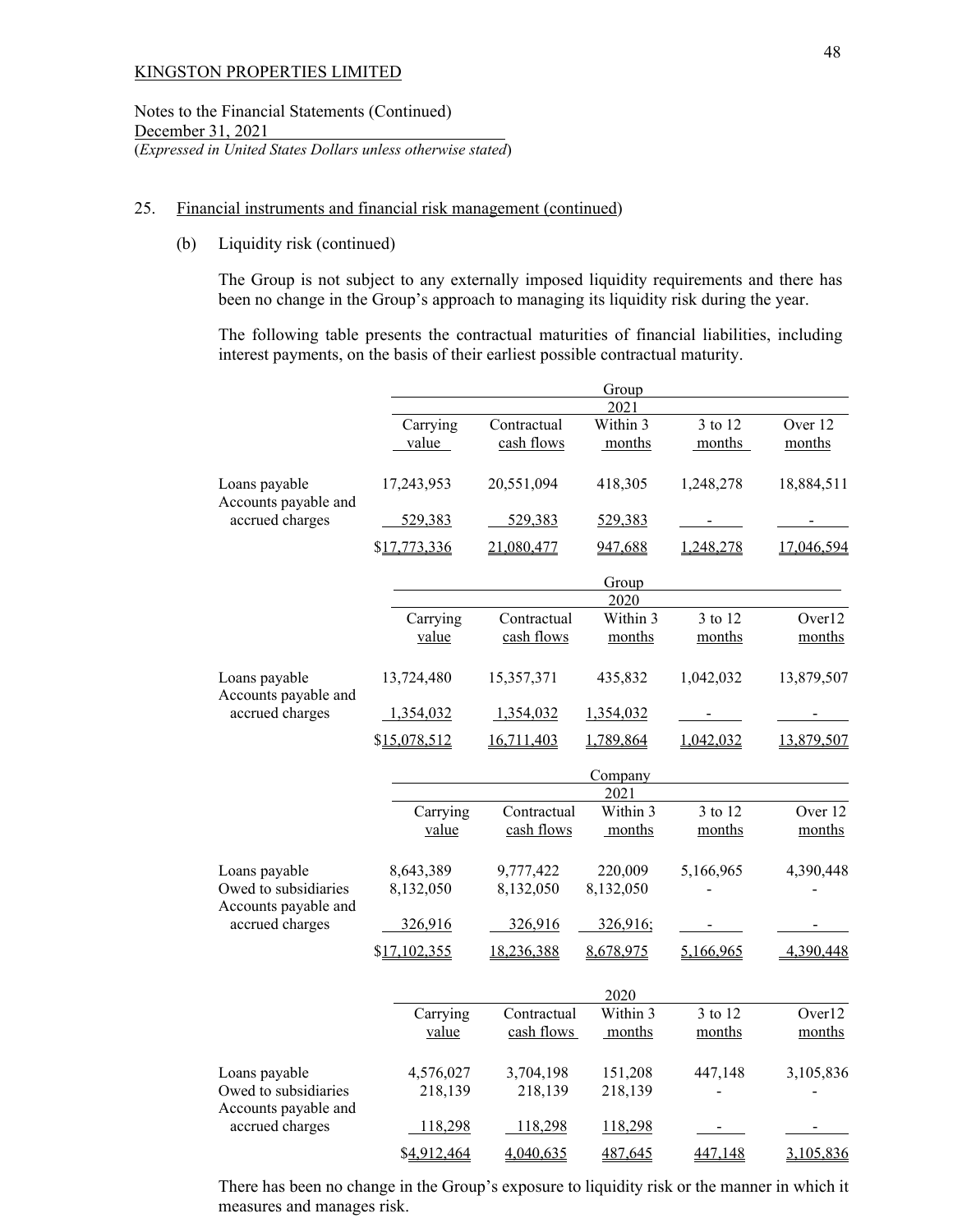KINGSTON PROPERTIES LIMITED

Notes to the Financial Statements (Continued)
December 31, 2021
(*Expressed in United States Dollars unless otherwise stated*)

25. Financial instruments and financial risk management (continued)

(b) Liquidity risk (continued)

The Group is not subject to any externally imposed liquidity requirements and there has been no change in the Group's approach to managing its liquidity risk during the year.

The following table presents the contractual maturities of financial liabilities, including interest payments, on the basis of their earliest possible contractual maturity.

| | Group 2021 | | | | |
|---|---|---|---|---|---|
| | Carrying value | Contractual cash flows | Within 3 months | 3 to 12 months | Over 12 months |
| Loans payable | 17,243,953 | 20,551,094 | 418,305 | 1,248,278 | 18,884,511 |
| Accounts payable and accrued charges | 529,383 | 529,383 | 529,383 | - | - |
| | $17,773,336 | 21,080,477 | 947,688 | 1,248,278 | 17,046,594 |

| | Group 2020 | | | | |
|---|---|---|---|---|---|
| | Carrying value | Contractual cash flows | Within 3 months | 3 to 12 months | Over12 months |
| Loans payable | 13,724,480 | 15,357,371 | 435,832 | 1,042,032 | 13,879,507 |
| Accounts payable and accrued charges | 1,354,032 | 1,354,032 | 1,354,032 | - | - |
| | $15,078,512 | 16,711,403 | 1,789,864 | 1,042,032 | 13,879,507 |

| | Company 2021 | | | | |
|---|---|---|---|---|---|
| | Carrying value | Contractual cash flows | Within 3 months | 3 to 12 months | Over 12 months |
| Loans payable | 8,643,389 | 9,777,422 | 220,009 | 5,166,965 | 4,390,448 |
| Owed to subsidiaries | 8,132,050 | 8,132,050 | 8,132,050 | - | - |
| Accounts payable and accrued charges | 326,916 | 326,916 | 326,916; | - | - |
| | $17,102,355 | 18,236,388 | 8,678,975 | 5,166,965 | 4,390,448 |

| | 2020 | | | | |
|---|---|---|---|---|---|
| | Carrying value | Contractual cash flows | Within 3 months | 3 to 12 months | Over12 months |
| Loans payable | 4,576,027 | 3,704,198 | 151,208 | 447,148 | 3,105,836 |
| Owed to subsidiaries | 218,139 | 218,139 | 218,139 | - | - |
| Accounts payable and accrued charges | 118,298 | 118,298 | 118,298 | - | - |
| | $4,912,464 | 4,040,635 | 487,645 | 447,148 | 3,105,836 |

There has been no change in the Group's exposure to liquidity risk or the manner in which it measures and manages risk.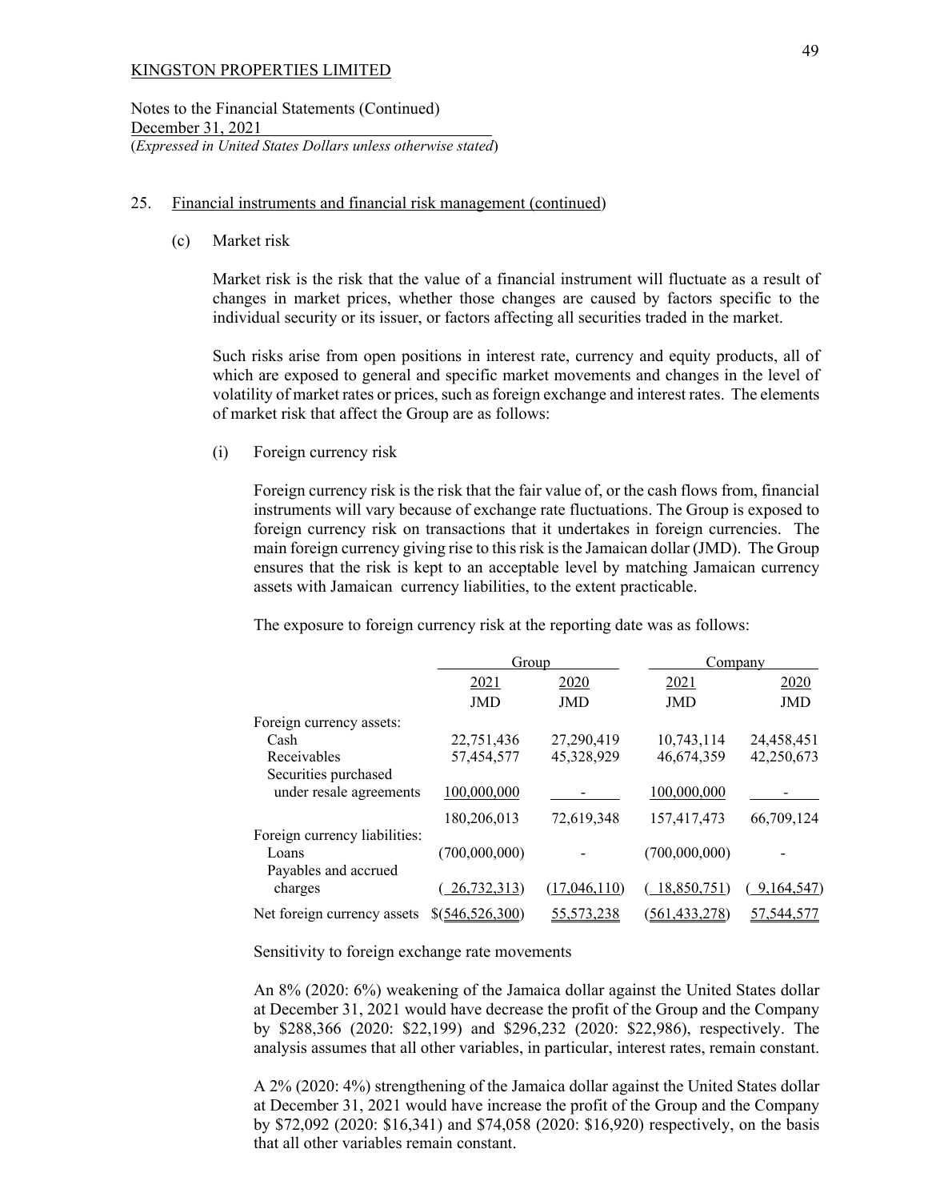KINGSTON PROPERTIES LIMITED

Notes to the Financial Statements (Continued)
December 31, 2021
(*Expressed in United States Dollars unless otherwise stated*)

25. Financial instruments and financial risk management (continued)

(c) Market risk

Market risk is the risk that the value of a financial instrument will fluctuate as a result of changes in market prices, whether those changes are caused by factors specific to the individual security or its issuer, or factors affecting all securities traded in the market.

Such risks arise from open positions in interest rate, currency and equity products, all of which are exposed to general and specific market movements and changes in the level of volatility of market rates or prices, such as foreign exchange and interest rates. The elements of market risk that affect the Group are as follows:

(i) Foreign currency risk

Foreign currency risk is the risk that the fair value of, or the cash flows from, financial instruments will vary because of exchange rate fluctuations. The Group is exposed to foreign currency risk on transactions that it undertakes in foreign currencies. The main foreign currency giving rise to this risk is the Jamaican dollar (JMD). The Group ensures that the risk is kept to an acceptable level by matching Jamaican currency assets with Jamaican currency liabilities, to the extent practicable.

The exposure to foreign currency risk at the reporting date was as follows:

| | Group | | Company | |
|---|---|---|---|---|
| | 2021 | 2020 | 2021 | 2020 |
| | JMD | JMD | JMD | JMD |
| Foreign currency assets: | | | | |
| Cash | 22,751,436 | 27,290,419 | 10,743,114 | 24,458,451 |
| Receivables | 57,454,577 | 45,328,929 | 46,674,359 | 42,250,673 |
| Securities purchased under resale agreements | 100,000,000 | - | 100,000,000 | - |
| | 180,206,013 | 72,619,348 | 157,417,473 | 66,709,124 |
| Foreign currency liabilities: | | | | |
| Loans | (700,000,000) | - | (700,000,000) | - |
| Payables and accrued charges | ( 26,732,313) | (17,046,110) | ( 18,850,751) | ( 9,164,547) |
| Net foreign currency assets | $(546,526,300) | 55,573,238 | (561,433,278) | 57,544,577 |

Sensitivity to foreign exchange rate movements

An 8% (2020: 6%) weakening of the Jamaica dollar against the United States dollar at December 31, 2021 would have decrease the profit of the Group and the Company by $288,366 (2020: $22,199) and $296,232 (2020: $22,986), respectively. The analysis assumes that all other variables, in particular, interest rates, remain constant.

A 2% (2020: 4%) strengthening of the Jamaica dollar against the United States dollar at December 31, 2021 would have increase the profit of the Group and the Company by $72,092 (2020: $16,341) and $74,058 (2020: $16,920) respectively, on the basis that all other variables remain constant.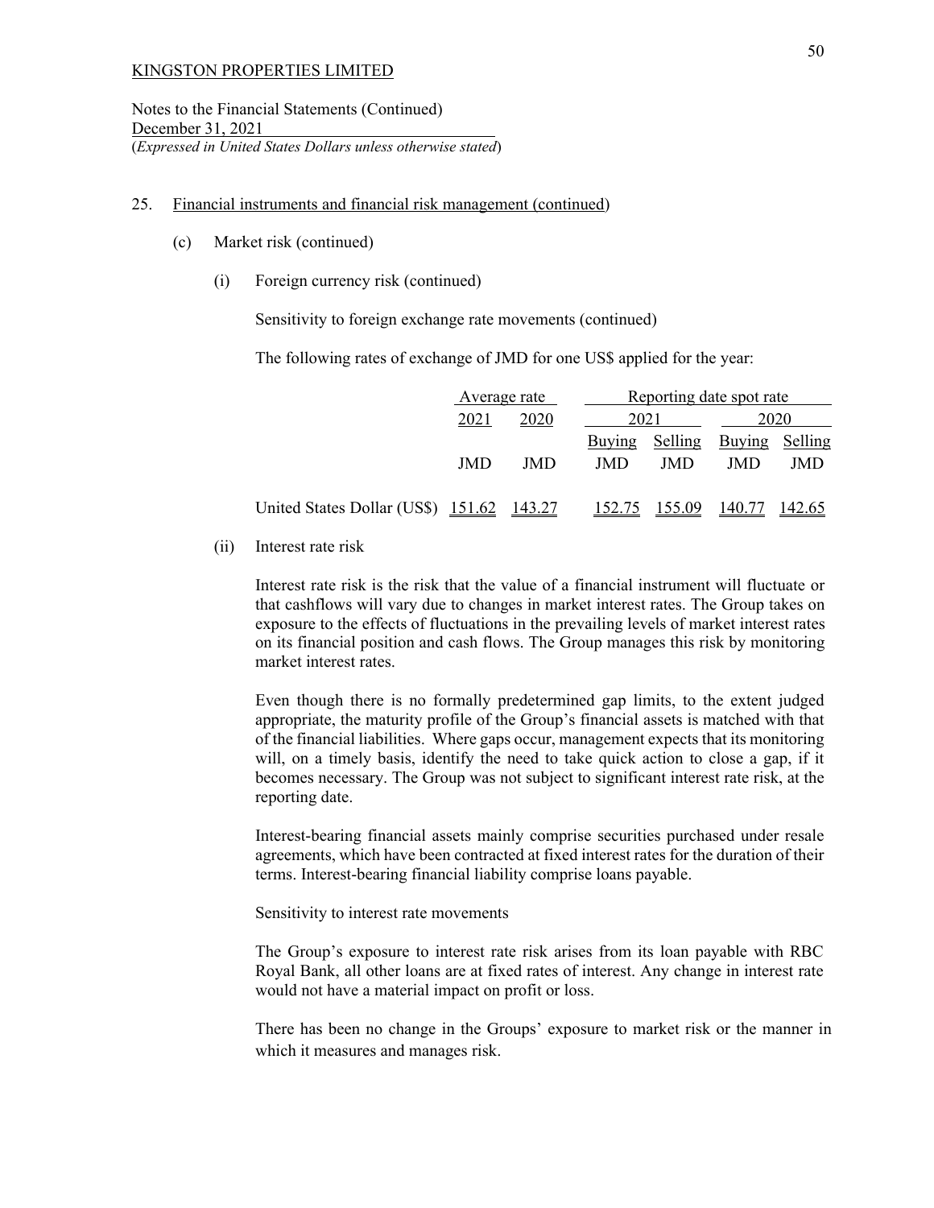KINGSTON PROPERTIES LIMITED

Notes to the Financial Statements (Continued)
December 31, 2021
(*Expressed in United States Dollars unless otherwise stated*)

25. Financial instruments and financial risk management (continued)

(c) Market risk (continued)

(i) Foreign currency risk (continued)

Sensitivity to foreign exchange rate movements (continued)

The following rates of exchange of JMD for one US$ applied for the year:

| | Average rate | | Reporting date spot rate | | | |
|---|---|---|---|---|---|---|
| | 2021 | 2020 | 2021 | | 2020 | |
| | | | Buying | Selling | Buying | Selling |
| | JMD | JMD | JMD | JMD | JMD | JMD |
| United States Dollar (US$) | 151.62 | 143.27 | 152.75 | 155.09 | 140.77 | 142.65 |

(ii) Interest rate risk

Interest rate risk is the risk that the value of a financial instrument will fluctuate or that cashflows will vary due to changes in market interest rates. The Group takes on exposure to the effects of fluctuations in the prevailing levels of market interest rates on its financial position and cash flows. The Group manages this risk by monitoring market interest rates.

Even though there is no formally predetermined gap limits, to the extent judged appropriate, the maturity profile of the Group's financial assets is matched with that of the financial liabilities. Where gaps occur, management expects that its monitoring will, on a timely basis, identify the need to take quick action to close a gap, if it becomes necessary. The Group was not subject to significant interest rate risk, at the reporting date.

Interest-bearing financial assets mainly comprise securities purchased under resale agreements, which have been contracted at fixed interest rates for the duration of their terms. Interest-bearing financial liability comprise loans payable.

Sensitivity to interest rate movements

The Group's exposure to interest rate risk arises from its loan payable with RBC Royal Bank, all other loans are at fixed rates of interest. Any change in interest rate would not have a material impact on profit or loss.

There has been no change in the Groups' exposure to market risk or the manner in which it measures and manages risk.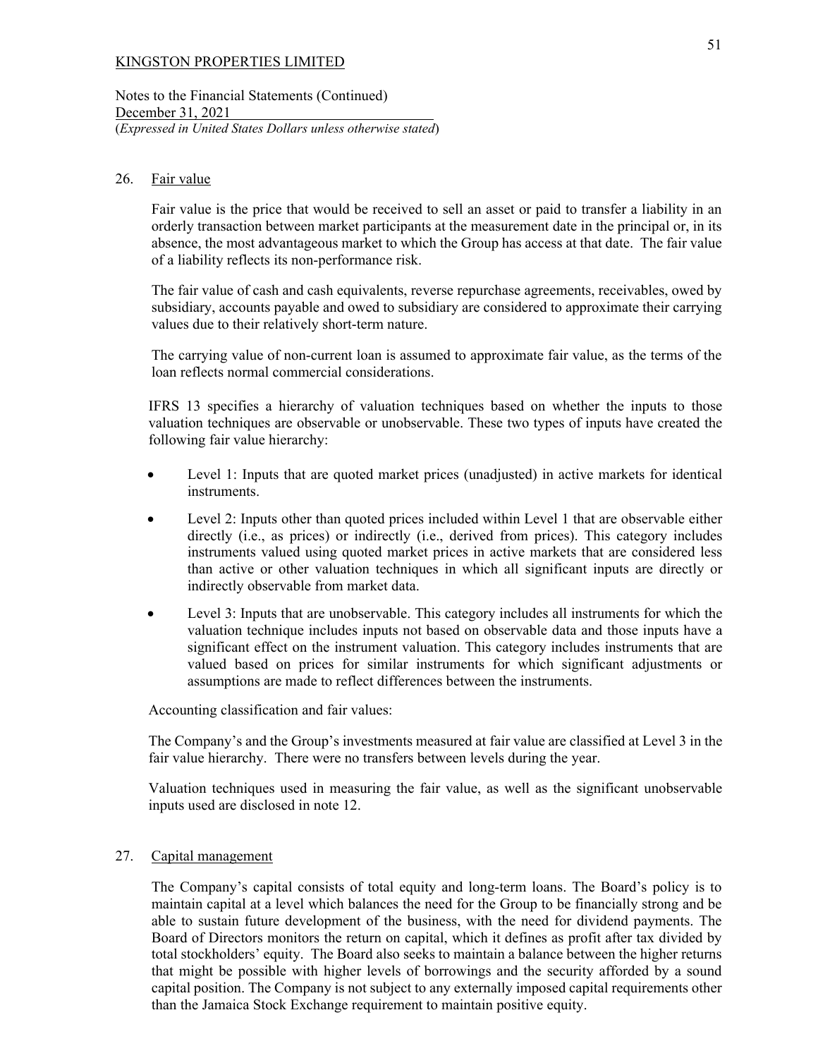KINGSTON PROPERTIES LIMITED

Notes to the Financial Statements (Continued)
December 31, 2021
(*Expressed in United States Dollars unless otherwise stated*)

## 26. Fair value

Fair value is the price that would be received to sell an asset or paid to transfer a liability in an orderly transaction between market participants at the measurement date in the principal or, in its absence, the most advantageous market to which the Group has access at that date. The fair value of a liability reflects its non-performance risk.

The fair value of cash and cash equivalents, reverse repurchase agreements, receivables, owed by subsidiary, accounts payable and owed to subsidiary are considered to approximate their carrying values due to their relatively short-term nature.

The carrying value of non-current loan is assumed to approximate fair value, as the terms of the loan reflects normal commercial considerations.

IFRS 13 specifies a hierarchy of valuation techniques based on whether the inputs to those valuation techniques are observable or unobservable. These two types of inputs have created the following fair value hierarchy:

- Level 1: Inputs that are quoted market prices (unadjusted) in active markets for identical instruments.
- Level 2: Inputs other than quoted prices included within Level 1 that are observable either directly (i.e., as prices) or indirectly (i.e., derived from prices). This category includes instruments valued using quoted market prices in active markets that are considered less than active or other valuation techniques in which all significant inputs are directly or indirectly observable from market data.
- Level 3: Inputs that are unobservable. This category includes all instruments for which the valuation technique includes inputs not based on observable data and those inputs have a significant effect on the instrument valuation. This category includes instruments that are valued based on prices for similar instruments for which significant adjustments or assumptions are made to reflect differences between the instruments.

Accounting classification and fair values:

The Company's and the Group's investments measured at fair value are classified at Level 3 in the fair value hierarchy. There were no transfers between levels during the year.

Valuation techniques used in measuring the fair value, as well as the significant unobservable inputs used are disclosed in note 12.

## 27. Capital management

The Company's capital consists of total equity and long-term loans. The Board's policy is to maintain capital at a level which balances the need for the Group to be financially strong and be able to sustain future development of the business, with the need for dividend payments. The Board of Directors monitors the return on capital, which it defines as profit after tax divided by total stockholders' equity. The Board also seeks to maintain a balance between the higher returns that might be possible with higher levels of borrowings and the security afforded by a sound capital position. The Company is not subject to any externally imposed capital requirements other than the Jamaica Stock Exchange requirement to maintain positive equity.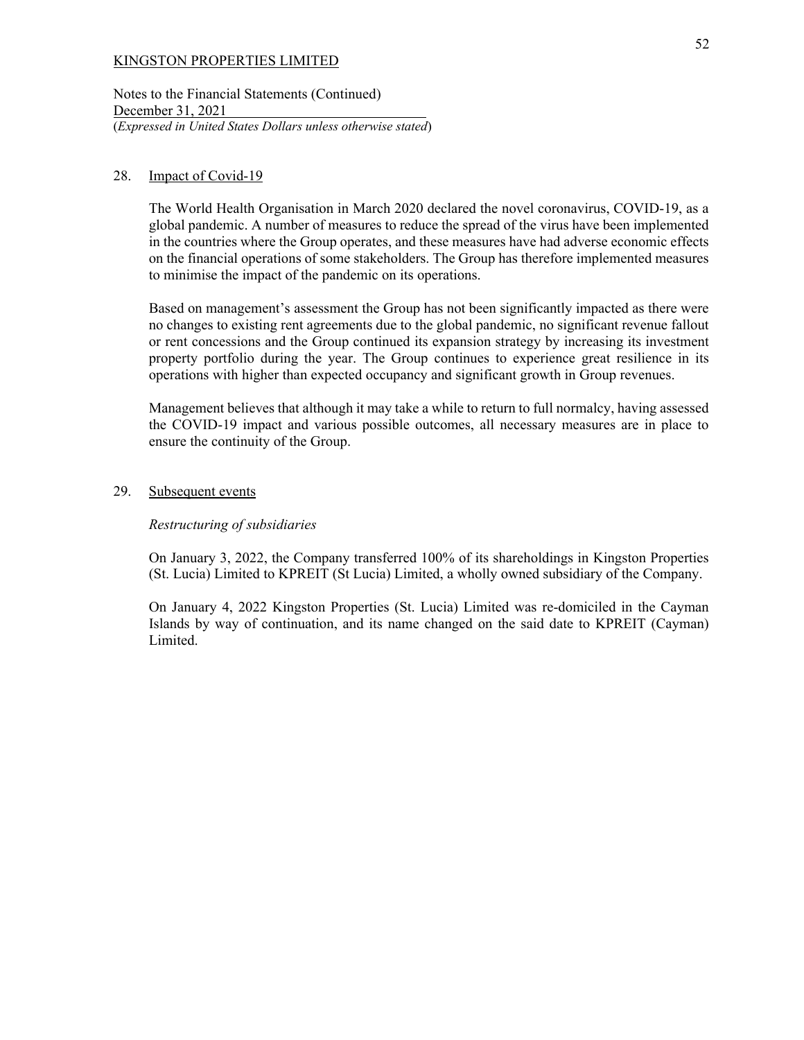KINGSTON PROPERTIES LIMITED

Notes to the Financial Statements (Continued)
December 31, 2021
(*Expressed in United States Dollars unless otherwise stated*)

## 28. Impact of Covid-19

The World Health Organisation in March 2020 declared the novel coronavirus, COVID-19, as a global pandemic. A number of measures to reduce the spread of the virus have been implemented in the countries where the Group operates, and these measures have had adverse economic effects on the financial operations of some stakeholders. The Group has therefore implemented measures to minimise the impact of the pandemic on its operations.

Based on management's assessment the Group has not been significantly impacted as there were no changes to existing rent agreements due to the global pandemic, no significant revenue fallout or rent concessions and the Group continued its expansion strategy by increasing its investment property portfolio during the year. The Group continues to experience great resilience in its operations with higher than expected occupancy and significant growth in Group revenues.

Management believes that although it may take a while to return to full normalcy, having assessed the COVID-19 impact and various possible outcomes, all necessary measures are in place to ensure the continuity of the Group.

## 29. Subsequent events

*Restructuring of subsidiaries*

On January 3, 2022, the Company transferred 100% of its shareholdings in Kingston Properties (St. Lucia) Limited to KPREIT (St Lucia) Limited, a wholly owned subsidiary of the Company.

On January 4, 2022 Kingston Properties (St. Lucia) Limited was re-domiciled in the Cayman Islands by way of continuation, and its name changed on the said date to KPREIT (Cayman) Limited.